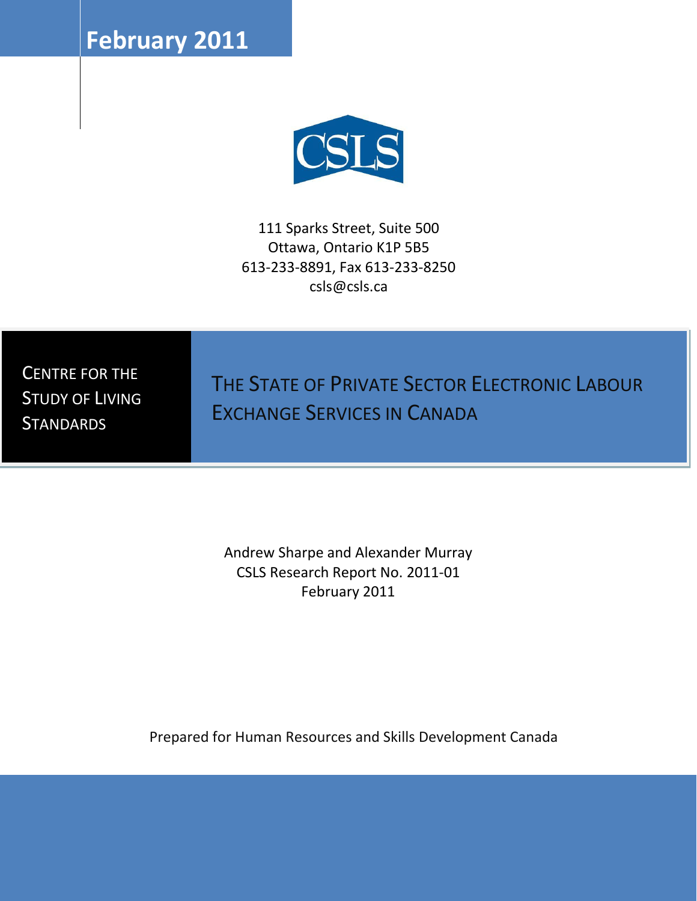**February 2011**

CSLS

111 Sparks Street, Suite 500
Ottawa, Ontario K1P 5B5
613-233-8891, Fax 613-233-8250
csls@csls.ca

CENTRE FOR THE STUDY OF LIVING STANDARDS

# THE STATE OF PRIVATE SECTOR ELECTRONIC LABOUR EXCHANGE SERVICES IN CANADA

Andrew Sharpe and Alexander Murray
CSLS Research Report No. 2011-01
February 2011

Prepared for Human Resources and Skills Development Canada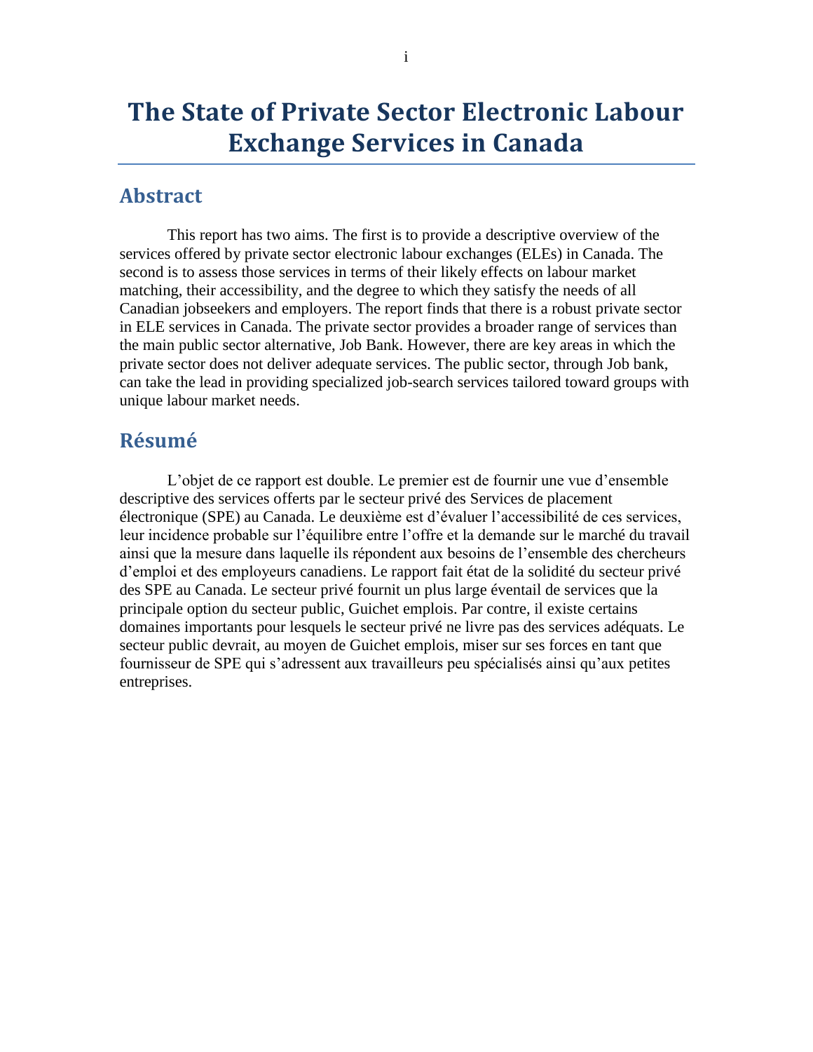# The State of Private Sector Electronic Labour Exchange Services in Canada

## Abstract

This report has two aims. The first is to provide a descriptive overview of the services offered by private sector electronic labour exchanges (ELEs) in Canada. The second is to assess those services in terms of their likely effects on labour market matching, their accessibility, and the degree to which they satisfy the needs of all Canadian jobseekers and employers. The report finds that there is a robust private sector in ELE services in Canada. The private sector provides a broader range of services than the main public sector alternative, Job Bank. However, there are key areas in which the private sector does not deliver adequate services. The public sector, through Job bank, can take the lead in providing specialized job-search services tailored toward groups with unique labour market needs.

## Résumé

L'objet de ce rapport est double. Le premier est de fournir une vue d'ensemble descriptive des services offerts par le secteur privé des Services de placement électronique (SPE) au Canada. Le deuxième est d'évaluer l'accessibilité de ces services, leur incidence probable sur l'équilibre entre l'offre et la demande sur le marché du travail ainsi que la mesure dans laquelle ils répondent aux besoins de l'ensemble des chercheurs d'emploi et des employeurs canadiens. Le rapport fait état de la solidité du secteur privé des SPE au Canada. Le secteur privé fournit un plus large éventail de services que la principale option du secteur public, Guichet emplois. Par contre, il existe certains domaines importants pour lesquels le secteur privé ne livre pas des services adéquats. Le secteur public devrait, au moyen de Guichet emplois, miser sur ses forces en tant que fournisseur de SPE qui s'adressent aux travailleurs peu spécialisés ainsi qu'aux petites entreprises.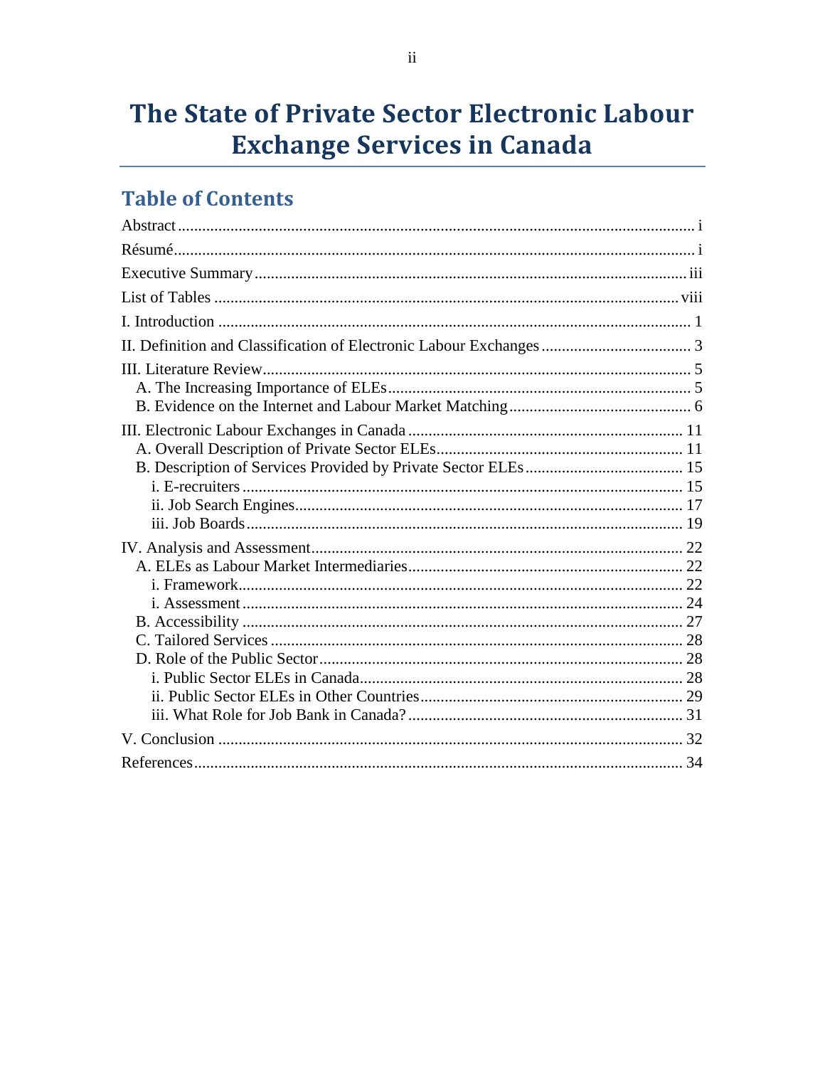# The State of Private Sector Electronic Labour Exchange Services in Canada

## Table of Contents

Abstract ........................................................................................................ i

Résumé ........................................................................................................ i

Executive Summary ........................................................................................ iii

List of Tables ................................................................................................ viii

I. Introduction ................................................................................................ 1

II. Definition and Classification of Electronic Labour Exchanges ........................ 3

III. Literature Review ........................................................................................ 5
- A. The Increasing Importance of ELEs ......................................................... 5
- B. Evidence on the Internet and Labour Market Matching ............................ 6

III. Electronic Labour Exchanges in Canada ................................................... 11
- A. Overall Description of Private Sector ELEs ............................................ 11
- B. Description of Services Provided by Private Sector ELEs ....................... 15
  - i. E-recruiters ......................................................................................... 15
  - ii. Job Search Engines ........................................................................... 17
  - iii. Job Boards ....................................................................................... 19

IV. Analysis and Assessment ......................................................................... 22
- A. ELEs as Labour Market Intermediaries .................................................. 22
  - i. Framework .......................................................................................... 22
  - i. Assessment ........................................................................................ 24
- B. Accessibility ........................................................................................... 27
- C. Tailored Services .................................................................................... 28
- D. Role of the Public Sector ........................................................................ 28
  - i. Public Sector ELEs in Canada ............................................................. 28
  - ii. Public Sector ELEs in Other Countries ............................................... 29
  - iii. What Role for Job Bank in Canada? ................................................. 31

V. Conclusion ................................................................................................ 32

References ..................................................................................................... 34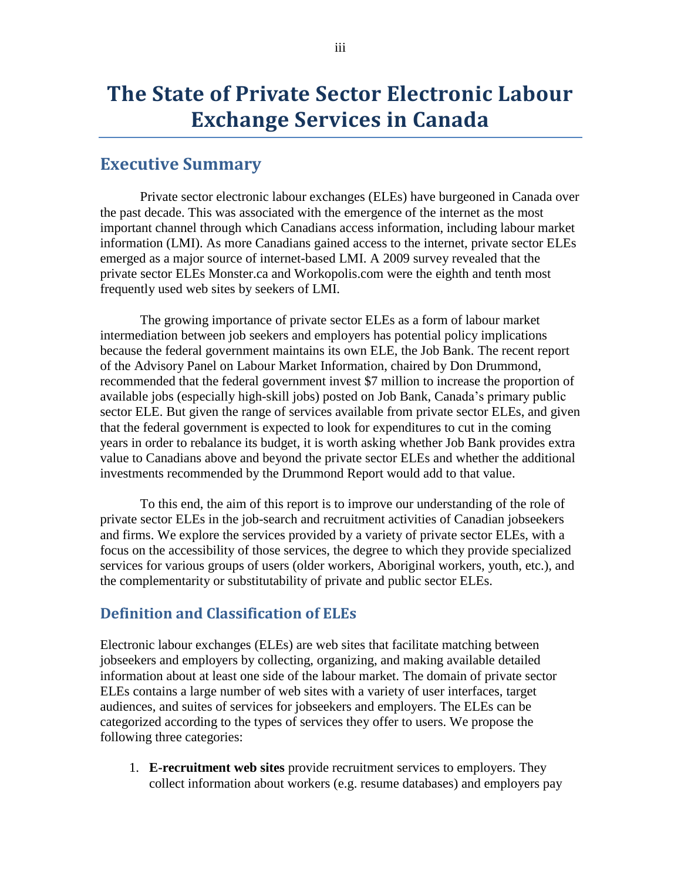# The State of Private Sector Electronic Labour Exchange Services in Canada

## Executive Summary

Private sector electronic labour exchanges (ELEs) have burgeoned in Canada over the past decade. This was associated with the emergence of the internet as the most important channel through which Canadians access information, including labour market information (LMI). As more Canadians gained access to the internet, private sector ELEs emerged as a major source of internet-based LMI. A 2009 survey revealed that the private sector ELEs Monster.ca and Workopolis.com were the eighth and tenth most frequently used web sites by seekers of LMI.

The growing importance of private sector ELEs as a form of labour market intermediation between job seekers and employers has potential policy implications because the federal government maintains its own ELE, the Job Bank. The recent report of the Advisory Panel on Labour Market Information, chaired by Don Drummond, recommended that the federal government invest $7 million to increase the proportion of available jobs (especially high-skill jobs) posted on Job Bank, Canada's primary public sector ELE. But given the range of services available from private sector ELEs, and given that the federal government is expected to look for expenditures to cut in the coming years in order to rebalance its budget, it is worth asking whether Job Bank provides extra value to Canadians above and beyond the private sector ELEs and whether the additional investments recommended by the Drummond Report would add to that value.

To this end, the aim of this report is to improve our understanding of the role of private sector ELEs in the job-search and recruitment activities of Canadian jobseekers and firms. We explore the services provided by a variety of private sector ELEs, with a focus on the accessibility of those services, the degree to which they provide specialized services for various groups of users (older workers, Aboriginal workers, youth, etc.), and the complementarity or substitutability of private and public sector ELEs.

## Definition and Classification of ELEs

Electronic labour exchanges (ELEs) are web sites that facilitate matching between jobseekers and employers by collecting, organizing, and making available detailed information about at least one side of the labour market. The domain of private sector ELEs contains a large number of web sites with a variety of user interfaces, target audiences, and suites of services for jobseekers and employers. The ELEs can be categorized according to the types of services they offer to users. We propose the following three categories:

1. **E-recruitment web sites** provide recruitment services to employers. They collect information about workers (e.g. resume databases) and employers pay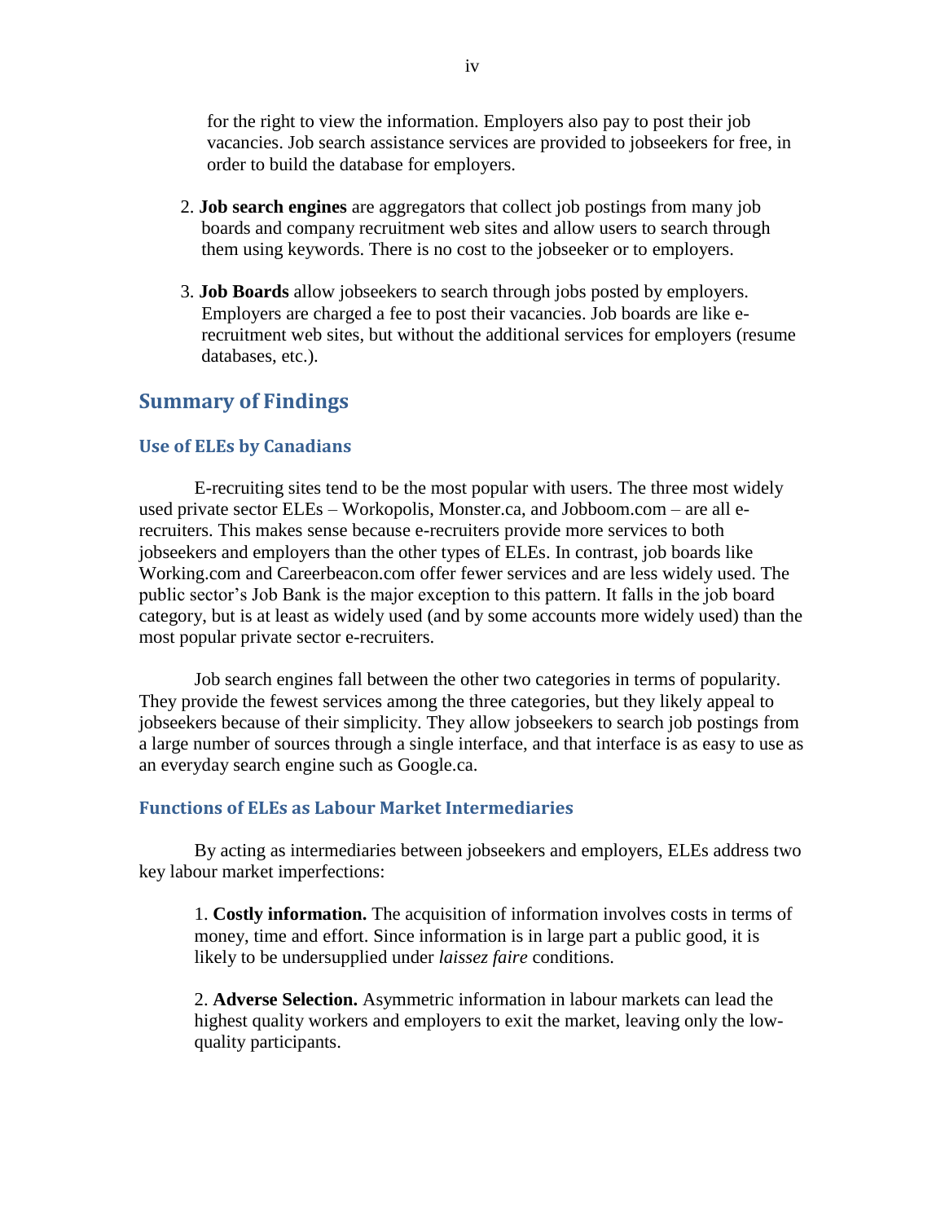for the right to view the information. Employers also pay to post their job vacancies. Job search assistance services are provided to jobseekers for free, in order to build the database for employers.

2. **Job search engines** are aggregators that collect job postings from many job boards and company recruitment web sites and allow users to search through them using keywords. There is no cost to the jobseeker or to employers.

3. **Job Boards** allow jobseekers to search through jobs posted by employers. Employers are charged a fee to post their vacancies. Job boards are like e-recruitment web sites, but without the additional services for employers (resume databases, etc.).

## Summary of Findings

### Use of ELEs by Canadians

E-recruiting sites tend to be the most popular with users. The three most widely used private sector ELEs – Workopolis, Monster.ca, and Jobboom.com – are all e-recruiters. This makes sense because e-recruiters provide more services to both jobseekers and employers than the other types of ELEs. In contrast, job boards like Working.com and Careerbeacon.com offer fewer services and are less widely used. The public sector's Job Bank is the major exception to this pattern. It falls in the job board category, but is at least as widely used (and by some accounts more widely used) than the most popular private sector e-recruiters.

Job search engines fall between the other two categories in terms of popularity. They provide the fewest services among the three categories, but they likely appeal to jobseekers because of their simplicity. They allow jobseekers to search job postings from a large number of sources through a single interface, and that interface is as easy to use as an everyday search engine such as Google.ca.

### Functions of ELEs as Labour Market Intermediaries

By acting as intermediaries between jobseekers and employers, ELEs address two key labour market imperfections:

1. **Costly information.** The acquisition of information involves costs in terms of money, time and effort. Since information is in large part a public good, it is likely to be undersupplied under *laissez faire* conditions.

2. **Adverse Selection.** Asymmetric information in labour markets can lead the highest quality workers and employers to exit the market, leaving only the low-quality participants.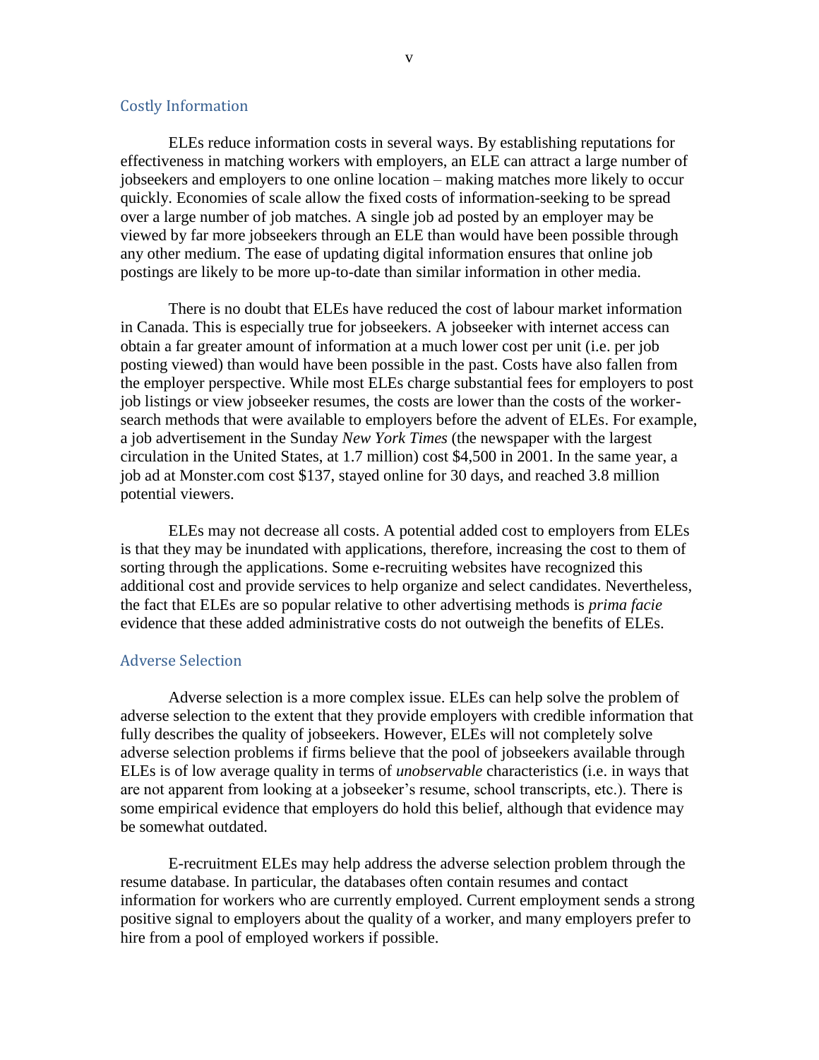## Costly Information

ELEs reduce information costs in several ways. By establishing reputations for effectiveness in matching workers with employers, an ELE can attract a large number of jobseekers and employers to one online location – making matches more likely to occur quickly. Economies of scale allow the fixed costs of information-seeking to be spread over a large number of job matches. A single job ad posted by an employer may be viewed by far more jobseekers through an ELE than would have been possible through any other medium. The ease of updating digital information ensures that online job postings are likely to be more up-to-date than similar information in other media.

There is no doubt that ELEs have reduced the cost of labour market information in Canada. This is especially true for jobseekers. A jobseeker with internet access can obtain a far greater amount of information at a much lower cost per unit (i.e. per job posting viewed) than would have been possible in the past. Costs have also fallen from the employer perspective. While most ELEs charge substantial fees for employers to post job listings or view jobseeker resumes, the costs are lower than the costs of the worker-search methods that were available to employers before the advent of ELEs. For example, a job advertisement in the Sunday *New York Times* (the newspaper with the largest circulation in the United States, at 1.7 million) cost $4,500 in 2001. In the same year, a job ad at Monster.com cost $137, stayed online for 30 days, and reached 3.8 million potential viewers.

ELEs may not decrease all costs. A potential added cost to employers from ELEs is that they may be inundated with applications, therefore, increasing the cost to them of sorting through the applications. Some e-recruiting websites have recognized this additional cost and provide services to help organize and select candidates. Nevertheless, the fact that ELEs are so popular relative to other advertising methods is *prima facie* evidence that these added administrative costs do not outweigh the benefits of ELEs.

## Adverse Selection

Adverse selection is a more complex issue. ELEs can help solve the problem of adverse selection to the extent that they provide employers with credible information that fully describes the quality of jobseekers. However, ELEs will not completely solve adverse selection problems if firms believe that the pool of jobseekers available through ELEs is of low average quality in terms of *unobservable* characteristics (i.e. in ways that are not apparent from looking at a jobseeker's resume, school transcripts, etc.). There is some empirical evidence that employers do hold this belief, although that evidence may be somewhat outdated.

E-recruitment ELEs may help address the adverse selection problem through the resume database. In particular, the databases often contain resumes and contact information for workers who are currently employed. Current employment sends a strong positive signal to employers about the quality of a worker, and many employers prefer to hire from a pool of employed workers if possible.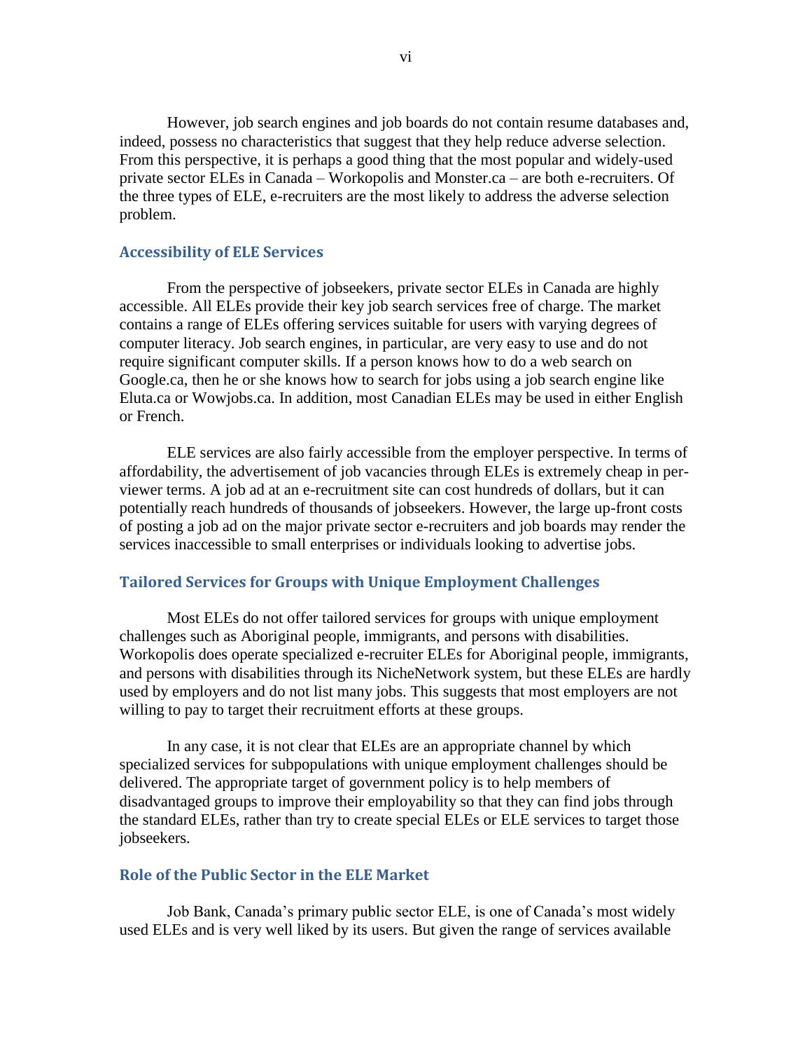However, job search engines and job boards do not contain resume databases and, indeed, possess no characteristics that suggest that they help reduce adverse selection. From this perspective, it is perhaps a good thing that the most popular and widely-used private sector ELEs in Canada – Workopolis and Monster.ca – are both e-recruiters. Of the three types of ELE, e-recruiters are the most likely to address the adverse selection problem.

### Accessibility of ELE Services

From the perspective of jobseekers, private sector ELEs in Canada are highly accessible. All ELEs provide their key job search services free of charge. The market contains a range of ELEs offering services suitable for users with varying degrees of computer literacy. Job search engines, in particular, are very easy to use and do not require significant computer skills. If a person knows how to do a web search on Google.ca, then he or she knows how to search for jobs using a job search engine like Eluta.ca or Wowjobs.ca. In addition, most Canadian ELEs may be used in either English or French.

ELE services are also fairly accessible from the employer perspective. In terms of affordability, the advertisement of job vacancies through ELEs is extremely cheap in per-viewer terms. A job ad at an e-recruitment site can cost hundreds of dollars, but it can potentially reach hundreds of thousands of jobseekers. However, the large up-front costs of posting a job ad on the major private sector e-recruiters and job boards may render the services inaccessible to small enterprises or individuals looking to advertise jobs.

### Tailored Services for Groups with Unique Employment Challenges

Most ELEs do not offer tailored services for groups with unique employment challenges such as Aboriginal people, immigrants, and persons with disabilities. Workopolis does operate specialized e-recruiter ELEs for Aboriginal people, immigrants, and persons with disabilities through its NicheNetwork system, but these ELEs are hardly used by employers and do not list many jobs. This suggests that most employers are not willing to pay to target their recruitment efforts at these groups.

In any case, it is not clear that ELEs are an appropriate channel by which specialized services for subpopulations with unique employment challenges should be delivered. The appropriate target of government policy is to help members of disadvantaged groups to improve their employability so that they can find jobs through the standard ELEs, rather than try to create special ELEs or ELE services to target those jobseekers.

### Role of the Public Sector in the ELE Market

Job Bank, Canada's primary public sector ELE, is one of Canada's most widely used ELEs and is very well liked by its users. But given the range of services available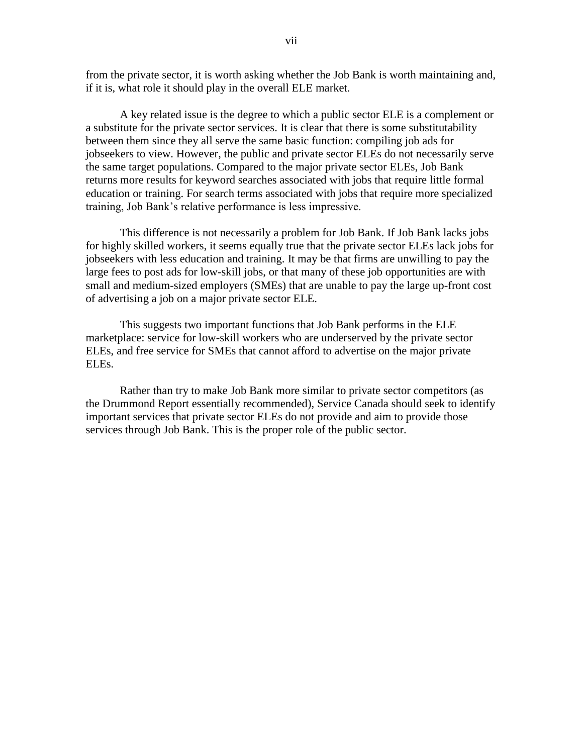from the private sector, it is worth asking whether the Job Bank is worth maintaining and, if it is, what role it should play in the overall ELE market.

A key related issue is the degree to which a public sector ELE is a complement or a substitute for the private sector services. It is clear that there is some substitutability between them since they all serve the same basic function: compiling job ads for jobseekers to view. However, the public and private sector ELEs do not necessarily serve the same target populations. Compared to the major private sector ELEs, Job Bank returns more results for keyword searches associated with jobs that require little formal education or training. For search terms associated with jobs that require more specialized training, Job Bank's relative performance is less impressive.

This difference is not necessarily a problem for Job Bank. If Job Bank lacks jobs for highly skilled workers, it seems equally true that the private sector ELEs lack jobs for jobseekers with less education and training. It may be that firms are unwilling to pay the large fees to post ads for low-skill jobs, or that many of these job opportunities are with small and medium-sized employers (SMEs) that are unable to pay the large up-front cost of advertising a job on a major private sector ELE.

This suggests two important functions that Job Bank performs in the ELE marketplace: service for low-skill workers who are underserved by the private sector ELEs, and free service for SMEs that cannot afford to advertise on the major private ELEs.

Rather than try to make Job Bank more similar to private sector competitors (as the Drummond Report essentially recommended), Service Canada should seek to identify important services that private sector ELEs do not provide and aim to provide those services through Job Bank. This is the proper role of the public sector.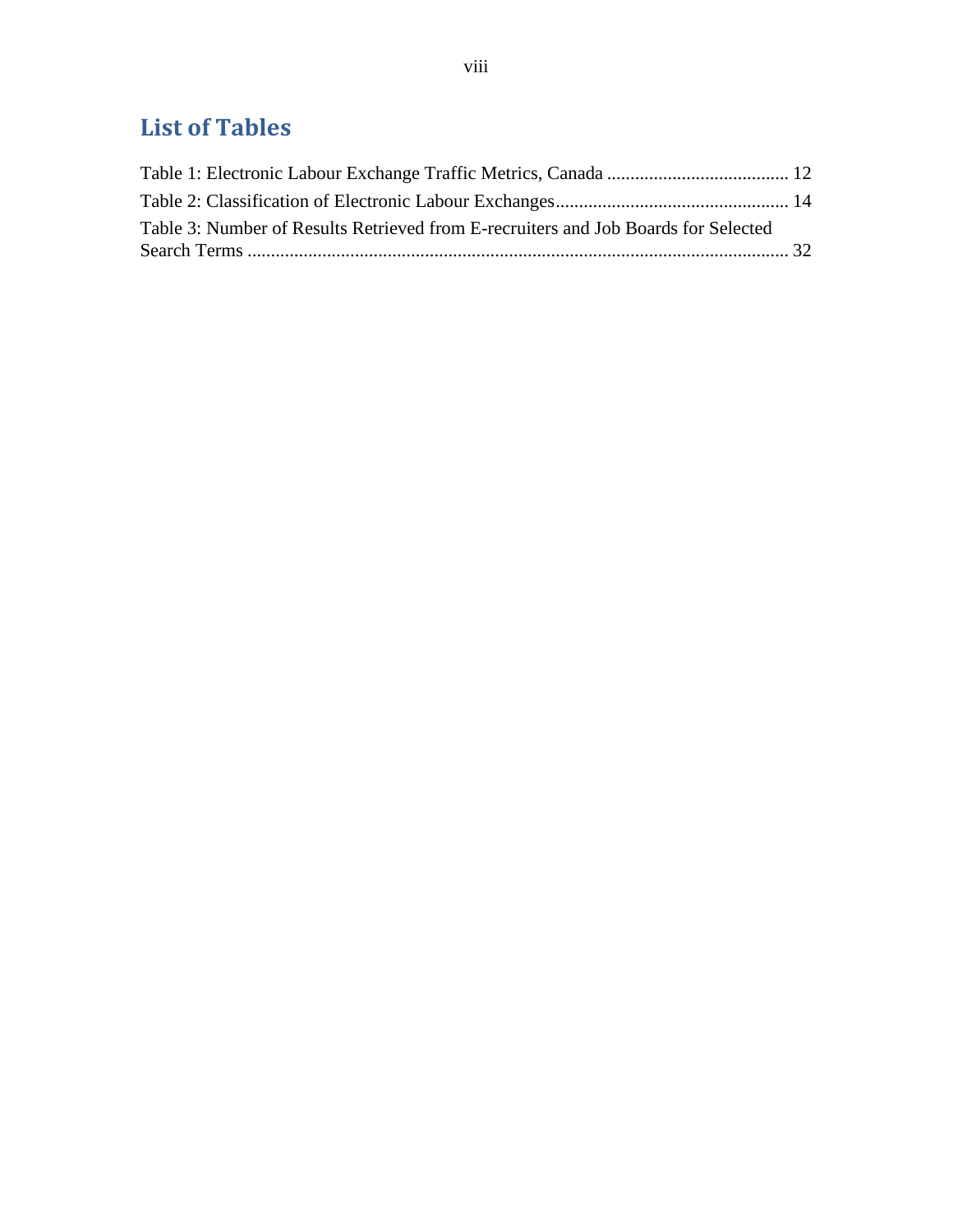## List of Tables

Table 1: Electronic Labour Exchange Traffic Metrics, Canada ....................................... 12

Table 2: Classification of Electronic Labour Exchanges.................................................. 14

Table 3: Number of Results Retrieved from E-recruiters and Job Boards for Selected Search Terms ................................................................................................................... 32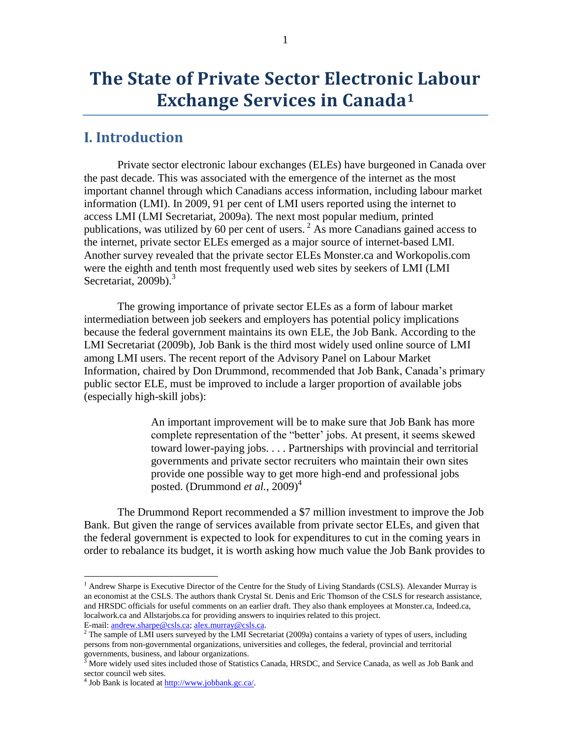# The State of Private Sector Electronic Labour Exchange Services in Canada[1]

## I. Introduction

Private sector electronic labour exchanges (ELEs) have burgeoned in Canada over the past decade. This was associated with the emergence of the internet as the most important channel through which Canadians access information, including labour market information (LMI). In 2009, 91 per cent of LMI users reported using the internet to access LMI (LMI Secretariat, 2009a). The next most popular medium, printed publications, was utilized by 60 per cent of users.[2] As more Canadians gained access to the internet, private sector ELEs emerged as a major source of internet-based LMI. Another survey revealed that the private sector ELEs Monster.ca and Workopolis.com were the eighth and tenth most frequently used web sites by seekers of LMI (LMI Secretariat, 2009b).[3]

The growing importance of private sector ELEs as a form of labour market intermediation between job seekers and employers has potential policy implications because the federal government maintains its own ELE, the Job Bank. According to the LMI Secretariat (2009b), Job Bank is the third most widely used online source of LMI among LMI users. The recent report of the Advisory Panel on Labour Market Information, chaired by Don Drummond, recommended that Job Bank, Canada's primary public sector ELE, must be improved to include a larger proportion of available jobs (especially high-skill jobs):

> An important improvement will be to make sure that Job Bank has more complete representation of the "better' jobs. At present, it seems skewed toward lower-paying jobs. . . . Partnerships with provincial and territorial governments and private sector recruiters who maintain their own sites provide one possible way to get more high-end and professional jobs posted. (Drummond *et al.*, 2009)[4]

The Drummond Report recommended a $7 million investment to improve the Job Bank. But given the range of services available from private sector ELEs, and given that the federal government is expected to look for expenditures to cut in the coming years in order to rebalance its budget, it is worth asking how much value the Job Bank provides to

---

[1] Andrew Sharpe is Executive Director of the Centre for the Study of Living Standards (CSLS). Alexander Murray is an economist at the CSLS. The authors thank Crystal St. Denis and Eric Thomson of the CSLS for research assistance, and HRSDC officials for useful comments on an earlier draft. They also thank employees at Monster.ca, Indeed.ca, localwork.ca and Allstarjobs.ca for providing answers to inquiries related to this project. E-mail: andrew.sharpe@csls.ca; alex.murray@csls.ca.

[2] The sample of LMI users surveyed by the LMI Secretariat (2009a) contains a variety of types of users, including persons from non-governmental organizations, universities and colleges, the federal, provincial and territorial governments, business, and labour organizations.

[3] More widely used sites included those of Statistics Canada, HRSDC, and Service Canada, as well as Job Bank and sector council web sites.

[4] Job Bank is located at http://www.jobbank.gc.ca/.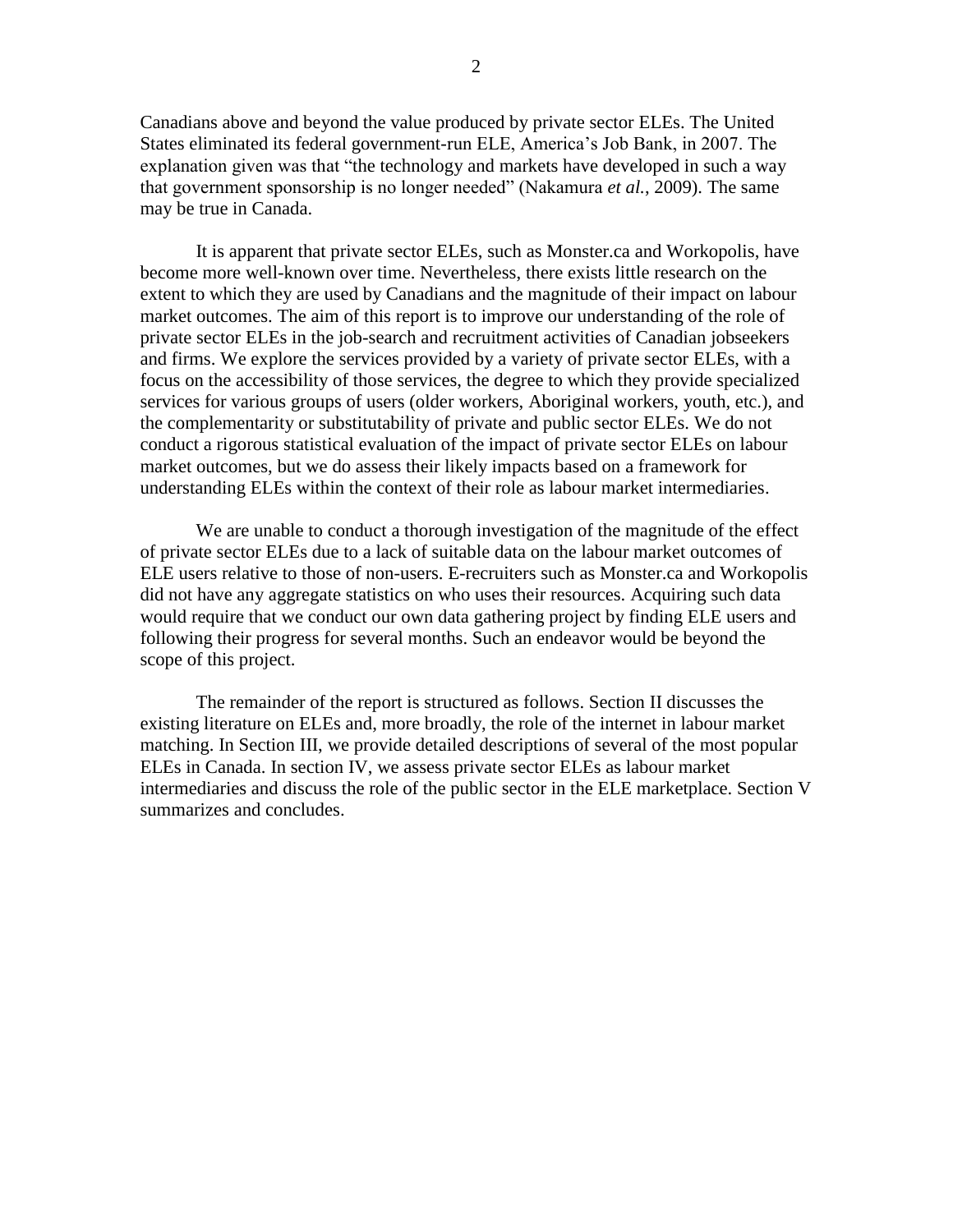Canadians above and beyond the value produced by private sector ELEs. The United States eliminated its federal government-run ELE, America's Job Bank, in 2007. The explanation given was that "the technology and markets have developed in such a way that government sponsorship is no longer needed" (Nakamura *et al.*, 2009). The same may be true in Canada.

It is apparent that private sector ELEs, such as Monster.ca and Workopolis, have become more well-known over time. Nevertheless, there exists little research on the extent to which they are used by Canadians and the magnitude of their impact on labour market outcomes. The aim of this report is to improve our understanding of the role of private sector ELEs in the job-search and recruitment activities of Canadian jobseekers and firms. We explore the services provided by a variety of private sector ELEs, with a focus on the accessibility of those services, the degree to which they provide specialized services for various groups of users (older workers, Aboriginal workers, youth, etc.), and the complementarity or substitutability of private and public sector ELEs. We do not conduct a rigorous statistical evaluation of the impact of private sector ELEs on labour market outcomes, but we do assess their likely impacts based on a framework for understanding ELEs within the context of their role as labour market intermediaries.

We are unable to conduct a thorough investigation of the magnitude of the effect of private sector ELEs due to a lack of suitable data on the labour market outcomes of ELE users relative to those of non-users. E-recruiters such as Monster.ca and Workopolis did not have any aggregate statistics on who uses their resources. Acquiring such data would require that we conduct our own data gathering project by finding ELE users and following their progress for several months. Such an endeavor would be beyond the scope of this project.

The remainder of the report is structured as follows. Section II discusses the existing literature on ELEs and, more broadly, the role of the internet in labour market matching. In Section III, we provide detailed descriptions of several of the most popular ELEs in Canada. In section IV, we assess private sector ELEs as labour market intermediaries and discuss the role of the public sector in the ELE marketplace. Section V summarizes and concludes.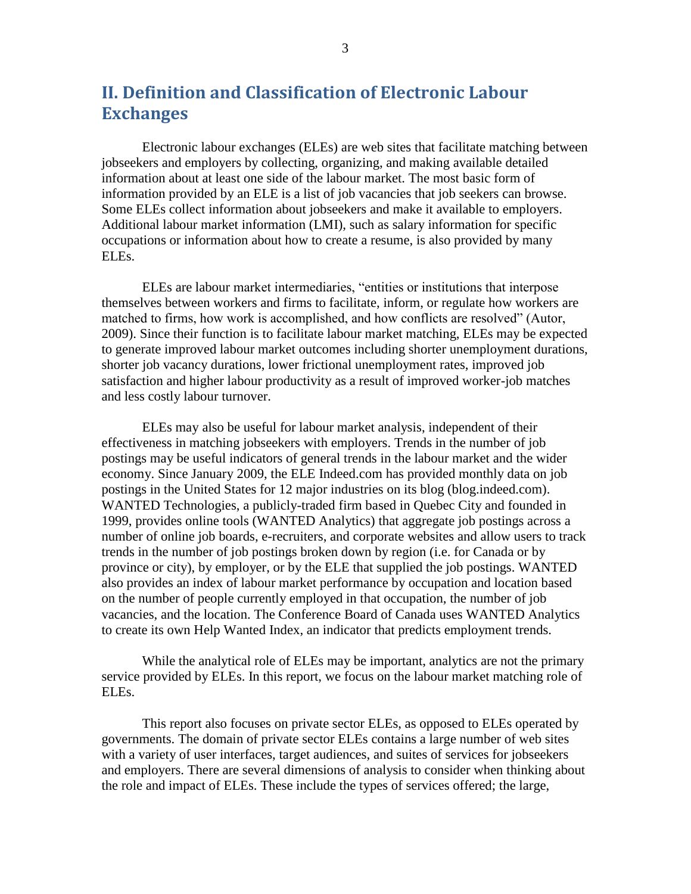## II. Definition and Classification of Electronic Labour Exchanges

Electronic labour exchanges (ELEs) are web sites that facilitate matching between jobseekers and employers by collecting, organizing, and making available detailed information about at least one side of the labour market. The most basic form of information provided by an ELE is a list of job vacancies that job seekers can browse. Some ELEs collect information about jobseekers and make it available to employers. Additional labour market information (LMI), such as salary information for specific occupations or information about how to create a resume, is also provided by many ELEs.

ELEs are labour market intermediaries, "entities or institutions that interpose themselves between workers and firms to facilitate, inform, or regulate how workers are matched to firms, how work is accomplished, and how conflicts are resolved" (Autor, 2009). Since their function is to facilitate labour market matching, ELEs may be expected to generate improved labour market outcomes including shorter unemployment durations, shorter job vacancy durations, lower frictional unemployment rates, improved job satisfaction and higher labour productivity as a result of improved worker-job matches and less costly labour turnover.

ELEs may also be useful for labour market analysis, independent of their effectiveness in matching jobseekers with employers. Trends in the number of job postings may be useful indicators of general trends in the labour market and the wider economy. Since January 2009, the ELE Indeed.com has provided monthly data on job postings in the United States for 12 major industries on its blog (blog.indeed.com). WANTED Technologies, a publicly-traded firm based in Quebec City and founded in 1999, provides online tools (WANTED Analytics) that aggregate job postings across a number of online job boards, e-recruiters, and corporate websites and allow users to track trends in the number of job postings broken down by region (i.e. for Canada or by province or city), by employer, or by the ELE that supplied the job postings. WANTED also provides an index of labour market performance by occupation and location based on the number of people currently employed in that occupation, the number of job vacancies, and the location. The Conference Board of Canada uses WANTED Analytics to create its own Help Wanted Index, an indicator that predicts employment trends.

While the analytical role of ELEs may be important, analytics are not the primary service provided by ELEs. In this report, we focus on the labour market matching role of ELEs.

This report also focuses on private sector ELEs, as opposed to ELEs operated by governments. The domain of private sector ELEs contains a large number of web sites with a variety of user interfaces, target audiences, and suites of services for jobseekers and employers. There are several dimensions of analysis to consider when thinking about the role and impact of ELEs. These include the types of services offered; the large,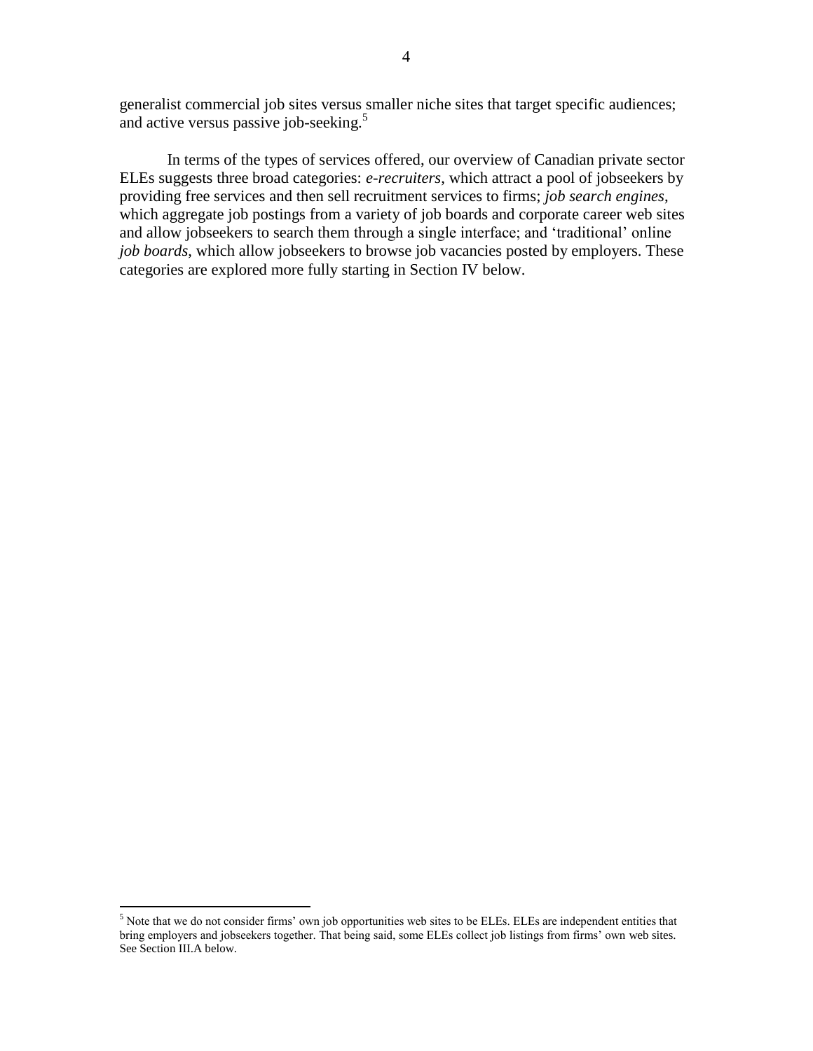generalist commercial job sites versus smaller niche sites that target specific audiences; and active versus passive job-seeking.[5]

In terms of the types of services offered, our overview of Canadian private sector ELEs suggests three broad categories: *e-recruiters*, which attract a pool of jobseekers by providing free services and then sell recruitment services to firms; *job search engines*, which aggregate job postings from a variety of job boards and corporate career web sites and allow jobseekers to search them through a single interface; and 'traditional' online *job boards*, which allow jobseekers to browse job vacancies posted by employers. These categories are explored more fully starting in Section IV below.

[5] Note that we do not consider firms' own job opportunities web sites to be ELEs. ELEs are independent entities that bring employers and jobseekers together. That being said, some ELEs collect job listings from firms' own web sites. See Section III.A below.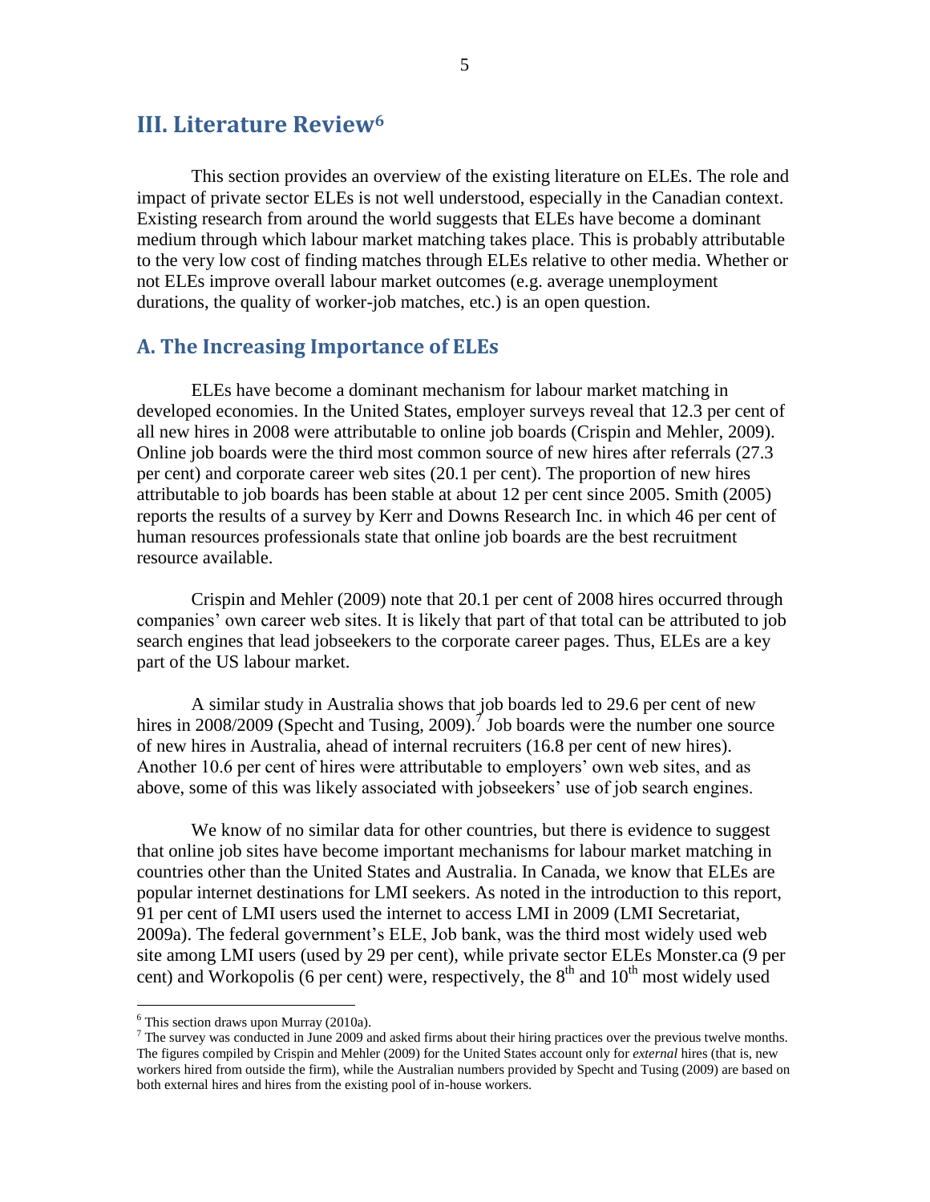## III. Literature Review[6]

This section provides an overview of the existing literature on ELEs. The role and impact of private sector ELEs is not well understood, especially in the Canadian context. Existing research from around the world suggests that ELEs have become a dominant medium through which labour market matching takes place. This is probably attributable to the very low cost of finding matches through ELEs relative to other media. Whether or not ELEs improve overall labour market outcomes (e.g. average unemployment durations, the quality of worker-job matches, etc.) is an open question.

### A. The Increasing Importance of ELEs

ELEs have become a dominant mechanism for labour market matching in developed economies. In the United States, employer surveys reveal that 12.3 per cent of all new hires in 2008 were attributable to online job boards (Crispin and Mehler, 2009). Online job boards were the third most common source of new hires after referrals (27.3 per cent) and corporate career web sites (20.1 per cent). The proportion of new hires attributable to job boards has been stable at about 12 per cent since 2005. Smith (2005) reports the results of a survey by Kerr and Downs Research Inc. in which 46 per cent of human resources professionals state that online job boards are the best recruitment resource available.

Crispin and Mehler (2009) note that 20.1 per cent of 2008 hires occurred through companies' own career web sites. It is likely that part of that total can be attributed to job search engines that lead jobseekers to the corporate career pages. Thus, ELEs are a key part of the US labour market.

A similar study in Australia shows that job boards led to 29.6 per cent of new hires in 2008/2009 (Specht and Tusing, 2009).[7] Job boards were the number one source of new hires in Australia, ahead of internal recruiters (16.8 per cent of new hires). Another 10.6 per cent of hires were attributable to employers' own web sites, and as above, some of this was likely associated with jobseekers' use of job search engines.

We know of no similar data for other countries, but there is evidence to suggest that online job sites have become important mechanisms for labour market matching in countries other than the United States and Australia. In Canada, we know that ELEs are popular internet destinations for LMI seekers. As noted in the introduction to this report, 91 per cent of LMI users used the internet to access LMI in 2009 (LMI Secretariat, 2009a). The federal government's ELE, Job bank, was the third most widely used web site among LMI users (used by 29 per cent), while private sector ELEs Monster.ca (9 per cent) and Workopolis (6 per cent) were, respectively, the 8th and 10th most widely used

---

[6] This section draws upon Murray (2010a).

[7] The survey was conducted in June 2009 and asked firms about their hiring practices over the previous twelve months. The figures compiled by Crispin and Mehler (2009) for the United States account only for *external* hires (that is, new workers hired from outside the firm), while the Australian numbers provided by Specht and Tusing (2009) are based on both external hires and hires from the existing pool of in-house workers.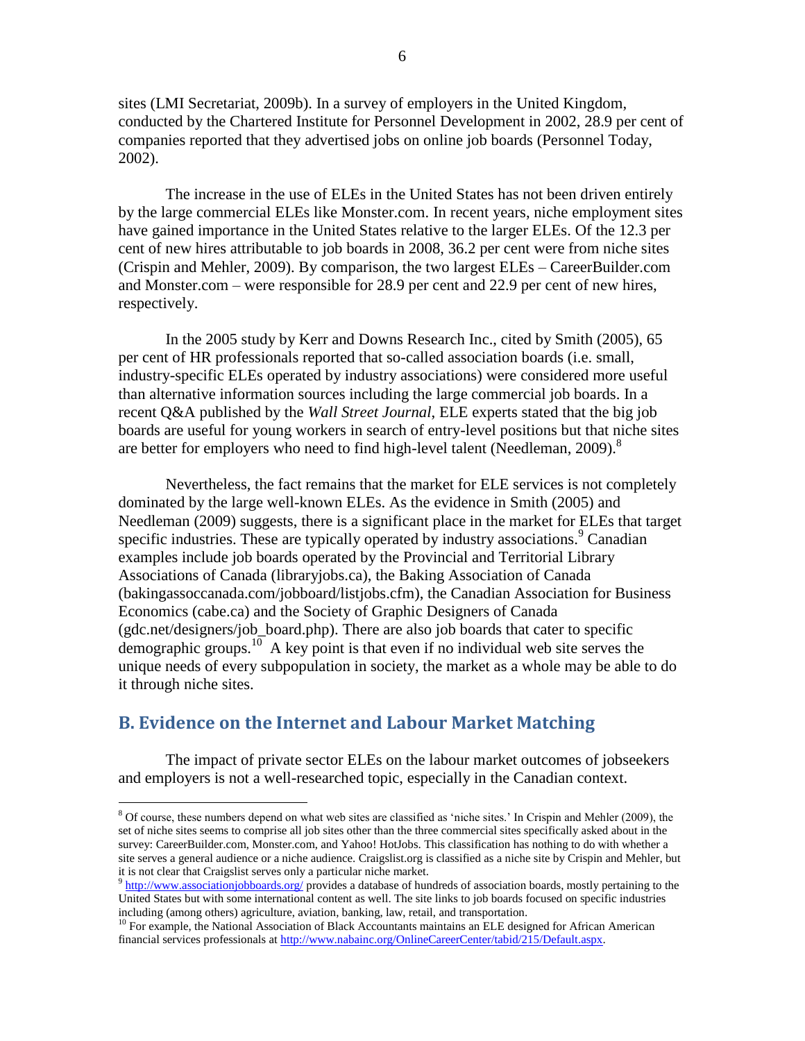sites (LMI Secretariat, 2009b). In a survey of employers in the United Kingdom, conducted by the Chartered Institute for Personnel Development in 2002, 28.9 per cent of companies reported that they advertised jobs on online job boards (Personnel Today, 2002).

The increase in the use of ELEs in the United States has not been driven entirely by the large commercial ELEs like Monster.com. In recent years, niche employment sites have gained importance in the United States relative to the larger ELEs. Of the 12.3 per cent of new hires attributable to job boards in 2008, 36.2 per cent were from niche sites (Crispin and Mehler, 2009). By comparison, the two largest ELEs – CareerBuilder.com and Monster.com – were responsible for 28.9 per cent and 22.9 per cent of new hires, respectively.

In the 2005 study by Kerr and Downs Research Inc., cited by Smith (2005), 65 per cent of HR professionals reported that so-called association boards (i.e. small, industry-specific ELEs operated by industry associations) were considered more useful than alternative information sources including the large commercial job boards. In a recent Q&A published by the *Wall Street Journal*, ELE experts stated that the big job boards are useful for young workers in search of entry-level positions but that niche sites are better for employers who need to find high-level talent (Needleman, 2009).[8]

Nevertheless, the fact remains that the market for ELE services is not completely dominated by the large well-known ELEs. As the evidence in Smith (2005) and Needleman (2009) suggests, there is a significant place in the market for ELEs that target specific industries. These are typically operated by industry associations.[9] Canadian examples include job boards operated by the Provincial and Territorial Library Associations of Canada (libraryjobs.ca), the Baking Association of Canada (bakingassoccanada.com/jobboard/listjobs.cfm), the Canadian Association for Business Economics (cabe.ca) and the Society of Graphic Designers of Canada (gdc.net/designers/job_board.php). There are also job boards that cater to specific demographic groups.[10] A key point is that even if no individual web site serves the unique needs of every subpopulation in society, the market as a whole may be able to do it through niche sites.

## B. Evidence on the Internet and Labour Market Matching

The impact of private sector ELEs on the labour market outcomes of jobseekers and employers is not a well-researched topic, especially in the Canadian context.

---

[8] Of course, these numbers depend on what web sites are classified as 'niche sites.' In Crispin and Mehler (2009), the set of niche sites seems to comprise all job sites other than the three commercial sites specifically asked about in the survey: CareerBuilder.com, Monster.com, and Yahoo! HotJobs. This classification has nothing to do with whether a site serves a general audience or a niche audience. Craigslist.org is classified as a niche site by Crispin and Mehler, but it is not clear that Craigslist serves only a particular niche market.

[9] http://www.associationjobboards.org/ provides a database of hundreds of association boards, mostly pertaining to the United States but with some international content as well. The site links to job boards focused on specific industries including (among others) agriculture, aviation, banking, law, retail, and transportation.

[10] For example, the National Association of Black Accountants maintains an ELE designed for African American financial services professionals at http://www.nabainc.org/OnlineCareerCenter/tabid/215/Default.aspx.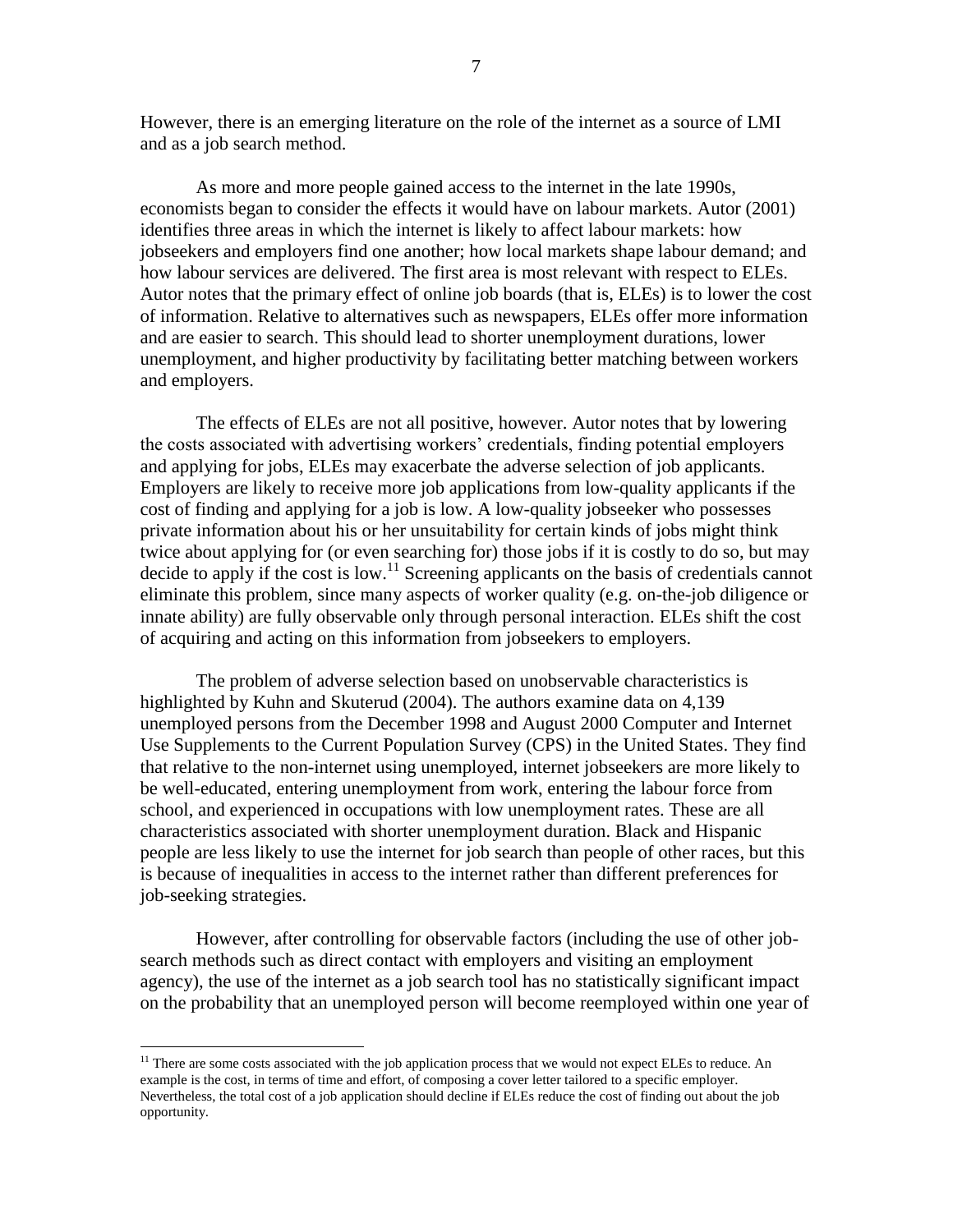However, there is an emerging literature on the role of the internet as a source of LMI and as a job search method.

As more and more people gained access to the internet in the late 1990s, economists began to consider the effects it would have on labour markets. Autor (2001) identifies three areas in which the internet is likely to affect labour markets: how jobseekers and employers find one another; how local markets shape labour demand; and how labour services are delivered. The first area is most relevant with respect to ELEs. Autor notes that the primary effect of online job boards (that is, ELEs) is to lower the cost of information. Relative to alternatives such as newspapers, ELEs offer more information and are easier to search. This should lead to shorter unemployment durations, lower unemployment, and higher productivity by facilitating better matching between workers and employers.

The effects of ELEs are not all positive, however. Autor notes that by lowering the costs associated with advertising workers' credentials, finding potential employers and applying for jobs, ELEs may exacerbate the adverse selection of job applicants. Employers are likely to receive more job applications from low-quality applicants if the cost of finding and applying for a job is low. A low-quality jobseeker who possesses private information about his or her unsuitability for certain kinds of jobs might think twice about applying for (or even searching for) those jobs if it is costly to do so, but may decide to apply if the cost is low.[11] Screening applicants on the basis of credentials cannot eliminate this problem, since many aspects of worker quality (e.g. on-the-job diligence or innate ability) are fully observable only through personal interaction. ELEs shift the cost of acquiring and acting on this information from jobseekers to employers.

The problem of adverse selection based on unobservable characteristics is highlighted by Kuhn and Skuterud (2004). The authors examine data on 4,139 unemployed persons from the December 1998 and August 2000 Computer and Internet Use Supplements to the Current Population Survey (CPS) in the United States. They find that relative to the non-internet using unemployed, internet jobseekers are more likely to be well-educated, entering unemployment from work, entering the labour force from school, and experienced in occupations with low unemployment rates. These are all characteristics associated with shorter unemployment duration. Black and Hispanic people are less likely to use the internet for job search than people of other races, but this is because of inequalities in access to the internet rather than different preferences for job-seeking strategies.

However, after controlling for observable factors (including the use of other job-search methods such as direct contact with employers and visiting an employment agency), the use of the internet as a job search tool has no statistically significant impact on the probability that an unemployed person will become reemployed within one year of

[11] There are some costs associated with the job application process that we would not expect ELEs to reduce. An example is the cost, in terms of time and effort, of composing a cover letter tailored to a specific employer. Nevertheless, the total cost of a job application should decline if ELEs reduce the cost of finding out about the job opportunity.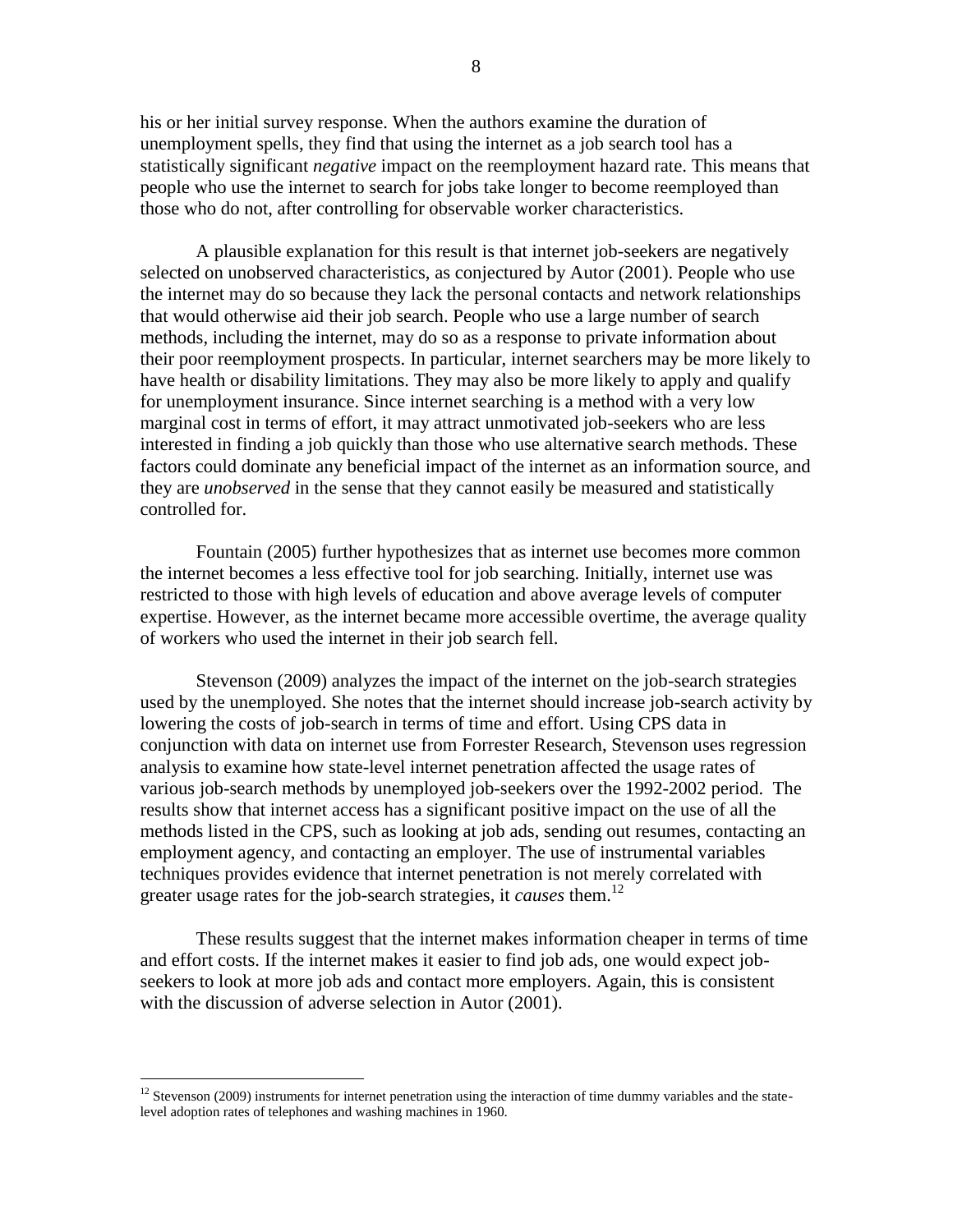his or her initial survey response. When the authors examine the duration of unemployment spells, they find that using the internet as a job search tool has a statistically significant *negative* impact on the reemployment hazard rate. This means that people who use the internet to search for jobs take longer to become reemployed than those who do not, after controlling for observable worker characteristics.

A plausible explanation for this result is that internet job-seekers are negatively selected on unobserved characteristics, as conjectured by Autor (2001). People who use the internet may do so because they lack the personal contacts and network relationships that would otherwise aid their job search. People who use a large number of search methods, including the internet, may do so as a response to private information about their poor reemployment prospects. In particular, internet searchers may be more likely to have health or disability limitations. They may also be more likely to apply and qualify for unemployment insurance. Since internet searching is a method with a very low marginal cost in terms of effort, it may attract unmotivated job-seekers who are less interested in finding a job quickly than those who use alternative search methods. These factors could dominate any beneficial impact of the internet as an information source, and they are *unobserved* in the sense that they cannot easily be measured and statistically controlled for.

Fountain (2005) further hypothesizes that as internet use becomes more common the internet becomes a less effective tool for job searching. Initially, internet use was restricted to those with high levels of education and above average levels of computer expertise. However, as the internet became more accessible overtime, the average quality of workers who used the internet in their job search fell.

Stevenson (2009) analyzes the impact of the internet on the job-search strategies used by the unemployed. She notes that the internet should increase job-search activity by lowering the costs of job-search in terms of time and effort. Using CPS data in conjunction with data on internet use from Forrester Research, Stevenson uses regression analysis to examine how state-level internet penetration affected the usage rates of various job-search methods by unemployed job-seekers over the 1992-2002 period. The results show that internet access has a significant positive impact on the use of all the methods listed in the CPS, such as looking at job ads, sending out resumes, contacting an employment agency, and contacting an employer. The use of instrumental variables techniques provides evidence that internet penetration is not merely correlated with greater usage rates for the job-search strategies, it *causes* them.[12]

These results suggest that the internet makes information cheaper in terms of time and effort costs. If the internet makes it easier to find job ads, one would expect job-seekers to look at more job ads and contact more employers. Again, this is consistent with the discussion of adverse selection in Autor (2001).

[12] Stevenson (2009) instruments for internet penetration using the interaction of time dummy variables and the state-level adoption rates of telephones and washing machines in 1960.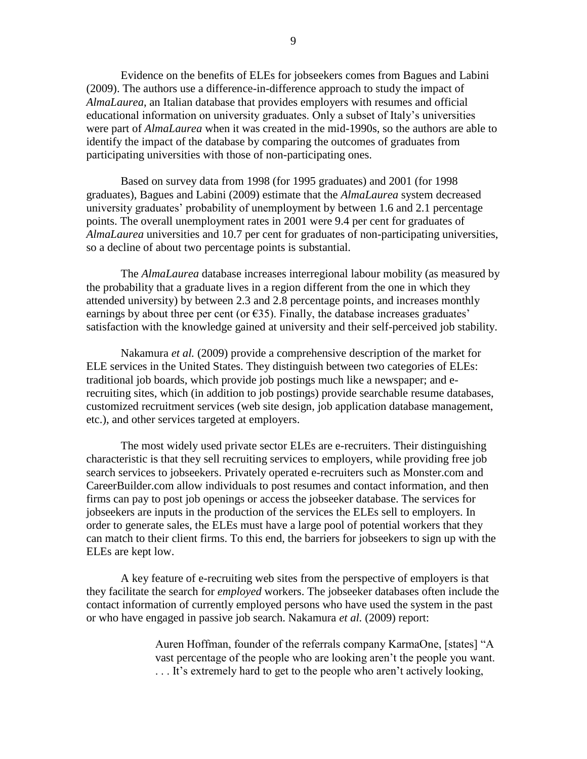Evidence on the benefits of ELEs for jobseekers comes from Bagues and Labini (2009). The authors use a difference-in-difference approach to study the impact of *AlmaLaurea*, an Italian database that provides employers with resumes and official educational information on university graduates. Only a subset of Italy's universities were part of *AlmaLaurea* when it was created in the mid-1990s, so the authors are able to identify the impact of the database by comparing the outcomes of graduates from participating universities with those of non-participating ones.

Based on survey data from 1998 (for 1995 graduates) and 2001 (for 1998 graduates), Bagues and Labini (2009) estimate that the *AlmaLaurea* system decreased university graduates' probability of unemployment by between 1.6 and 2.1 percentage points. The overall unemployment rates in 2001 were 9.4 per cent for graduates of *AlmaLaurea* universities and 10.7 per cent for graduates of non-participating universities, so a decline of about two percentage points is substantial.

The *AlmaLaurea* database increases interregional labour mobility (as measured by the probability that a graduate lives in a region different from the one in which they attended university) by between 2.3 and 2.8 percentage points, and increases monthly earnings by about three per cent (or €35). Finally, the database increases graduates' satisfaction with the knowledge gained at university and their self-perceived job stability.

Nakamura *et al.* (2009) provide a comprehensive description of the market for ELE services in the United States. They distinguish between two categories of ELEs: traditional job boards, which provide job postings much like a newspaper; and e-recruiting sites, which (in addition to job postings) provide searchable resume databases, customized recruitment services (web site design, job application database management, etc.), and other services targeted at employers.

The most widely used private sector ELEs are e-recruiters. Their distinguishing characteristic is that they sell recruiting services to employers, while providing free job search services to jobseekers. Privately operated e-recruiters such as Monster.com and CareerBuilder.com allow individuals to post resumes and contact information, and then firms can pay to post job openings or access the jobseeker database. The services for jobseekers are inputs in the production of the services the ELEs sell to employers. In order to generate sales, the ELEs must have a large pool of potential workers that they can match to their client firms. To this end, the barriers for jobseekers to sign up with the ELEs are kept low.

A key feature of e-recruiting web sites from the perspective of employers is that they facilitate the search for *employed* workers. The jobseeker databases often include the contact information of currently employed persons who have used the system in the past or who have engaged in passive job search. Nakamura *et al.* (2009) report:

> Auren Hoffman, founder of the referrals company KarmaOne, [states] "A vast percentage of the people who are looking aren't the people you want. . . . It's extremely hard to get to the people who aren't actively looking,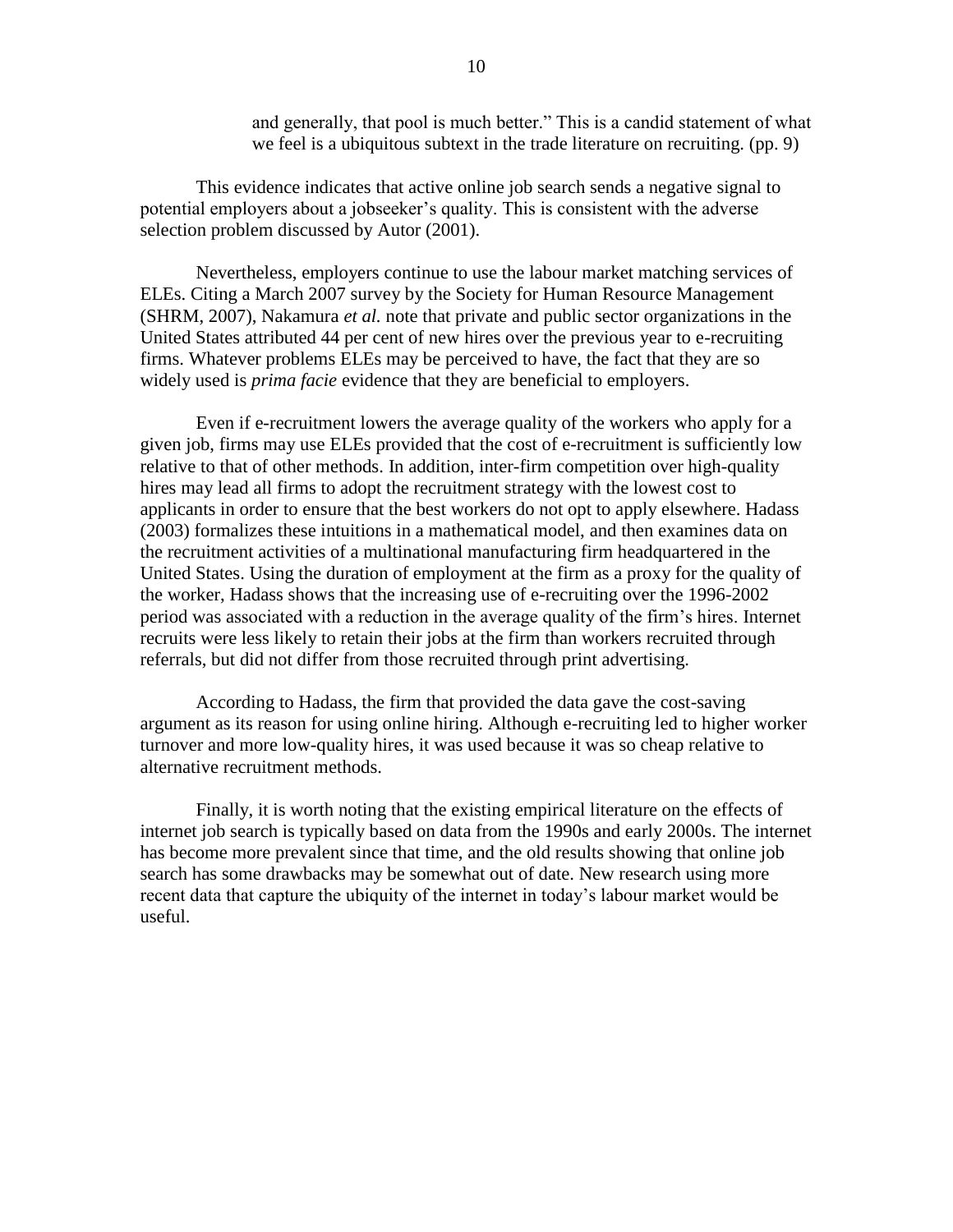> and generally, that pool is much better." This is a candid statement of what we feel is a ubiquitous subtext in the trade literature on recruiting. (pp. 9)

This evidence indicates that active online job search sends a negative signal to potential employers about a jobseeker's quality. This is consistent with the adverse selection problem discussed by Autor (2001).

Nevertheless, employers continue to use the labour market matching services of ELEs. Citing a March 2007 survey by the Society for Human Resource Management (SHRM, 2007), Nakamura *et al.* note that private and public sector organizations in the United States attributed 44 per cent of new hires over the previous year to e-recruiting firms. Whatever problems ELEs may be perceived to have, the fact that they are so widely used is *prima facie* evidence that they are beneficial to employers.

Even if e-recruitment lowers the average quality of the workers who apply for a given job, firms may use ELEs provided that the cost of e-recruitment is sufficiently low relative to that of other methods. In addition, inter-firm competition over high-quality hires may lead all firms to adopt the recruitment strategy with the lowest cost to applicants in order to ensure that the best workers do not opt to apply elsewhere. Hadass (2003) formalizes these intuitions in a mathematical model, and then examines data on the recruitment activities of a multinational manufacturing firm headquartered in the United States. Using the duration of employment at the firm as a proxy for the quality of the worker, Hadass shows that the increasing use of e-recruiting over the 1996-2002 period was associated with a reduction in the average quality of the firm's hires. Internet recruits were less likely to retain their jobs at the firm than workers recruited through referrals, but did not differ from those recruited through print advertising.

According to Hadass, the firm that provided the data gave the cost-saving argument as its reason for using online hiring. Although e-recruiting led to higher worker turnover and more low-quality hires, it was used because it was so cheap relative to alternative recruitment methods.

Finally, it is worth noting that the existing empirical literature on the effects of internet job search is typically based on data from the 1990s and early 2000s. The internet has become more prevalent since that time, and the old results showing that online job search has some drawbacks may be somewhat out of date. New research using more recent data that capture the ubiquity of the internet in today's labour market would be useful.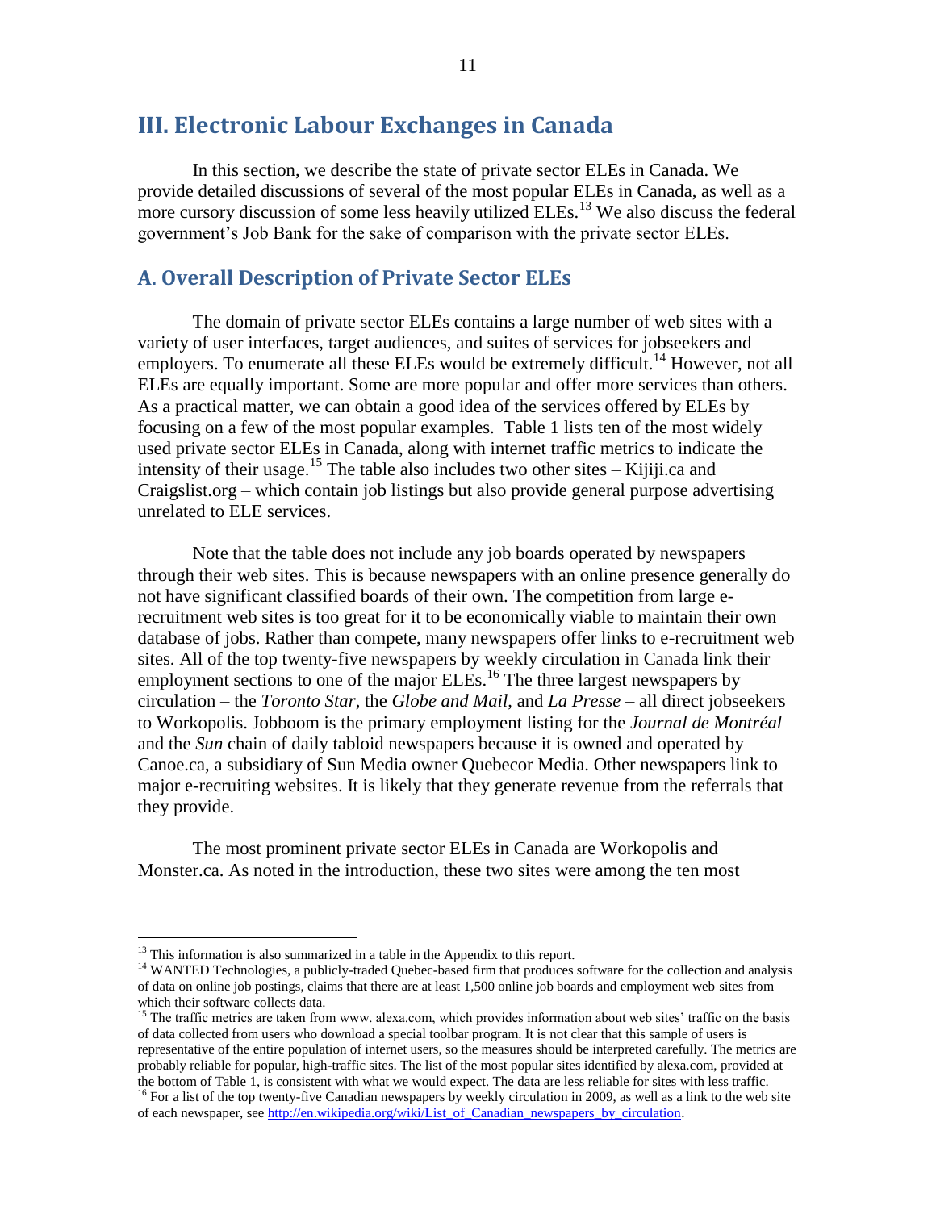## III. Electronic Labour Exchanges in Canada

In this section, we describe the state of private sector ELEs in Canada. We provide detailed discussions of several of the most popular ELEs in Canada, as well as a more cursory discussion of some less heavily utilized ELEs.[13] We also discuss the federal government's Job Bank for the sake of comparison with the private sector ELEs.

### A. Overall Description of Private Sector ELEs

The domain of private sector ELEs contains a large number of web sites with a variety of user interfaces, target audiences, and suites of services for jobseekers and employers. To enumerate all these ELEs would be extremely difficult.[14] However, not all ELEs are equally important. Some are more popular and offer more services than others. As a practical matter, we can obtain a good idea of the services offered by ELEs by focusing on a few of the most popular examples. Table 1 lists ten of the most widely used private sector ELEs in Canada, along with internet traffic metrics to indicate the intensity of their usage.[15] The table also includes two other sites – Kijiji.ca and Craigslist.org – which contain job listings but also provide general purpose advertising unrelated to ELE services.

Note that the table does not include any job boards operated by newspapers through their web sites. This is because newspapers with an online presence generally do not have significant classified boards of their own. The competition from large e-recruitment web sites is too great for it to be economically viable to maintain their own database of jobs. Rather than compete, many newspapers offer links to e-recruitment web sites. All of the top twenty-five newspapers by weekly circulation in Canada link their employment sections to one of the major ELEs.[16] The three largest newspapers by circulation – the *Toronto Star*, the *Globe and Mail*, and *La Presse* – all direct jobseekers to Workopolis. Jobboom is the primary employment listing for the *Journal de Montréal* and the *Sun* chain of daily tabloid newspapers because it is owned and operated by Canoe.ca, a subsidiary of Sun Media owner Quebecor Media. Other newspapers link to major e-recruiting websites. It is likely that they generate revenue from the referrals that they provide.

The most prominent private sector ELEs in Canada are Workopolis and Monster.ca. As noted in the introduction, these two sites were among the ten most

---

[13] This information is also summarized in a table in the Appendix to this report.

[14] WANTED Technologies, a publicly-traded Quebec-based firm that produces software for the collection and analysis of data on online job postings, claims that there are at least 1,500 online job boards and employment web sites from which their software collects data.

[15] The traffic metrics are taken from www. alexa.com, which provides information about web sites' traffic on the basis of data collected from users who download a special toolbar program. It is not clear that this sample of users is representative of the entire population of internet users, so the measures should be interpreted carefully. The metrics are probably reliable for popular, high-traffic sites. The list of the most popular sites identified by alexa.com, provided at the bottom of Table 1, is consistent with what we would expect. The data are less reliable for sites with less traffic.

[16] For a list of the top twenty-five Canadian newspapers by weekly circulation in 2009, as well as a link to the web site of each newspaper, see http://en.wikipedia.org/wiki/List_of_Canadian_newspapers_by_circulation.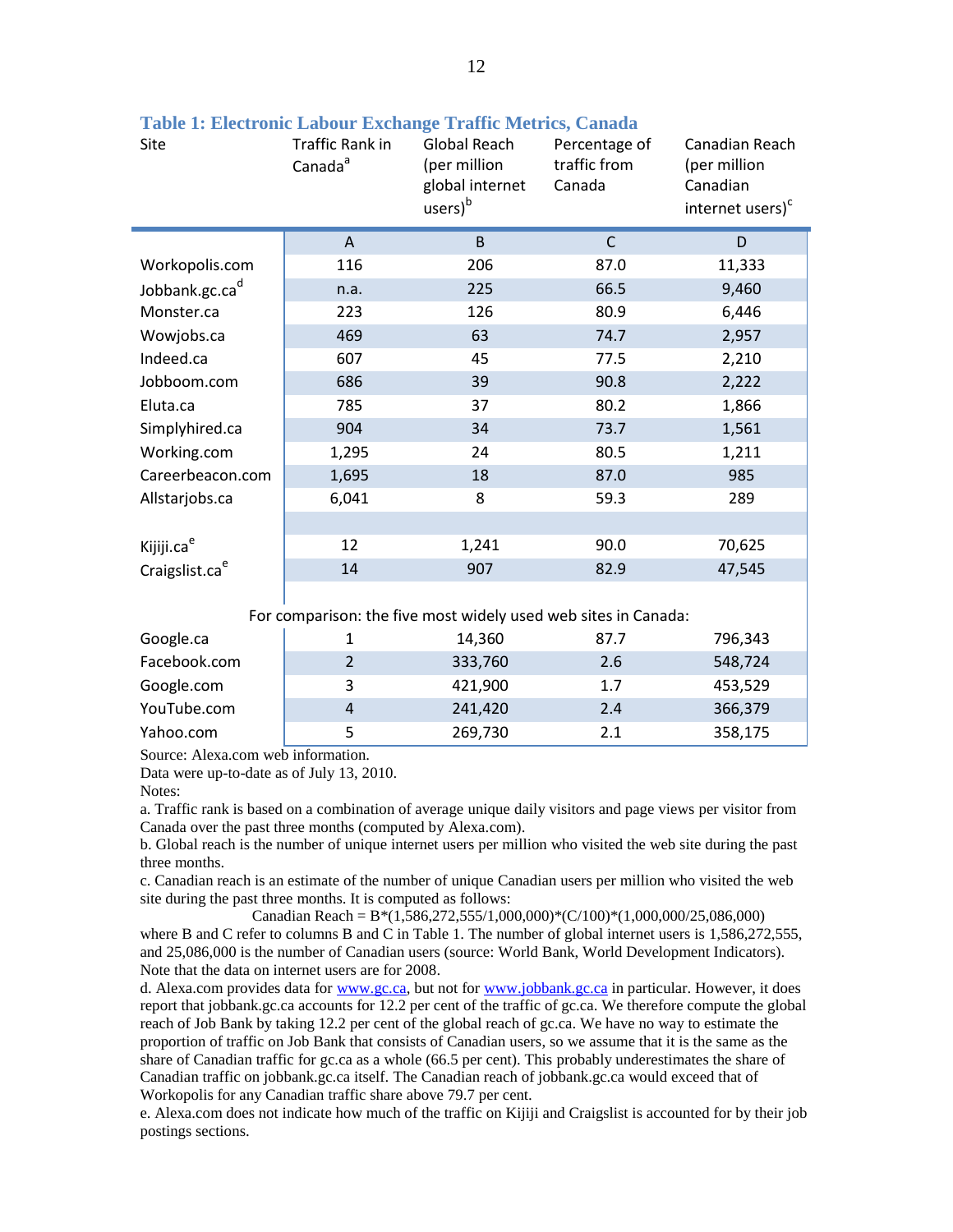### Table 1: Electronic Labour Exchange Traffic Metrics, Canada

| Site | Traffic Rank in Canada[a] | Global Reach (per million global internet users)[b] | Percentage of traffic from Canada | Canadian Reach (per million Canadian internet users)[c] |
|---|---|---|---|---|
| | A | B | C | D |
| Workopolis.com | 116 | 206 | 87.0 | 11,333 |
| Jobbank.gc.ca[d] | n.a. | 225 | 66.5 | 9,460 |
| Monster.ca | 223 | 126 | 80.9 | 6,446 |
| Wowjobs.ca | 469 | 63 | 74.7 | 2,957 |
| Indeed.ca | 607 | 45 | 77.5 | 2,210 |
| Jobboom.com | 686 | 39 | 90.8 | 2,222 |
| Eluta.ca | 785 | 37 | 80.2 | 1,866 |
| Simplyhired.ca | 904 | 34 | 73.7 | 1,561 |
| Working.com | 1,295 | 24 | 80.5 | 1,211 |
| Careerbeacon.com | 1,695 | 18 | 87.0 | 985 |
| Allstarjobs.ca | 6,041 | 8 | 59.3 | 289 |
| | | | | |
| Kijiji.ca[e] | 12 | 1,241 | 90.0 | 70,625 |
| Craigslist.ca[e] | 14 | 907 | 82.9 | 47,545 |
| For comparison: the five most widely used web sites in Canada: | | | | |
| Google.ca | 1 | 14,360 | 87.7 | 796,343 |
| Facebook.com | 2 | 333,760 | 2.6 | 548,724 |
| Google.com | 3 | 421,900 | 1.7 | 453,529 |
| YouTube.com | 4 | 241,420 | 2.4 | 366,379 |
| Yahoo.com | 5 | 269,730 | 2.1 | 358,175 |

Source: Alexa.com web information.

Data were up-to-date as of July 13, 2010.

Notes:

a. Traffic rank is based on a combination of average unique daily visitors and page views per visitor from Canada over the past three months (computed by Alexa.com).

b. Global reach is the number of unique internet users per million who visited the web site during the past three months.

c. Canadian reach is an estimate of the number of unique Canadian users per million who visited the web site during the past three months. It is computed as follows:

$$\text{Canadian Reach} = B*(1{,}586{,}272{,}555/1{,}000{,}000)*(C/100)*(1{,}000{,}000/25{,}086{,}000)$$

where B and C refer to columns B and C in Table 1. The number of global internet users is 1,586,272,555, and 25,086,000 is the number of Canadian users (source: World Bank, World Development Indicators). Note that the data on internet users are for 2008.

d. Alexa.com provides data for www.gc.ca, but not for www.jobbank.gc.ca in particular. However, it does report that jobbank.gc.ca accounts for 12.2 per cent of the traffic of gc.ca. We therefore compute the global reach of Job Bank by taking 12.2 per cent of the global reach of gc.ca. We have no way to estimate the proportion of traffic on Job Bank that consists of Canadian users, so we assume that it is the same as the share of Canadian traffic for gc.ca as a whole (66.5 per cent). This probably underestimates the share of Canadian traffic on jobbank.gc.ca itself. The Canadian reach of jobbank.gc.ca would exceed that of Workopolis for any Canadian traffic share above 79.7 per cent.

e. Alexa.com does not indicate how much of the traffic on Kijiji and Craigslist is accounted for by their job postings sections.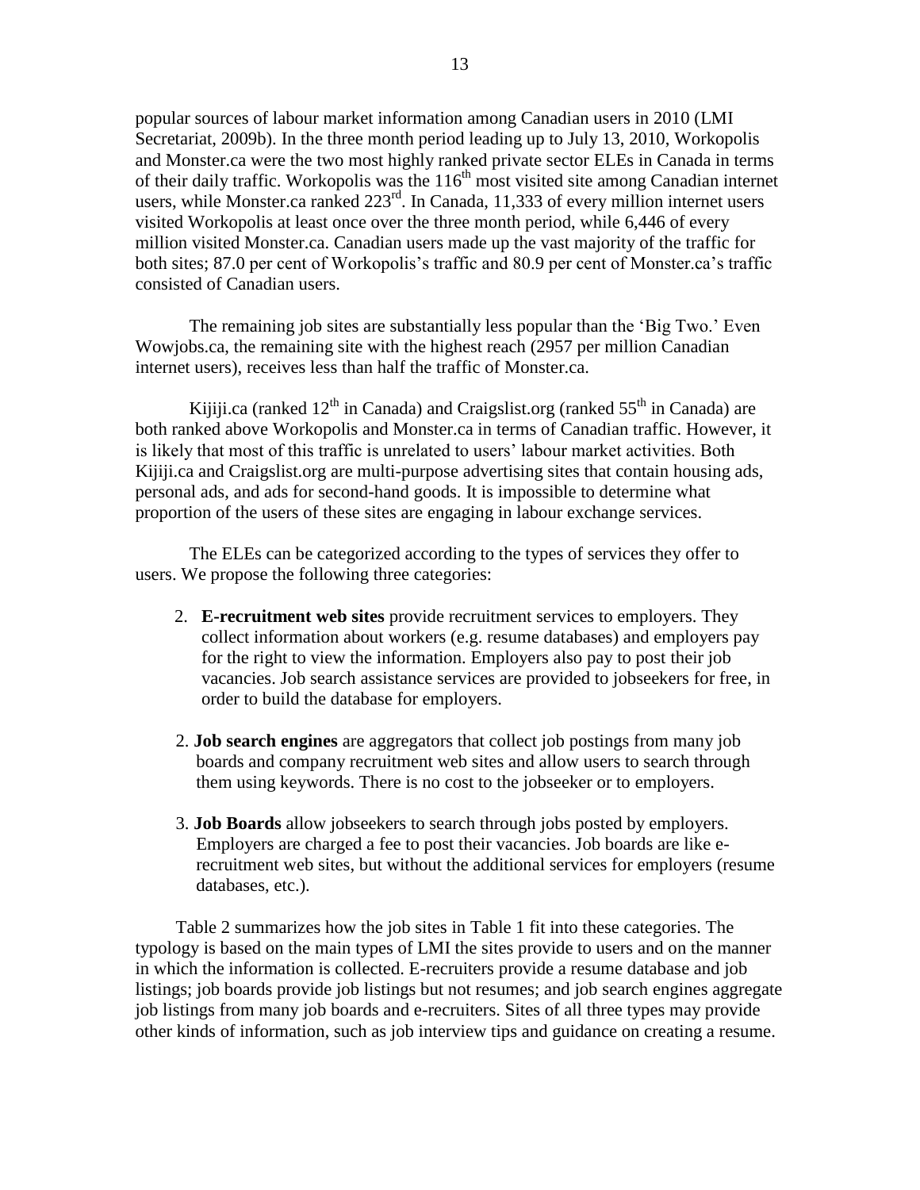popular sources of labour market information among Canadian users in 2010 (LMI Secretariat, 2009b). In the three month period leading up to July 13, 2010, Workopolis and Monster.ca were the two most highly ranked private sector ELEs in Canada in terms of their daily traffic. Workopolis was the 116th most visited site among Canadian internet users, while Monster.ca ranked 223rd. In Canada, 11,333 of every million internet users visited Workopolis at least once over the three month period, while 6,446 of every million visited Monster.ca. Canadian users made up the vast majority of the traffic for both sites; 87.0 per cent of Workopolis's traffic and 80.9 per cent of Monster.ca's traffic consisted of Canadian users.

The remaining job sites are substantially less popular than the 'Big Two.' Even Wowjobs.ca, the remaining site with the highest reach (2957 per million Canadian internet users), receives less than half the traffic of Monster.ca.

Kijiji.ca (ranked 12th in Canada) and Craigslist.org (ranked 55th in Canada) are both ranked above Workopolis and Monster.ca in terms of Canadian traffic. However, it is likely that most of this traffic is unrelated to users' labour market activities. Both Kijiji.ca and Craigslist.org are multi-purpose advertising sites that contain housing ads, personal ads, and ads for second-hand goods. It is impossible to determine what proportion of the users of these sites are engaging in labour exchange services.

The ELEs can be categorized according to the types of services they offer to users. We propose the following three categories:

2. **E-recruitment web sites** provide recruitment services to employers. They collect information about workers (e.g. resume databases) and employers pay for the right to view the information. Employers also pay to post their job vacancies. Job search assistance services are provided to jobseekers for free, in order to build the database for employers.

2. **Job search engines** are aggregators that collect job postings from many job boards and company recruitment web sites and allow users to search through them using keywords. There is no cost to the jobseeker or to employers.

3. **Job Boards** allow jobseekers to search through jobs posted by employers. Employers are charged a fee to post their vacancies. Job boards are like e-recruitment web sites, but without the additional services for employers (resume databases, etc.).

Table 2 summarizes how the job sites in Table 1 fit into these categories. The typology is based on the main types of LMI the sites provide to users and on the manner in which the information is collected. E-recruiters provide a resume database and job listings; job boards provide job listings but not resumes; and job search engines aggregate job listings from many job boards and e-recruiters. Sites of all three types may provide other kinds of information, such as job interview tips and guidance on creating a resume.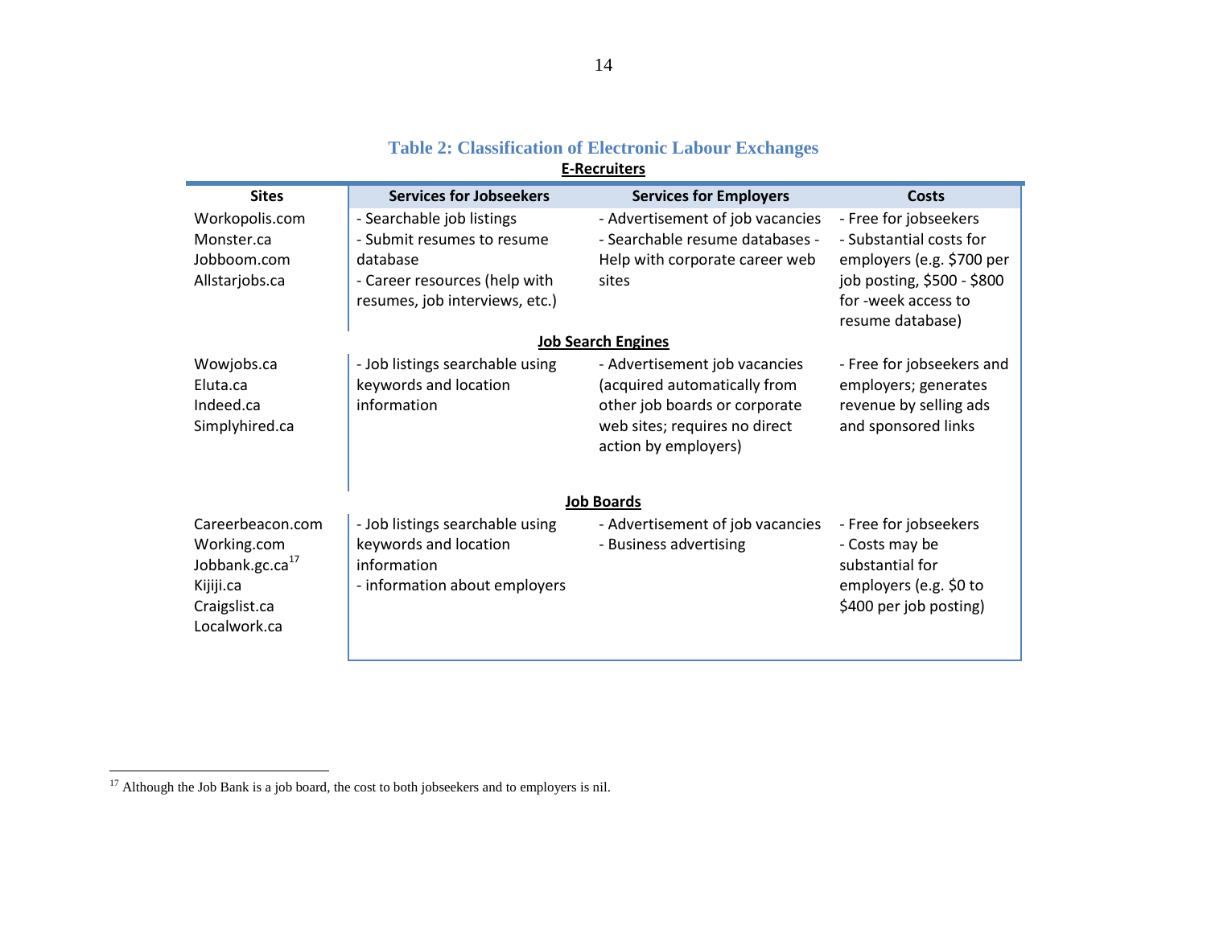**Table 2: Classification of Electronic Labour Exchanges**

| Sites | Services for Jobseekers | Services for Employers | Costs |
|---|---|---|---|
| **E-Recruiters** | | | |
| Workopolis.com<br>Monster.ca<br>Jobboom.com<br>Allstarjobs.ca | - Searchable job listings<br>- Submit resumes to resume database<br>- Career resources (help with resumes, job interviews, etc.) | - Advertisement of job vacancies<br>- Searchable resume databases - Help with corporate career web sites | - Free for jobseekers<br>- Substantial costs for employers (e.g. $700 per job posting, $500 - $800 for -week access to resume database) |
| **Job Search Engines** | | | |
| Wowjobs.ca<br>Eluta.ca<br>Indeed.ca<br>Simplyhired.ca | - Job listings searchable using keywords and location information | - Advertisement job vacancies (acquired automatically from other job boards or corporate web sites; requires no direct action by employers) | - Free for jobseekers and employers; generates revenue by selling ads and sponsored links |
| **Job Boards** | | | |
| Careerbeacon.com<br>Working.com<br>Jobbank.gc.ca[17]<br>Kijiji.ca<br>Craigslist.ca<br>Localwork.ca | - Job listings searchable using keywords and location information<br>- information about employers | - Advertisement of job vacancies<br>- Business advertising | - Free for jobseekers<br>- Costs may be substantial for employers (e.g. $0 to $400 per job posting) |

[17] Although the Job Bank is a job board, the cost to both jobseekers and to employers is nil.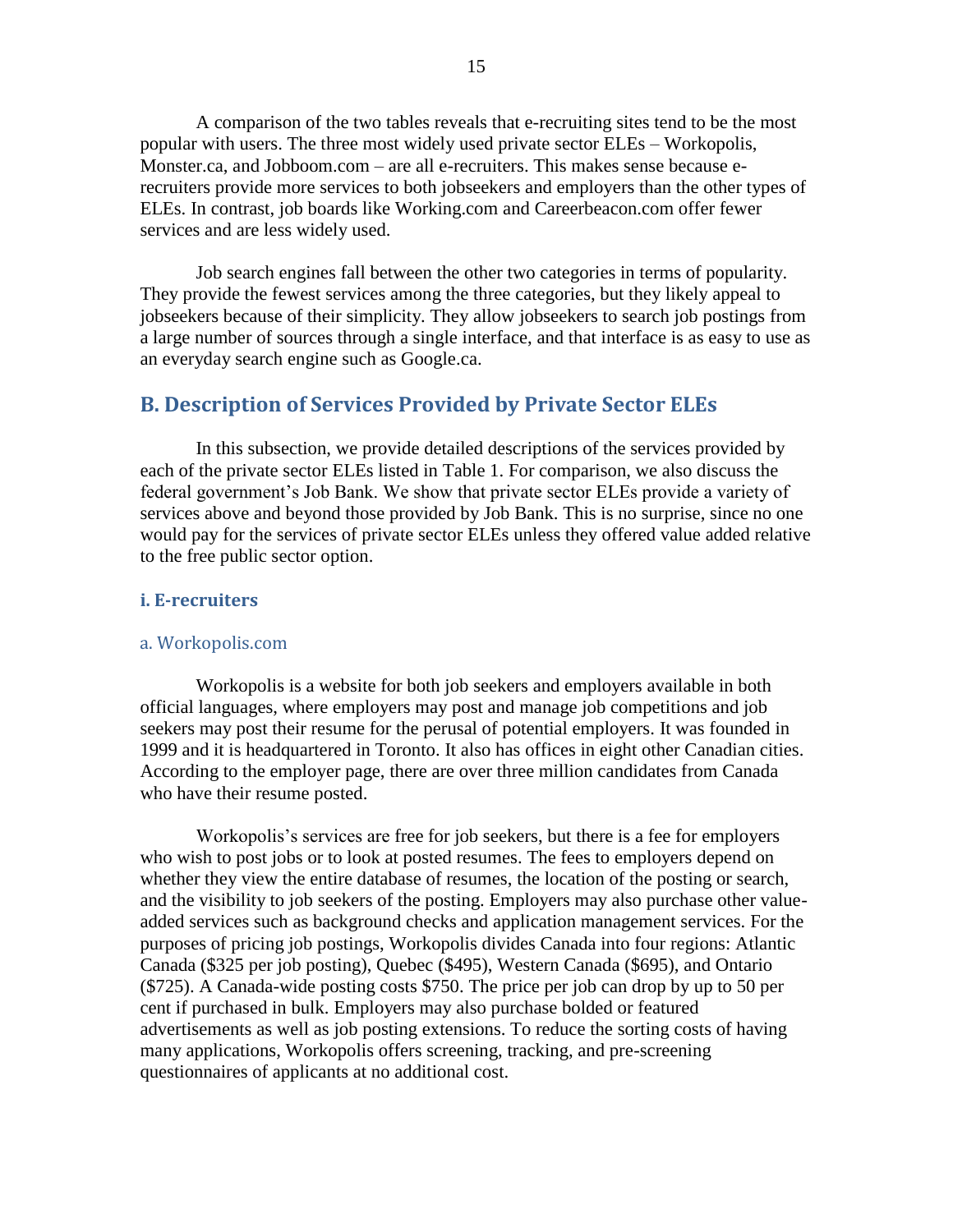A comparison of the two tables reveals that e-recruiting sites tend to be the most popular with users. The three most widely used private sector ELEs – Workopolis, Monster.ca, and Jobboom.com – are all e-recruiters. This makes sense because e-recruiters provide more services to both jobseekers and employers than the other types of ELEs. In contrast, job boards like Working.com and Careerbeacon.com offer fewer services and are less widely used.

Job search engines fall between the other two categories in terms of popularity. They provide the fewest services among the three categories, but they likely appeal to jobseekers because of their simplicity. They allow jobseekers to search job postings from a large number of sources through a single interface, and that interface is as easy to use as an everyday search engine such as Google.ca.

## B. Description of Services Provided by Private Sector ELEs

In this subsection, we provide detailed descriptions of the services provided by each of the private sector ELEs listed in Table 1. For comparison, we also discuss the federal government's Job Bank. We show that private sector ELEs provide a variety of services above and beyond those provided by Job Bank. This is no surprise, since no one would pay for the services of private sector ELEs unless they offered value added relative to the free public sector option.

### i. E-recruiters

#### a. Workopolis.com

Workopolis is a website for both job seekers and employers available in both official languages, where employers may post and manage job competitions and job seekers may post their resume for the perusal of potential employers. It was founded in 1999 and it is headquartered in Toronto. It also has offices in eight other Canadian cities. According to the employer page, there are over three million candidates from Canada who have their resume posted.

Workopolis's services are free for job seekers, but there is a fee for employers who wish to post jobs or to look at posted resumes. The fees to employers depend on whether they view the entire database of resumes, the location of the posting or search, and the visibility to job seekers of the posting. Employers may also purchase other value-added services such as background checks and application management services. For the purposes of pricing job postings, Workopolis divides Canada into four regions: Atlantic Canada ($325 per job posting), Quebec ($495), Western Canada ($695), and Ontario ($725). A Canada-wide posting costs $750. The price per job can drop by up to 50 per cent if purchased in bulk. Employers may also purchase bolded or featured advertisements as well as job posting extensions. To reduce the sorting costs of having many applications, Workopolis offers screening, tracking, and pre-screening questionnaires of applicants at no additional cost.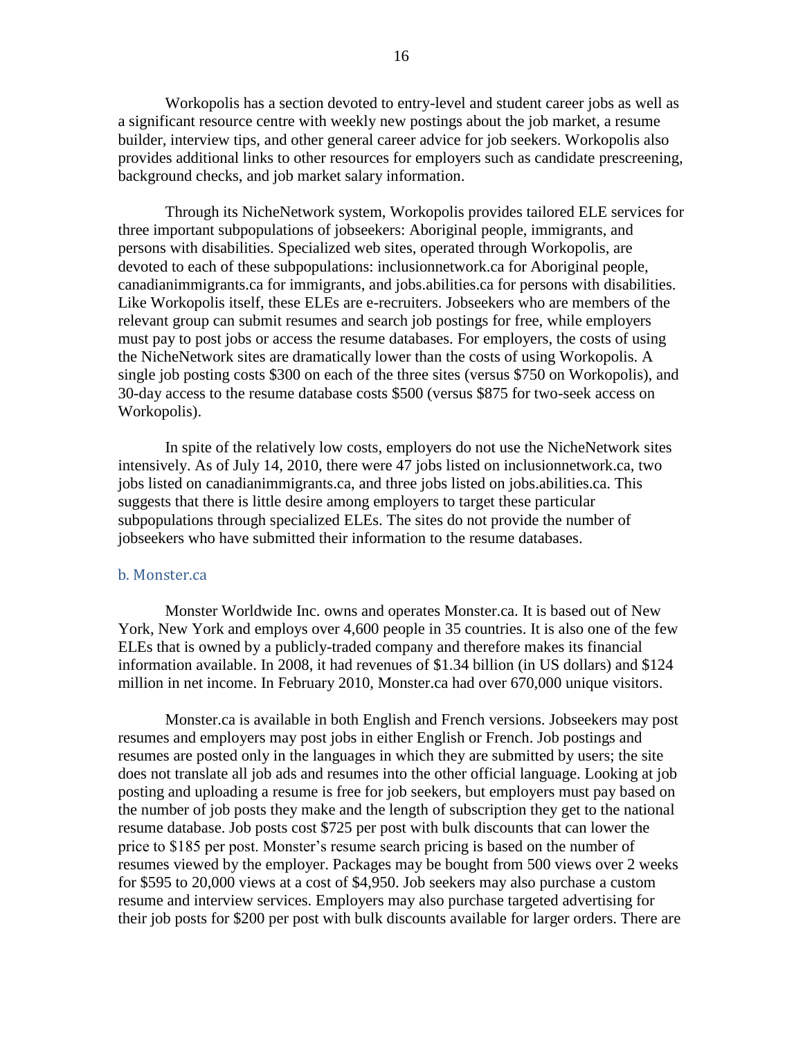Workopolis has a section devoted to entry-level and student career jobs as well as a significant resource centre with weekly new postings about the job market, a resume builder, interview tips, and other general career advice for job seekers. Workopolis also provides additional links to other resources for employers such as candidate prescreening, background checks, and job market salary information.

Through its NicheNetwork system, Workopolis provides tailored ELE services for three important subpopulations of jobseekers: Aboriginal people, immigrants, and persons with disabilities. Specialized web sites, operated through Workopolis, are devoted to each of these subpopulations: inclusionnetwork.ca for Aboriginal people, canadianimmigrants.ca for immigrants, and jobs.abilities.ca for persons with disabilities. Like Workopolis itself, these ELEs are e-recruiters. Jobseekers who are members of the relevant group can submit resumes and search job postings for free, while employers must pay to post jobs or access the resume databases. For employers, the costs of using the NicheNetwork sites are dramatically lower than the costs of using Workopolis. A single job posting costs $300 on each of the three sites (versus $750 on Workopolis), and 30-day access to the resume database costs $500 (versus $875 for two-seek access on Workopolis).

In spite of the relatively low costs, employers do not use the NicheNetwork sites intensively. As of July 14, 2010, there were 47 jobs listed on inclusionnetwork.ca, two jobs listed on canadianimmigrants.ca, and three jobs listed on jobs.abilities.ca. This suggests that there is little desire among employers to target these particular subpopulations through specialized ELEs. The sites do not provide the number of jobseekers who have submitted their information to the resume databases.

### b. Monster.ca

Monster Worldwide Inc. owns and operates Monster.ca. It is based out of New York, New York and employs over 4,600 people in 35 countries. It is also one of the few ELEs that is owned by a publicly-traded company and therefore makes its financial information available. In 2008, it had revenues of $1.34 billion (in US dollars) and $124 million in net income. In February 2010, Monster.ca had over 670,000 unique visitors.

Monster.ca is available in both English and French versions. Jobseekers may post resumes and employers may post jobs in either English or French. Job postings and resumes are posted only in the languages in which they are submitted by users; the site does not translate all job ads and resumes into the other official language. Looking at job posting and uploading a resume is free for job seekers, but employers must pay based on the number of job posts they make and the length of subscription they get to the national resume database. Job posts cost $725 per post with bulk discounts that can lower the price to $185 per post. Monster's resume search pricing is based on the number of resumes viewed by the employer. Packages may be bought from 500 views over 2 weeks for $595 to 20,000 views at a cost of $4,950. Job seekers may also purchase a custom resume and interview services. Employers may also purchase targeted advertising for their job posts for $200 per post with bulk discounts available for larger orders. There are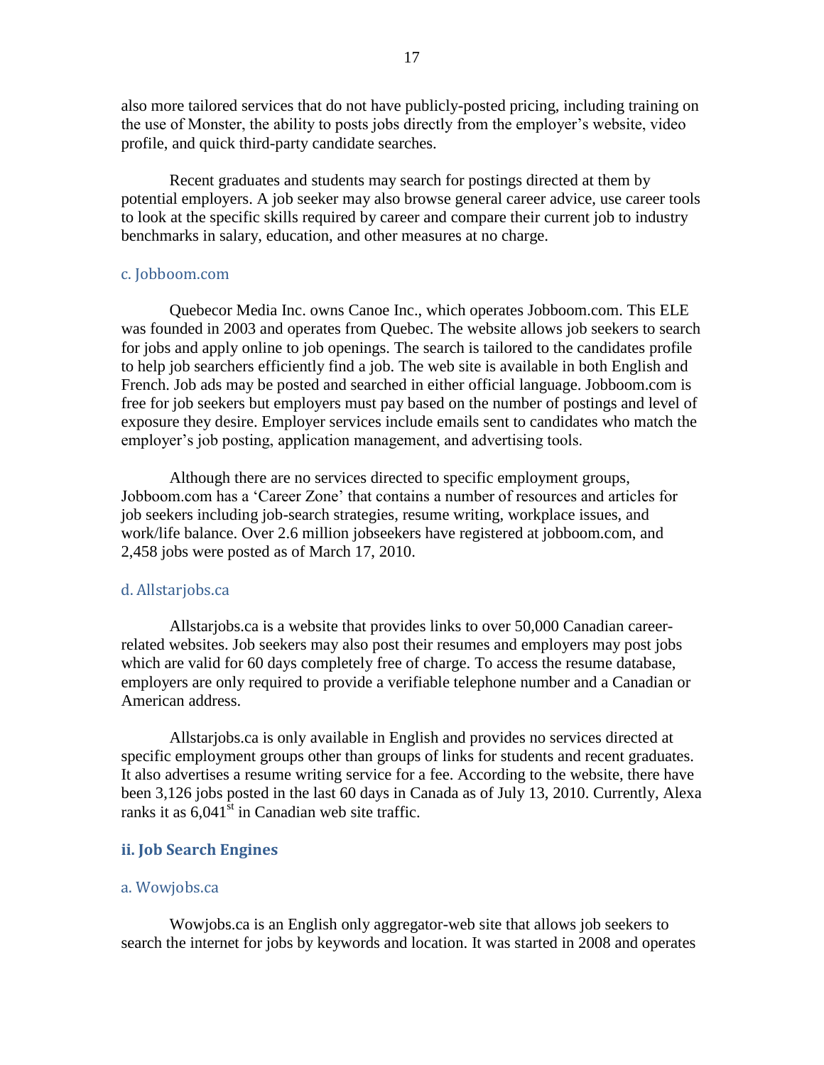also more tailored services that do not have publicly-posted pricing, including training on the use of Monster, the ability to posts jobs directly from the employer's website, video profile, and quick third-party candidate searches.

Recent graduates and students may search for postings directed at them by potential employers. A job seeker may also browse general career advice, use career tools to look at the specific skills required by career and compare their current job to industry benchmarks in salary, education, and other measures at no charge.

#### c. Jobboom.com

Quebecor Media Inc. owns Canoe Inc., which operates Jobboom.com. This ELE was founded in 2003 and operates from Quebec. The website allows job seekers to search for jobs and apply online to job openings. The search is tailored to the candidates profile to help job searchers efficiently find a job. The web site is available in both English and French. Job ads may be posted and searched in either official language. Jobboom.com is free for job seekers but employers must pay based on the number of postings and level of exposure they desire. Employer services include emails sent to candidates who match the employer's job posting, application management, and advertising tools.

Although there are no services directed to specific employment groups, Jobboom.com has a 'Career Zone' that contains a number of resources and articles for job seekers including job-search strategies, resume writing, workplace issues, and work/life balance. Over 2.6 million jobseekers have registered at jobboom.com, and 2,458 jobs were posted as of March 17, 2010.

#### d. Allstarjobs.ca

Allstarjobs.ca is a website that provides links to over 50,000 Canadian career-related websites. Job seekers may also post their resumes and employers may post jobs which are valid for 60 days completely free of charge. To access the resume database, employers are only required to provide a verifiable telephone number and a Canadian or American address.

Allstarjobs.ca is only available in English and provides no services directed at specific employment groups other than groups of links for students and recent graduates. It also advertises a resume writing service for a fee. According to the website, there have been 3,126 jobs posted in the last 60 days in Canada as of July 13, 2010. Currently, Alexa ranks it as 6,041st in Canadian web site traffic.

### ii. Job Search Engines

#### a. Wowjobs.ca

Wowjobs.ca is an English only aggregator-web site that allows job seekers to search the internet for jobs by keywords and location. It was started in 2008 and operates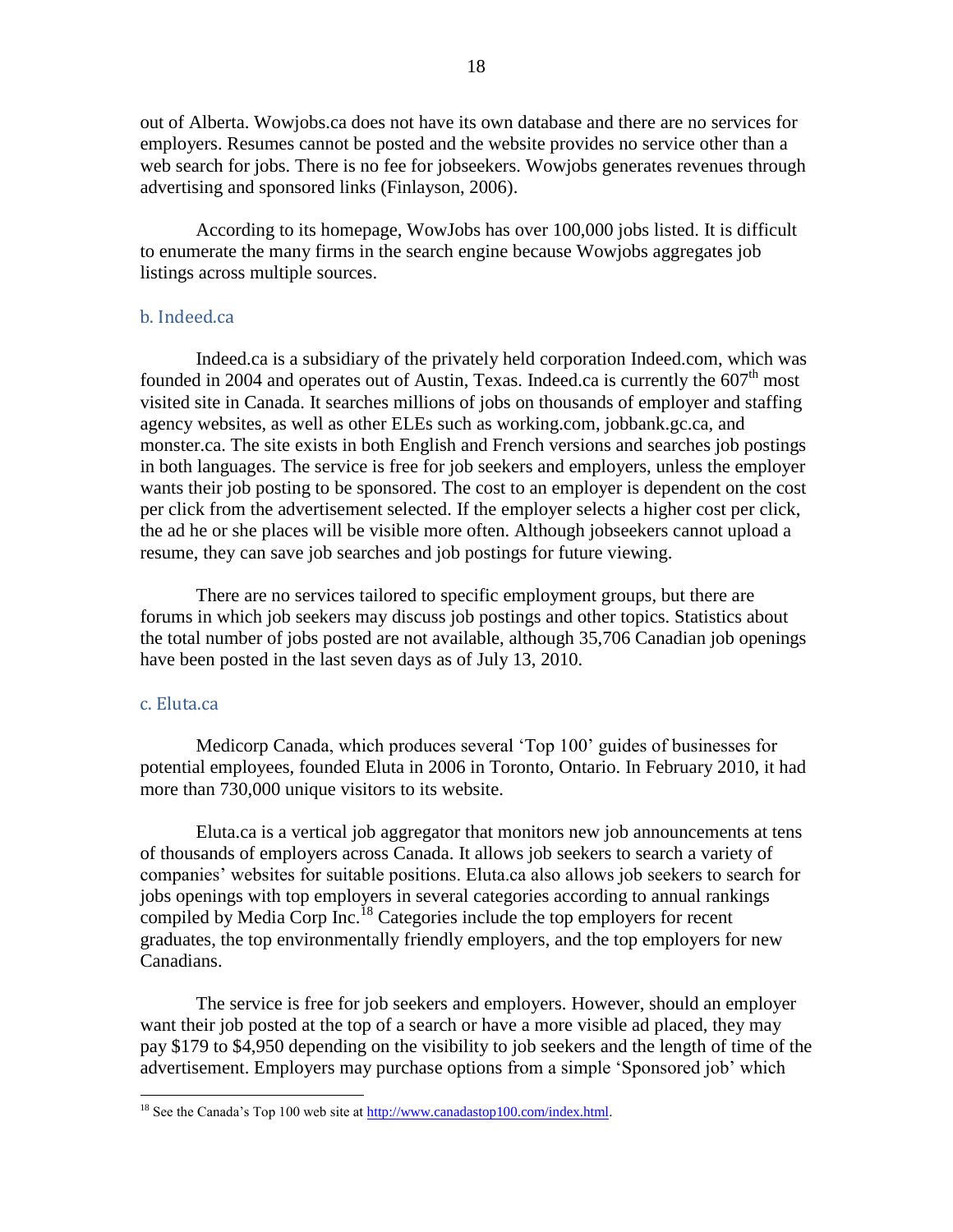out of Alberta. Wowjobs.ca does not have its own database and there are no services for employers. Resumes cannot be posted and the website provides no service other than a web search for jobs. There is no fee for jobseekers. Wowjobs generates revenues through advertising and sponsored links (Finlayson, 2006).

According to its homepage, WowJobs has over 100,000 jobs listed. It is difficult to enumerate the many firms in the search engine because Wowjobs aggregates job listings across multiple sources.

### b. Indeed.ca

Indeed.ca is a subsidiary of the privately held corporation Indeed.com, which was founded in 2004 and operates out of Austin, Texas. Indeed.ca is currently the 607th most visited site in Canada. It searches millions of jobs on thousands of employer and staffing agency websites, as well as other ELEs such as working.com, jobbank.gc.ca, and monster.ca. The site exists in both English and French versions and searches job postings in both languages. The service is free for job seekers and employers, unless the employer wants their job posting to be sponsored. The cost to an employer is dependent on the cost per click from the advertisement selected. If the employer selects a higher cost per click, the ad he or she places will be visible more often. Although jobseekers cannot upload a resume, they can save job searches and job postings for future viewing.

There are no services tailored to specific employment groups, but there are forums in which job seekers may discuss job postings and other topics. Statistics about the total number of jobs posted are not available, although 35,706 Canadian job openings have been posted in the last seven days as of July 13, 2010.

### c. Eluta.ca

Medicorp Canada, which produces several 'Top 100' guides of businesses for potential employees, founded Eluta in 2006 in Toronto, Ontario. In February 2010, it had more than 730,000 unique visitors to its website.

Eluta.ca is a vertical job aggregator that monitors new job announcements at tens of thousands of employers across Canada. It allows job seekers to search a variety of companies' websites for suitable positions. Eluta.ca also allows job seekers to search for jobs openings with top employers in several categories according to annual rankings compiled by Media Corp Inc.[18] Categories include the top employers for recent graduates, the top environmentally friendly employers, and the top employers for new Canadians.

The service is free for job seekers and employers. However, should an employer want their job posted at the top of a search or have a more visible ad placed, they may pay $179 to $4,950 depending on the visibility to job seekers and the length of time of the advertisement. Employers may purchase options from a simple 'Sponsored job' which

---

[18] See the Canada's Top 100 web site at http://www.canadastop100.com/index.html.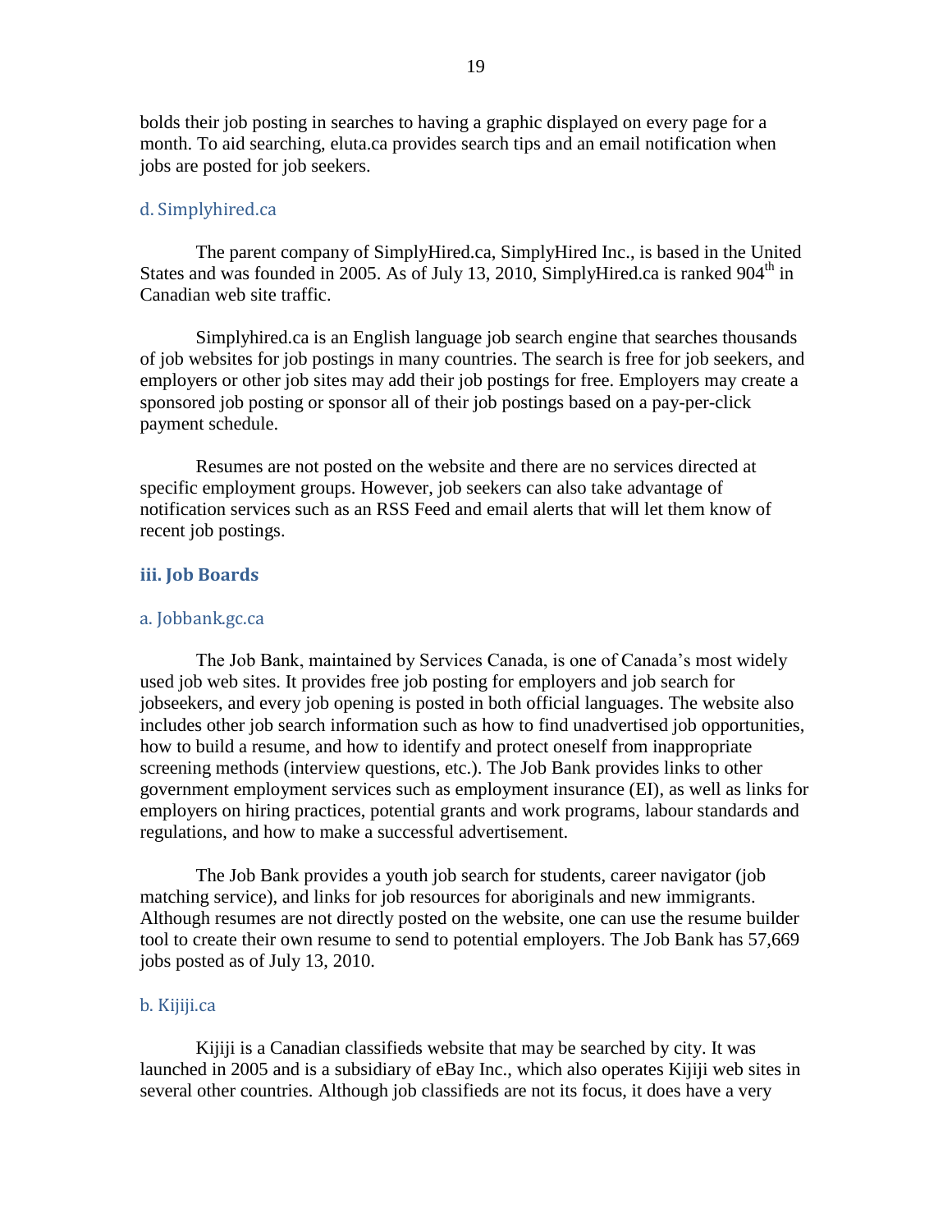bolds their job posting in searches to having a graphic displayed on every page for a month. To aid searching, eluta.ca provides search tips and an email notification when jobs are posted for job seekers.

#### d. Simplyhired.ca

The parent company of SimplyHired.ca, SimplyHired Inc., is based in the United States and was founded in 2005. As of July 13, 2010, SimplyHired.ca is ranked 904th in Canadian web site traffic.

Simplyhired.ca is an English language job search engine that searches thousands of job websites for job postings in many countries. The search is free for job seekers, and employers or other job sites may add their job postings for free. Employers may create a sponsored job posting or sponsor all of their job postings based on a pay-per-click payment schedule.

Resumes are not posted on the website and there are no services directed at specific employment groups. However, job seekers can also take advantage of notification services such as an RSS Feed and email alerts that will let them know of recent job postings.

### iii. Job Boards

#### a. Jobbank.gc.ca

The Job Bank, maintained by Services Canada, is one of Canada's most widely used job web sites. It provides free job posting for employers and job search for jobseekers, and every job opening is posted in both official languages. The website also includes other job search information such as how to find unadvertised job opportunities, how to build a resume, and how to identify and protect oneself from inappropriate screening methods (interview questions, etc.). The Job Bank provides links to other government employment services such as employment insurance (EI), as well as links for employers on hiring practices, potential grants and work programs, labour standards and regulations, and how to make a successful advertisement.

The Job Bank provides a youth job search for students, career navigator (job matching service), and links for job resources for aboriginals and new immigrants. Although resumes are not directly posted on the website, one can use the resume builder tool to create their own resume to send to potential employers. The Job Bank has 57,669 jobs posted as of July 13, 2010.

#### b. Kijiji.ca

Kijiji is a Canadian classifieds website that may be searched by city. It was launched in 2005 and is a subsidiary of eBay Inc., which also operates Kijiji web sites in several other countries. Although job classifieds are not its focus, it does have a very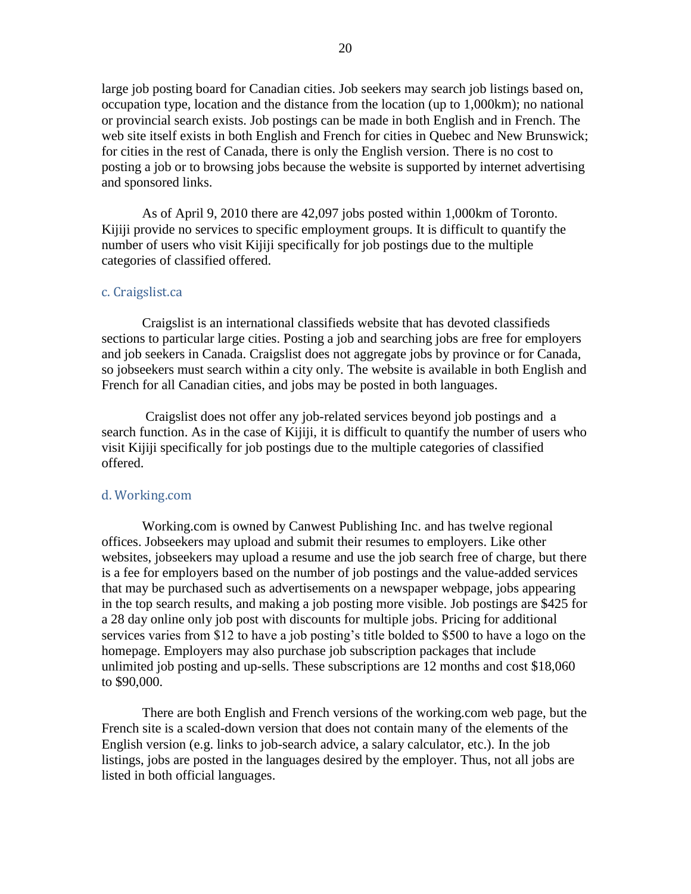large job posting board for Canadian cities. Job seekers may search job listings based on, occupation type, location and the distance from the location (up to 1,000km); no national or provincial search exists. Job postings can be made in both English and in French. The web site itself exists in both English and French for cities in Quebec and New Brunswick; for cities in the rest of Canada, there is only the English version. There is no cost to posting a job or to browsing jobs because the website is supported by internet advertising and sponsored links.

As of April 9, 2010 there are 42,097 jobs posted within 1,000km of Toronto. Kijiji provide no services to specific employment groups. It is difficult to quantify the number of users who visit Kijiji specifically for job postings due to the multiple categories of classified offered.

### c. Craigslist.ca

Craigslist is an international classifieds website that has devoted classifieds sections to particular large cities. Posting a job and searching jobs are free for employers and job seekers in Canada. Craigslist does not aggregate jobs by province or for Canada, so jobseekers must search within a city only. The website is available in both English and French for all Canadian cities, and jobs may be posted in both languages.

Craigslist does not offer any job-related services beyond job postings and a search function. As in the case of Kijiji, it is difficult to quantify the number of users who visit Kijiji specifically for job postings due to the multiple categories of classified offered.

### d. Working.com

Working.com is owned by Canwest Publishing Inc. and has twelve regional offices. Jobseekers may upload and submit their resumes to employers. Like other websites, jobseekers may upload a resume and use the job search free of charge, but there is a fee for employers based on the number of job postings and the value-added services that may be purchased such as advertisements on a newspaper webpage, jobs appearing in the top search results, and making a job posting more visible. Job postings are $425 for a 28 day online only job post with discounts for multiple jobs. Pricing for additional services varies from $12 to have a job posting's title bolded to $500 to have a logo on the homepage. Employers may also purchase job subscription packages that include unlimited job posting and up-sells. These subscriptions are 12 months and cost $18,060 to $90,000.

There are both English and French versions of the working.com web page, but the French site is a scaled-down version that does not contain many of the elements of the English version (e.g. links to job-search advice, a salary calculator, etc.). In the job listings, jobs are posted in the languages desired by the employer. Thus, not all jobs are listed in both official languages.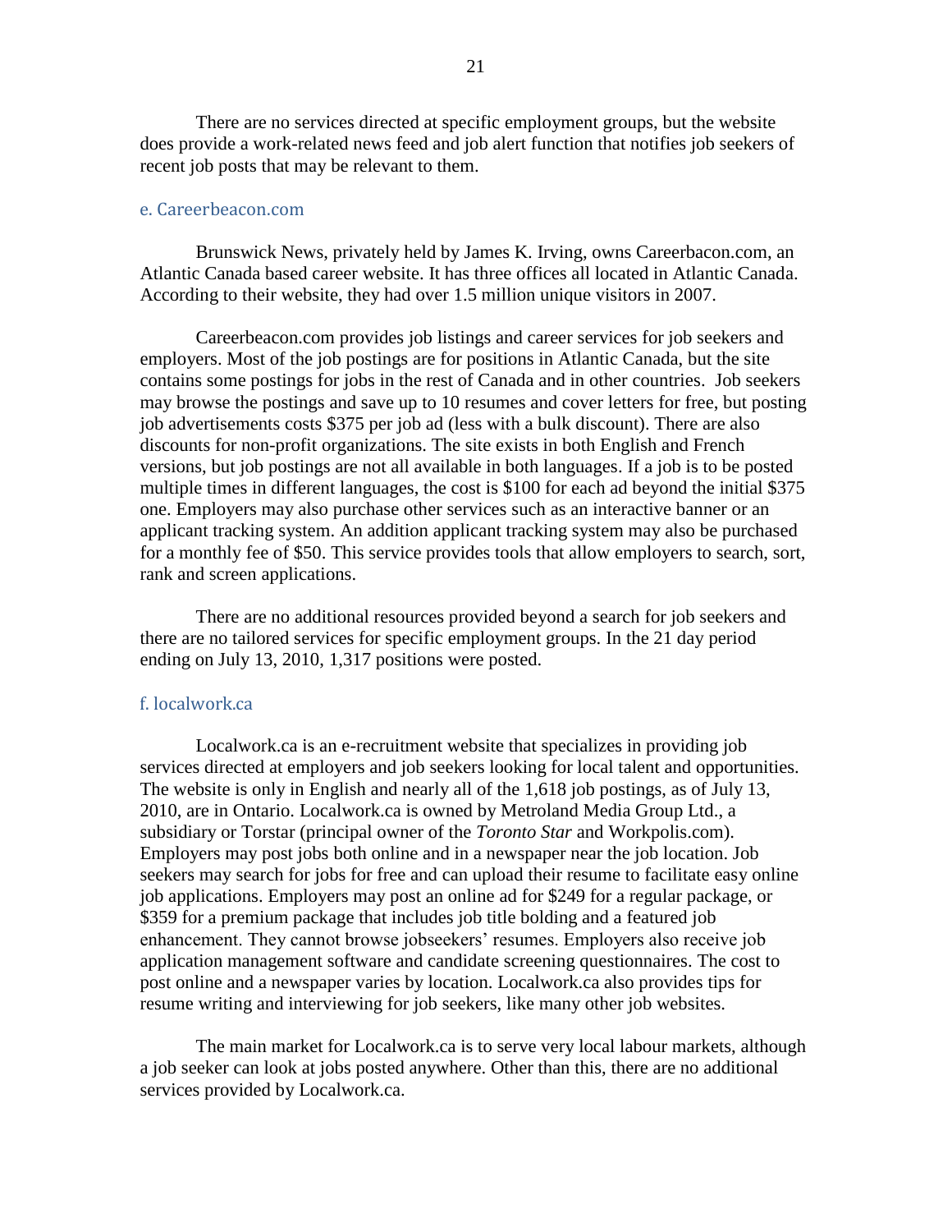There are no services directed at specific employment groups, but the website does provide a work-related news feed and job alert function that notifies job seekers of recent job posts that may be relevant to them.

### e. Careerbeacon.com

Brunswick News, privately held by James K. Irving, owns Careerbacon.com, an Atlantic Canada based career website. It has three offices all located in Atlantic Canada. According to their website, they had over 1.5 million unique visitors in 2007.

Careerbeacon.com provides job listings and career services for job seekers and employers. Most of the job postings are for positions in Atlantic Canada, but the site contains some postings for jobs in the rest of Canada and in other countries. Job seekers may browse the postings and save up to 10 resumes and cover letters for free, but posting job advertisements costs $375 per job ad (less with a bulk discount). There are also discounts for non-profit organizations. The site exists in both English and French versions, but job postings are not all available in both languages. If a job is to be posted multiple times in different languages, the cost is $100 for each ad beyond the initial $375 one. Employers may also purchase other services such as an interactive banner or an applicant tracking system. An addition applicant tracking system may also be purchased for a monthly fee of $50. This service provides tools that allow employers to search, sort, rank and screen applications.

There are no additional resources provided beyond a search for job seekers and there are no tailored services for specific employment groups. In the 21 day period ending on July 13, 2010, 1,317 positions were posted.

### f. localwork.ca

Localwork.ca is an e-recruitment website that specializes in providing job services directed at employers and job seekers looking for local talent and opportunities. The website is only in English and nearly all of the 1,618 job postings, as of July 13, 2010, are in Ontario. Localwork.ca is owned by Metroland Media Group Ltd., a subsidiary or Torstar (principal owner of the *Toronto Star* and Workpolis.com). Employers may post jobs both online and in a newspaper near the job location. Job seekers may search for jobs for free and can upload their resume to facilitate easy online job applications. Employers may post an online ad for $249 for a regular package, or $359 for a premium package that includes job title bolding and a featured job enhancement. They cannot browse jobseekers' resumes. Employers also receive job application management software and candidate screening questionnaires. The cost to post online and a newspaper varies by location. Localwork.ca also provides tips for resume writing and interviewing for job seekers, like many other job websites.

The main market for Localwork.ca is to serve very local labour markets, although a job seeker can look at jobs posted anywhere. Other than this, there are no additional services provided by Localwork.ca.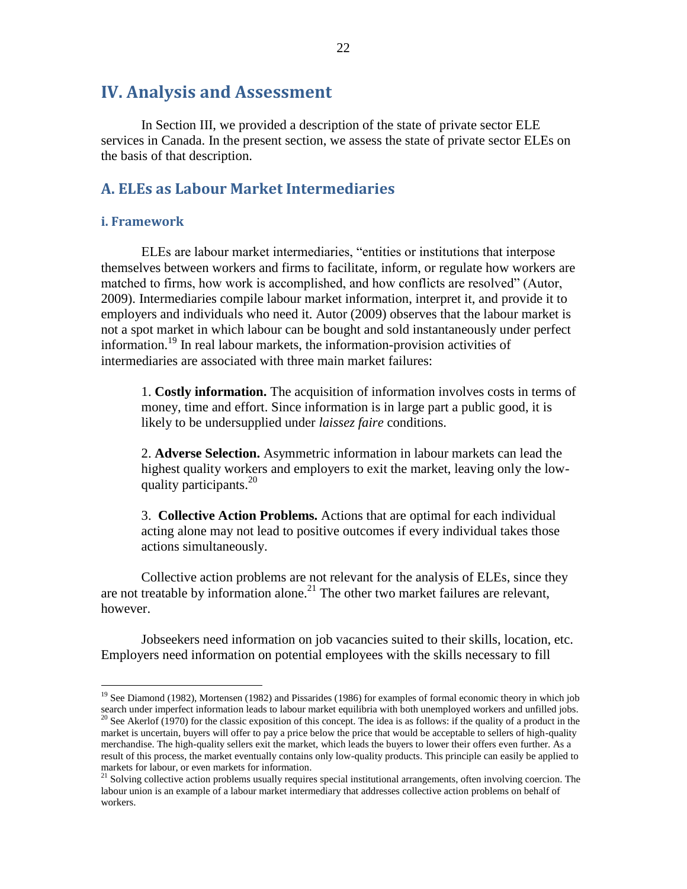# IV. Analysis and Assessment

In Section III, we provided a description of the state of private sector ELE services in Canada. In the present section, we assess the state of private sector ELEs on the basis of that description.

## A. ELEs as Labour Market Intermediaries

### i. Framework

ELEs are labour market intermediaries, "entities or institutions that interpose themselves between workers and firms to facilitate, inform, or regulate how workers are matched to firms, how work is accomplished, and how conflicts are resolved" (Autor, 2009). Intermediaries compile labour market information, interpret it, and provide it to employers and individuals who need it. Autor (2009) observes that the labour market is not a spot market in which labour can be bought and sold instantaneously under perfect information.[19] In real labour markets, the information-provision activities of intermediaries are associated with three main market failures:

1. **Costly information.** The acquisition of information involves costs in terms of money, time and effort. Since information is in large part a public good, it is likely to be undersupplied under *laissez faire* conditions.

2. **Adverse Selection.** Asymmetric information in labour markets can lead the highest quality workers and employers to exit the market, leaving only the low-quality participants.[20]

3. **Collective Action Problems.** Actions that are optimal for each individual acting alone may not lead to positive outcomes if every individual takes those actions simultaneously.

Collective action problems are not relevant for the analysis of ELEs, since they are not treatable by information alone.[21] The other two market failures are relevant, however.

Jobseekers need information on job vacancies suited to their skills, location, etc. Employers need information on potential employees with the skills necessary to fill

---

[19] See Diamond (1982), Mortensen (1982) and Pissarides (1986) for examples of formal economic theory in which job search under imperfect information leads to labour market equilibria with both unemployed workers and unfilled jobs.

[20] See Akerlof (1970) for the classic exposition of this concept. The idea is as follows: if the quality of a product in the market is uncertain, buyers will offer to pay a price below the price that would be acceptable to sellers of high-quality merchandise. The high-quality sellers exit the market, which leads the buyers to lower their offers even further. As a result of this process, the market eventually contains only low-quality products. This principle can easily be applied to markets for labour, or even markets for information.

[21] Solving collective action problems usually requires special institutional arrangements, often involving coercion. The labour union is an example of a labour market intermediary that addresses collective action problems on behalf of workers.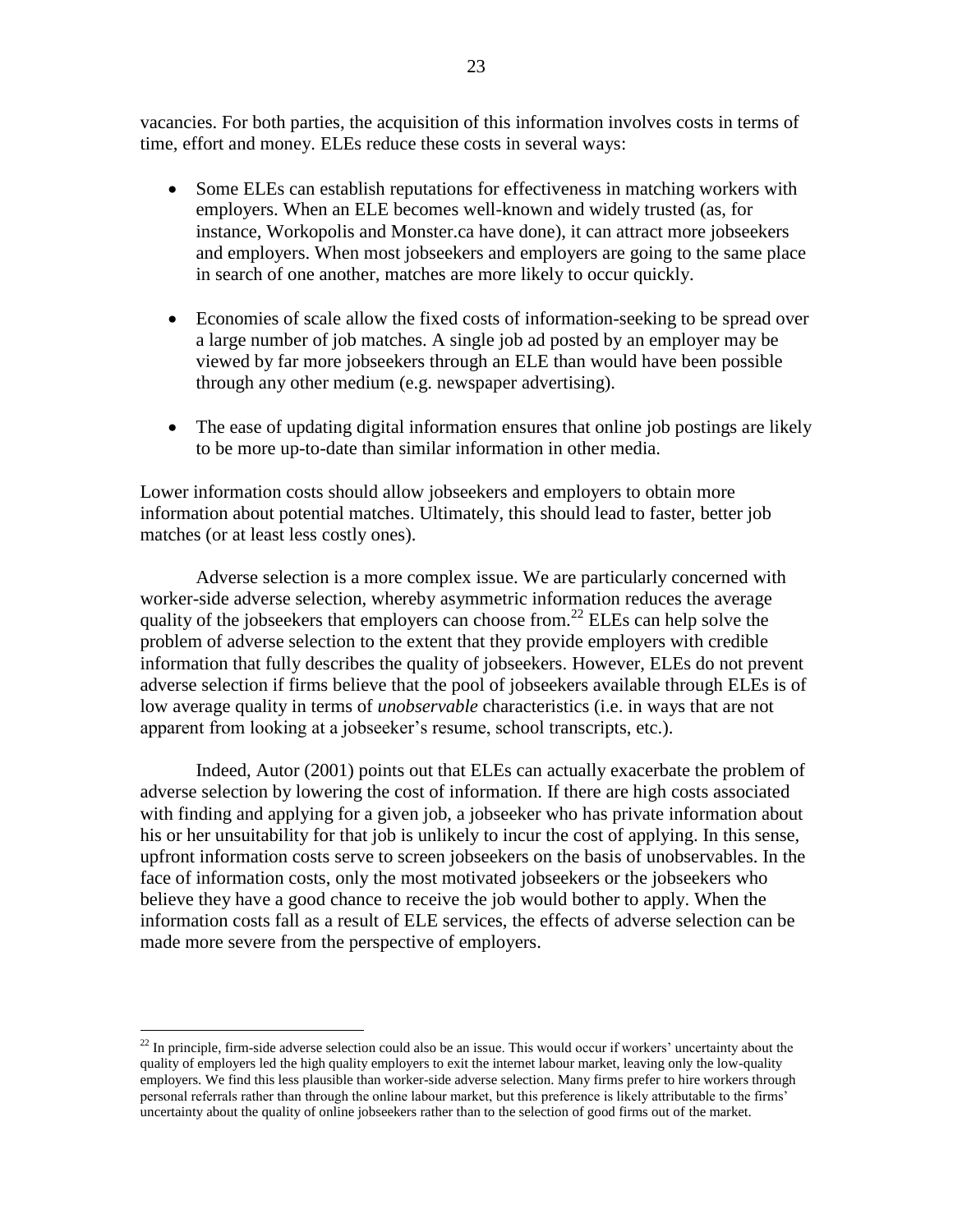vacancies. For both parties, the acquisition of this information involves costs in terms of time, effort and money. ELEs reduce these costs in several ways:

- Some ELEs can establish reputations for effectiveness in matching workers with employers. When an ELE becomes well-known and widely trusted (as, for instance, Workopolis and Monster.ca have done), it can attract more jobseekers and employers. When most jobseekers and employers are going to the same place in search of one another, matches are more likely to occur quickly.

- Economies of scale allow the fixed costs of information-seeking to be spread over a large number of job matches. A single job ad posted by an employer may be viewed by far more jobseekers through an ELE than would have been possible through any other medium (e.g. newspaper advertising).

- The ease of updating digital information ensures that online job postings are likely to be more up-to-date than similar information in other media.

Lower information costs should allow jobseekers and employers to obtain more information about potential matches. Ultimately, this should lead to faster, better job matches (or at least less costly ones).

Adverse selection is a more complex issue. We are particularly concerned with worker-side adverse selection, whereby asymmetric information reduces the average quality of the jobseekers that employers can choose from.[22] ELEs can help solve the problem of adverse selection to the extent that they provide employers with credible information that fully describes the quality of jobseekers. However, ELEs do not prevent adverse selection if firms believe that the pool of jobseekers available through ELEs is of low average quality in terms of *unobservable* characteristics (i.e. in ways that are not apparent from looking at a jobseeker's resume, school transcripts, etc.).

Indeed, Autor (2001) points out that ELEs can actually exacerbate the problem of adverse selection by lowering the cost of information. If there are high costs associated with finding and applying for a given job, a jobseeker who has private information about his or her unsuitability for that job is unlikely to incur the cost of applying. In this sense, upfront information costs serve to screen jobseekers on the basis of unobservables. In the face of information costs, only the most motivated jobseekers or the jobseekers who believe they have a good chance to receive the job would bother to apply. When the information costs fall as a result of ELE services, the effects of adverse selection can be made more severe from the perspective of employers.

---

[22] In principle, firm-side adverse selection could also be an issue. This would occur if workers' uncertainty about the quality of employers led the high quality employers to exit the internet labour market, leaving only the low-quality employers. We find this less plausible than worker-side adverse selection. Many firms prefer to hire workers through personal referrals rather than through the online labour market, but this preference is likely attributable to the firms' uncertainty about the quality of online jobseekers rather than to the selection of good firms out of the market.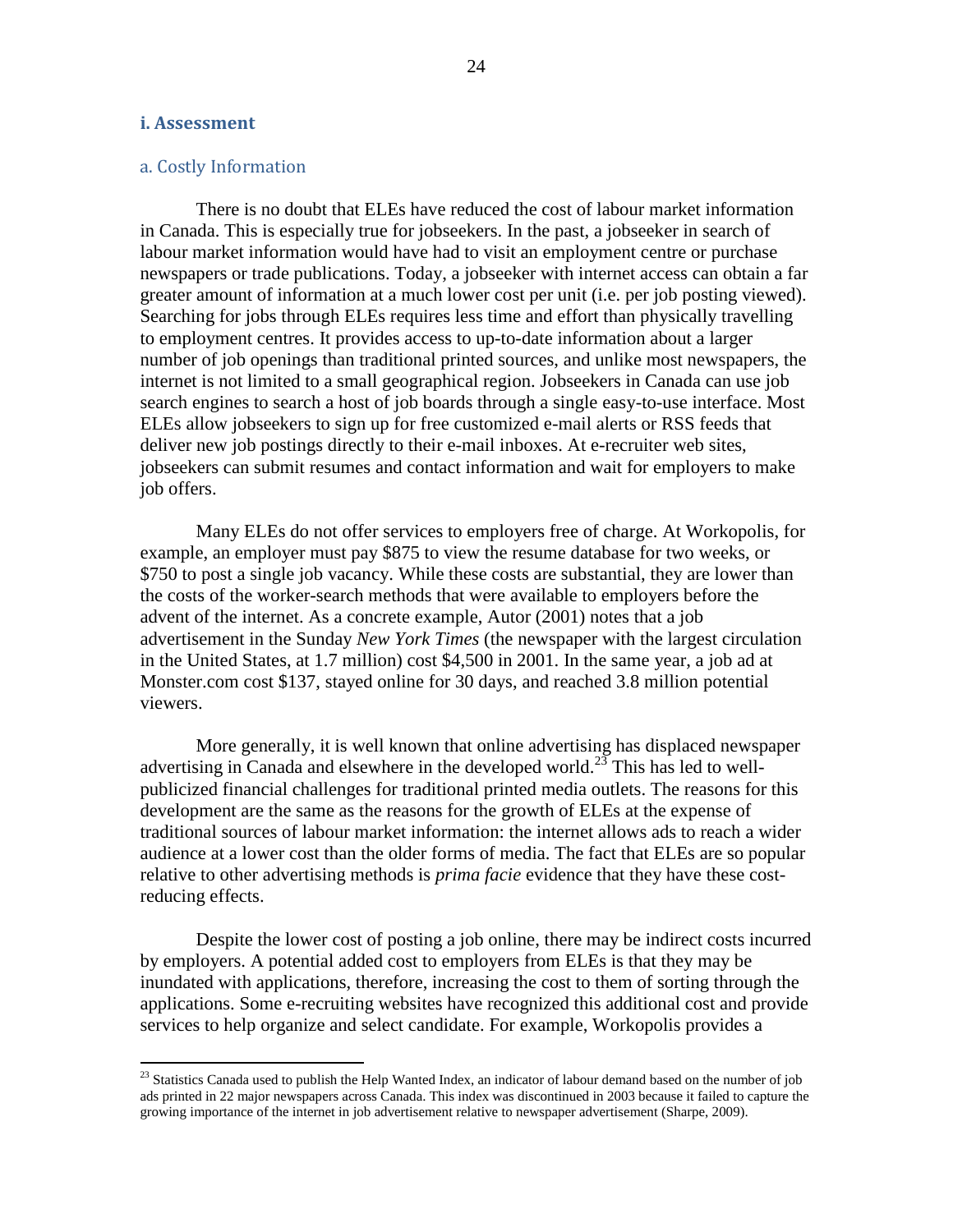### i. Assessment

#### a. Costly Information

There is no doubt that ELEs have reduced the cost of labour market information in Canada. This is especially true for jobseekers. In the past, a jobseeker in search of labour market information would have had to visit an employment centre or purchase newspapers or trade publications. Today, a jobseeker with internet access can obtain a far greater amount of information at a much lower cost per unit (i.e. per job posting viewed). Searching for jobs through ELEs requires less time and effort than physically travelling to employment centres. It provides access to up-to-date information about a larger number of job openings than traditional printed sources, and unlike most newspapers, the internet is not limited to a small geographical region. Jobseekers in Canada can use job search engines to search a host of job boards through a single easy-to-use interface. Most ELEs allow jobseekers to sign up for free customized e-mail alerts or RSS feeds that deliver new job postings directly to their e-mail inboxes. At e-recruiter web sites, jobseekers can submit resumes and contact information and wait for employers to make job offers.

Many ELEs do not offer services to employers free of charge. At Workopolis, for example, an employer must pay $875 to view the resume database for two weeks, or $750 to post a single job vacancy. While these costs are substantial, they are lower than the costs of the worker-search methods that were available to employers before the advent of the internet. As a concrete example, Autor (2001) notes that a job advertisement in the Sunday *New York Times* (the newspaper with the largest circulation in the United States, at 1.7 million) cost $4,500 in 2001. In the same year, a job ad at Monster.com cost $137, stayed online for 30 days, and reached 3.8 million potential viewers.

More generally, it is well known that online advertising has displaced newspaper advertising in Canada and elsewhere in the developed world.[23] This has led to well-publicized financial challenges for traditional printed media outlets. The reasons for this development are the same as the reasons for the growth of ELEs at the expense of traditional sources of labour market information: the internet allows ads to reach a wider audience at a lower cost than the older forms of media. The fact that ELEs are so popular relative to other advertising methods is *prima facie* evidence that they have these cost-reducing effects.

Despite the lower cost of posting a job online, there may be indirect costs incurred by employers. A potential added cost to employers from ELEs is that they may be inundated with applications, therefore, increasing the cost to them of sorting through the applications. Some e-recruiting websites have recognized this additional cost and provide services to help organize and select candidate. For example, Workopolis provides a

[23] Statistics Canada used to publish the Help Wanted Index, an indicator of labour demand based on the number of job ads printed in 22 major newspapers across Canada. This index was discontinued in 2003 because it failed to capture the growing importance of the internet in job advertisement relative to newspaper advertisement (Sharpe, 2009).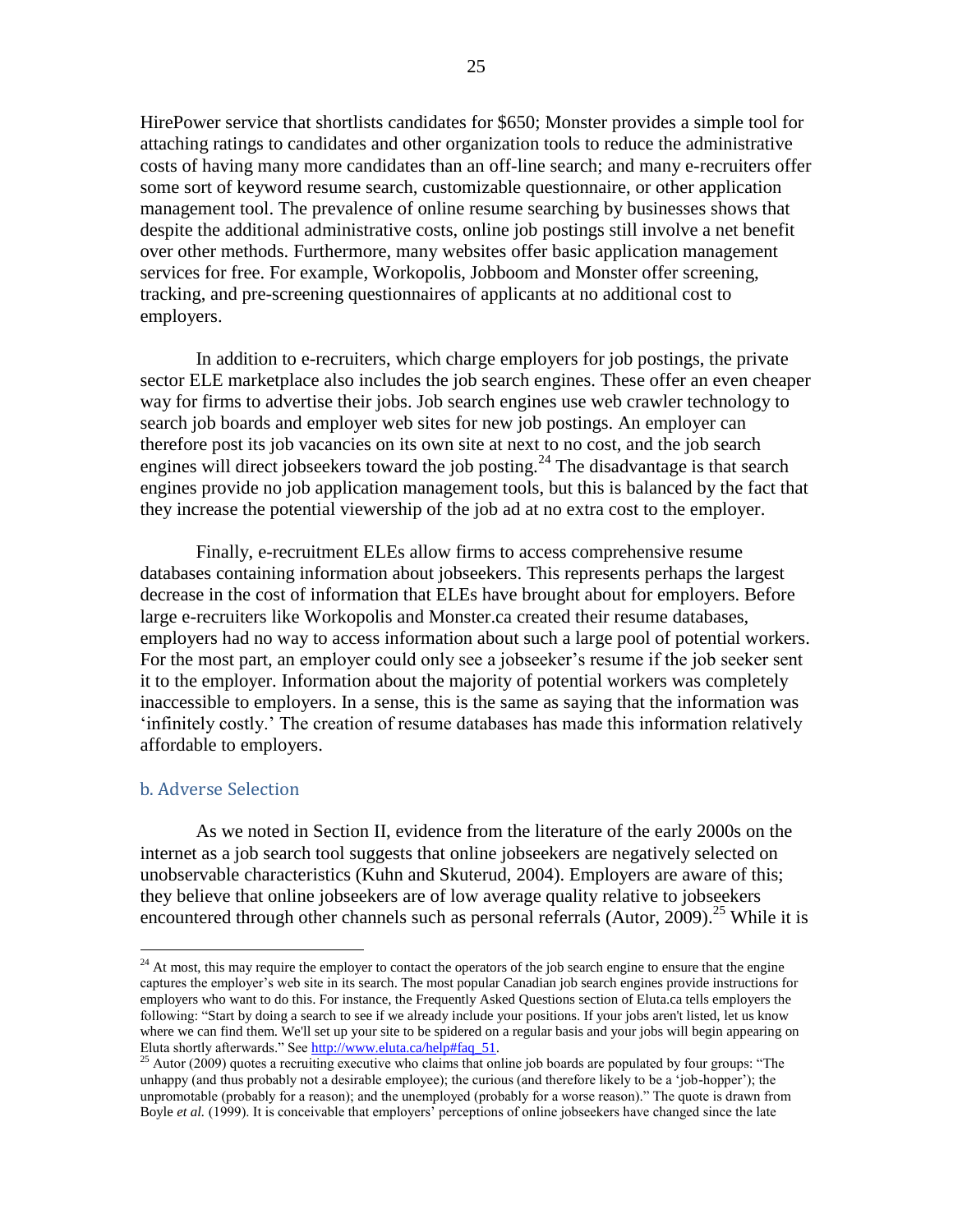HirePower service that shortlists candidates for $650; Monster provides a simple tool for attaching ratings to candidates and other organization tools to reduce the administrative costs of having many more candidates than an off-line search; and many e-recruiters offer some sort of keyword resume search, customizable questionnaire, or other application management tool. The prevalence of online resume searching by businesses shows that despite the additional administrative costs, online job postings still involve a net benefit over other methods. Furthermore, many websites offer basic application management services for free. For example, Workopolis, Jobboom and Monster offer screening, tracking, and pre-screening questionnaires of applicants at no additional cost to employers.

In addition to e-recruiters, which charge employers for job postings, the private sector ELE marketplace also includes the job search engines. These offer an even cheaper way for firms to advertise their jobs. Job search engines use web crawler technology to search job boards and employer web sites for new job postings. An employer can therefore post its job vacancies on its own site at next to no cost, and the job search engines will direct jobseekers toward the job posting.[24] The disadvantage is that search engines provide no job application management tools, but this is balanced by the fact that they increase the potential viewership of the job ad at no extra cost to the employer.

Finally, e-recruitment ELEs allow firms to access comprehensive resume databases containing information about jobseekers. This represents perhaps the largest decrease in the cost of information that ELEs have brought about for employers. Before large e-recruiters like Workopolis and Monster.ca created their resume databases, employers had no way to access information about such a large pool of potential workers. For the most part, an employer could only see a jobseeker's resume if the job seeker sent it to the employer. Information about the majority of potential workers was completely inaccessible to employers. In a sense, this is the same as saying that the information was 'infinitely costly.' The creation of resume databases has made this information relatively affordable to employers.

### b. Adverse Selection

As we noted in Section II, evidence from the literature of the early 2000s on the internet as a job search tool suggests that online jobseekers are negatively selected on unobservable characteristics (Kuhn and Skuterud, 2004). Employers are aware of this; they believe that online jobseekers are of low average quality relative to jobseekers encountered through other channels such as personal referrals (Autor, 2009).[25] While it is

---

[24] At most, this may require the employer to contact the operators of the job search engine to ensure that the engine captures the employer's web site in its search. The most popular Canadian job search engines provide instructions for employers who want to do this. For instance, the Frequently Asked Questions section of Eluta.ca tells employers the following: "Start by doing a search to see if we already include your positions. If your jobs aren't listed, let us know where we can find them. We'll set up your site to be spidered on a regular basis and your jobs will begin appearing on Eluta shortly afterwards." See http://www.eluta.ca/help#faq_51.

[25] Autor (2009) quotes a recruiting executive who claims that online job boards are populated by four groups: "The unhappy (and thus probably not a desirable employee); the curious (and therefore likely to be a 'job-hopper'); the unpromotable (probably for a reason); and the unemployed (probably for a worse reason)." The quote is drawn from Boyle *et al.* (1999). It is conceivable that employers' perceptions of online jobseekers have changed since the late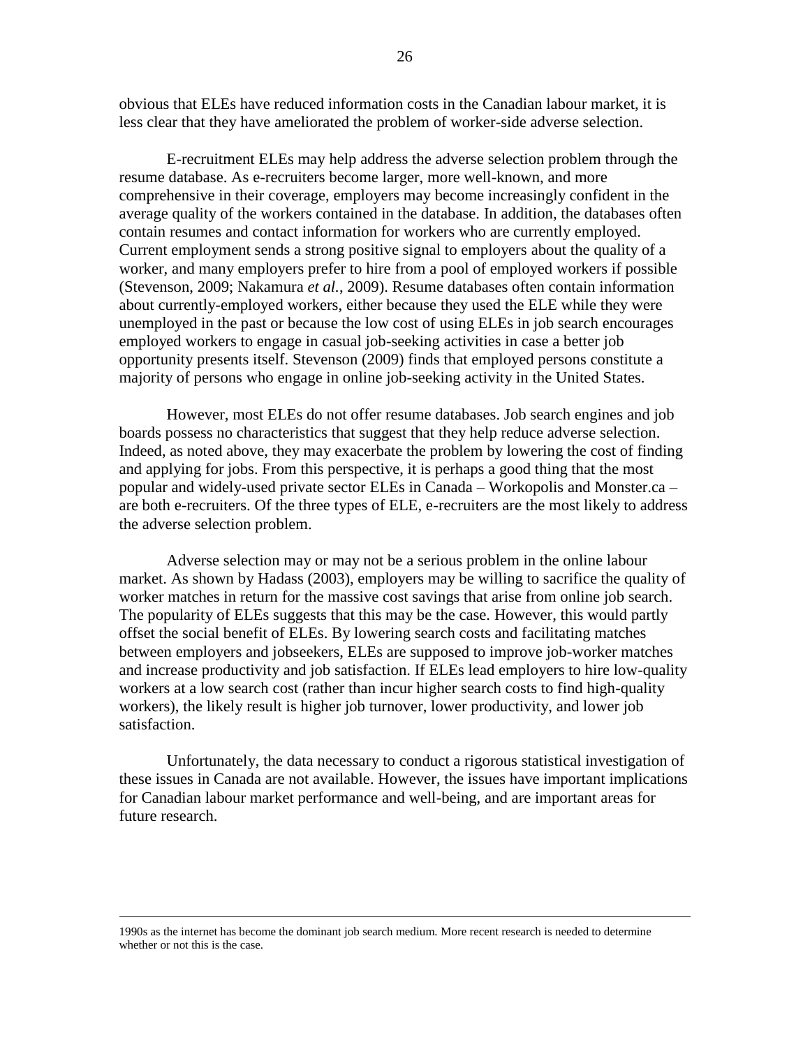obvious that ELEs have reduced information costs in the Canadian labour market, it is less clear that they have ameliorated the problem of worker-side adverse selection.

E-recruitment ELEs may help address the adverse selection problem through the resume database. As e-recruiters become larger, more well-known, and more comprehensive in their coverage, employers may become increasingly confident in the average quality of the workers contained in the database. In addition, the databases often contain resumes and contact information for workers who are currently employed. Current employment sends a strong positive signal to employers about the quality of a worker, and many employers prefer to hire from a pool of employed workers if possible (Stevenson, 2009; Nakamura *et al.*, 2009). Resume databases often contain information about currently-employed workers, either because they used the ELE while they were unemployed in the past or because the low cost of using ELEs in job search encourages employed workers to engage in casual job-seeking activities in case a better job opportunity presents itself. Stevenson (2009) finds that employed persons constitute a majority of persons who engage in online job-seeking activity in the United States.

However, most ELEs do not offer resume databases. Job search engines and job boards possess no characteristics that suggest that they help reduce adverse selection. Indeed, as noted above, they may exacerbate the problem by lowering the cost of finding and applying for jobs. From this perspective, it is perhaps a good thing that the most popular and widely-used private sector ELEs in Canada – Workopolis and Monster.ca – are both e-recruiters. Of the three types of ELE, e-recruiters are the most likely to address the adverse selection problem.

Adverse selection may or may not be a serious problem in the online labour market. As shown by Hadass (2003), employers may be willing to sacrifice the quality of worker matches in return for the massive cost savings that arise from online job search. The popularity of ELEs suggests that this may be the case. However, this would partly offset the social benefit of ELEs. By lowering search costs and facilitating matches between employers and jobseekers, ELEs are supposed to improve job-worker matches and increase productivity and job satisfaction. If ELEs lead employers to hire low-quality workers at a low search cost (rather than incur higher search costs to find high-quality workers), the likely result is higher job turnover, lower productivity, and lower job satisfaction.

Unfortunately, the data necessary to conduct a rigorous statistical investigation of these issues in Canada are not available. However, the issues have important implications for Canadian labour market performance and well-being, and are important areas for future research.

---

1990s as the internet has become the dominant job search medium. More recent research is needed to determine whether or not this is the case.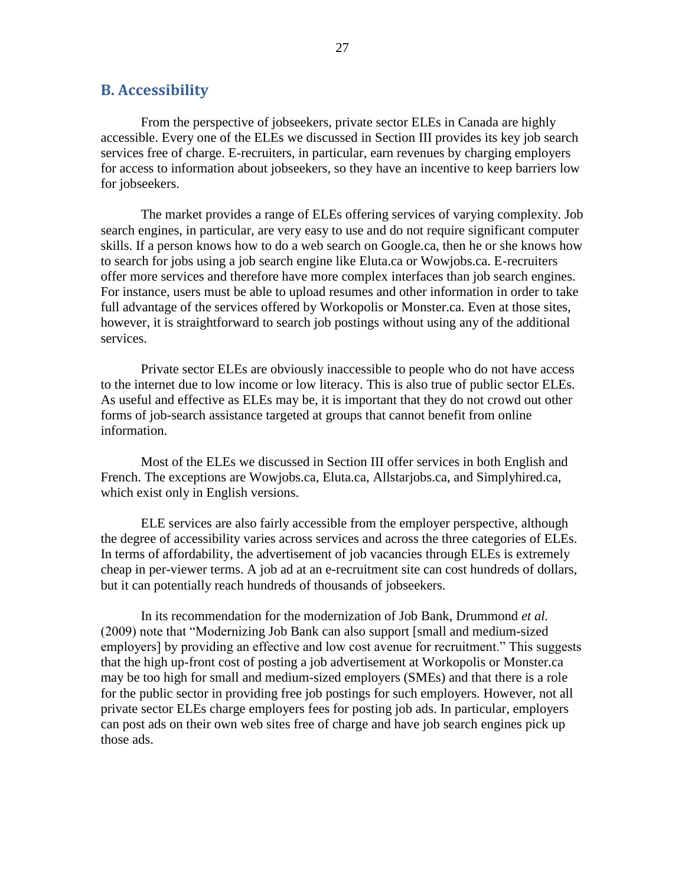## B. Accessibility

From the perspective of jobseekers, private sector ELEs in Canada are highly accessible. Every one of the ELEs we discussed in Section III provides its key job search services free of charge. E-recruiters, in particular, earn revenues by charging employers for access to information about jobseekers, so they have an incentive to keep barriers low for jobseekers.

The market provides a range of ELEs offering services of varying complexity. Job search engines, in particular, are very easy to use and do not require significant computer skills. If a person knows how to do a web search on Google.ca, then he or she knows how to search for jobs using a job search engine like Eluta.ca or Wowjobs.ca. E-recruiters offer more services and therefore have more complex interfaces than job search engines. For instance, users must be able to upload resumes and other information in order to take full advantage of the services offered by Workopolis or Monster.ca. Even at those sites, however, it is straightforward to search job postings without using any of the additional services.

Private sector ELEs are obviously inaccessible to people who do not have access to the internet due to low income or low literacy. This is also true of public sector ELEs. As useful and effective as ELEs may be, it is important that they do not crowd out other forms of job-search assistance targeted at groups that cannot benefit from online information.

Most of the ELEs we discussed in Section III offer services in both English and French. The exceptions are Wowjobs.ca, Eluta.ca, Allstarjobs.ca, and Simplyhired.ca, which exist only in English versions.

ELE services are also fairly accessible from the employer perspective, although the degree of accessibility varies across services and across the three categories of ELEs. In terms of affordability, the advertisement of job vacancies through ELEs is extremely cheap in per-viewer terms. A job ad at an e-recruitment site can cost hundreds of dollars, but it can potentially reach hundreds of thousands of jobseekers.

In its recommendation for the modernization of Job Bank, Drummond *et al.* (2009) note that "Modernizing Job Bank can also support [small and medium-sized employers] by providing an effective and low cost avenue for recruitment." This suggests that the high up-front cost of posting a job advertisement at Workopolis or Monster.ca may be too high for small and medium-sized employers (SMEs) and that there is a role for the public sector in providing free job postings for such employers. However, not all private sector ELEs charge employers fees for posting job ads. In particular, employers can post ads on their own web sites free of charge and have job search engines pick up those ads.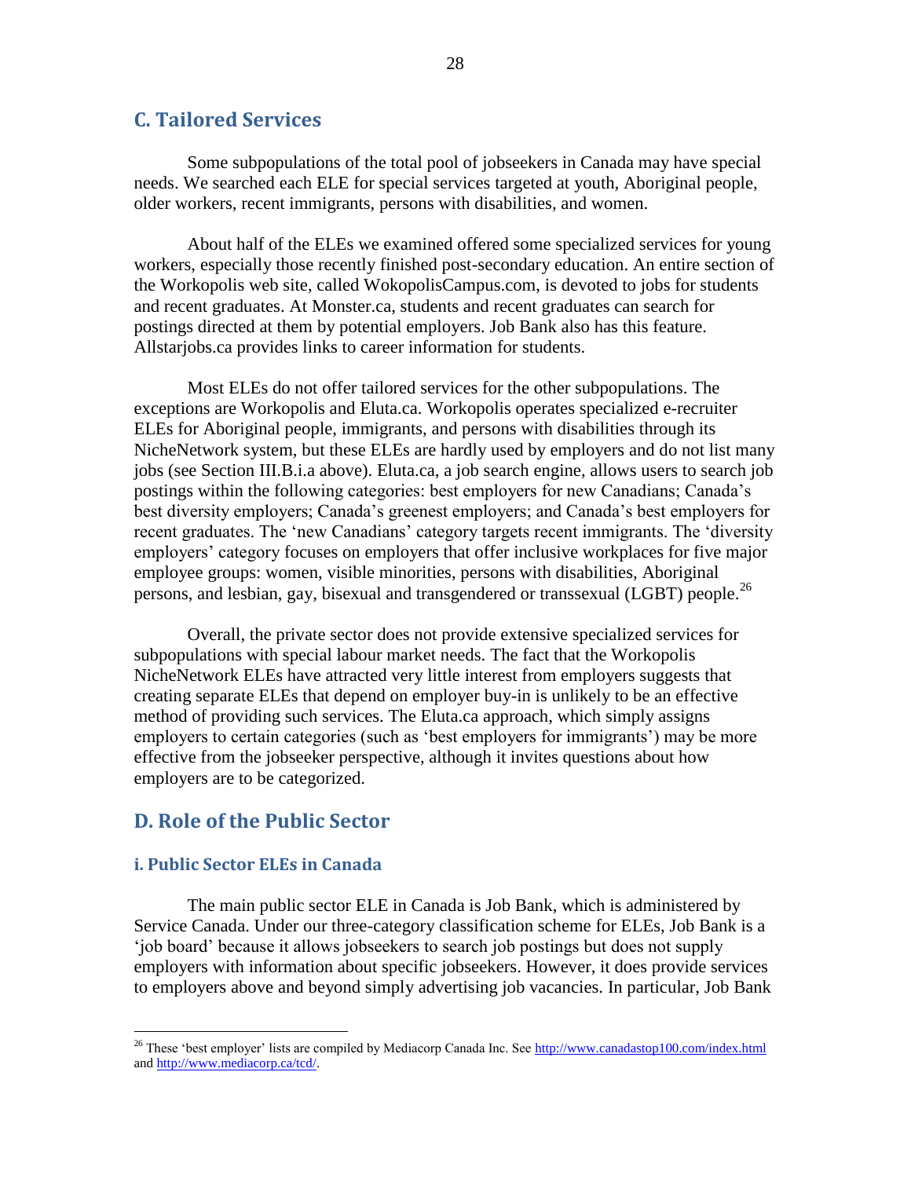## C. Tailored Services

Some subpopulations of the total pool of jobseekers in Canada may have special needs. We searched each ELE for special services targeted at youth, Aboriginal people, older workers, recent immigrants, persons with disabilities, and women.

About half of the ELEs we examined offered some specialized services for young workers, especially those recently finished post-secondary education. An entire section of the Workopolis web site, called WokopolisCampus.com, is devoted to jobs for students and recent graduates. At Monster.ca, students and recent graduates can search for postings directed at them by potential employers. Job Bank also has this feature. Allstarjobs.ca provides links to career information for students.

Most ELEs do not offer tailored services for the other subpopulations. The exceptions are Workopolis and Eluta.ca. Workopolis operates specialized e-recruiter ELEs for Aboriginal people, immigrants, and persons with disabilities through its NicheNetwork system, but these ELEs are hardly used by employers and do not list many jobs (see Section III.B.i.a above). Eluta.ca, a job search engine, allows users to search job postings within the following categories: best employers for new Canadians; Canada's best diversity employers; Canada's greenest employers; and Canada's best employers for recent graduates. The 'new Canadians' category targets recent immigrants. The 'diversity employers' category focuses on employers that offer inclusive workplaces for five major employee groups: women, visible minorities, persons with disabilities, Aboriginal persons, and lesbian, gay, bisexual and transgendered or transsexual (LGBT) people.[26]

Overall, the private sector does not provide extensive specialized services for subpopulations with special labour market needs. The fact that the Workopolis NicheNetwork ELEs have attracted very little interest from employers suggests that creating separate ELEs that depend on employer buy-in is unlikely to be an effective method of providing such services. The Eluta.ca approach, which simply assigns employers to certain categories (such as 'best employers for immigrants') may be more effective from the jobseeker perspective, although it invites questions about how employers are to be categorized.

## D. Role of the Public Sector

### i. Public Sector ELEs in Canada

The main public sector ELE in Canada is Job Bank, which is administered by Service Canada. Under our three-category classification scheme for ELEs, Job Bank is a 'job board' because it allows jobseekers to search job postings but does not supply employers with information about specific jobseekers. However, it does provide services to employers above and beyond simply advertising job vacancies. In particular, Job Bank

[26] These 'best employer' lists are compiled by Mediacorp Canada Inc. See http://www.canadastop100.com/index.html and http://www.mediacorp.ca/tcd/.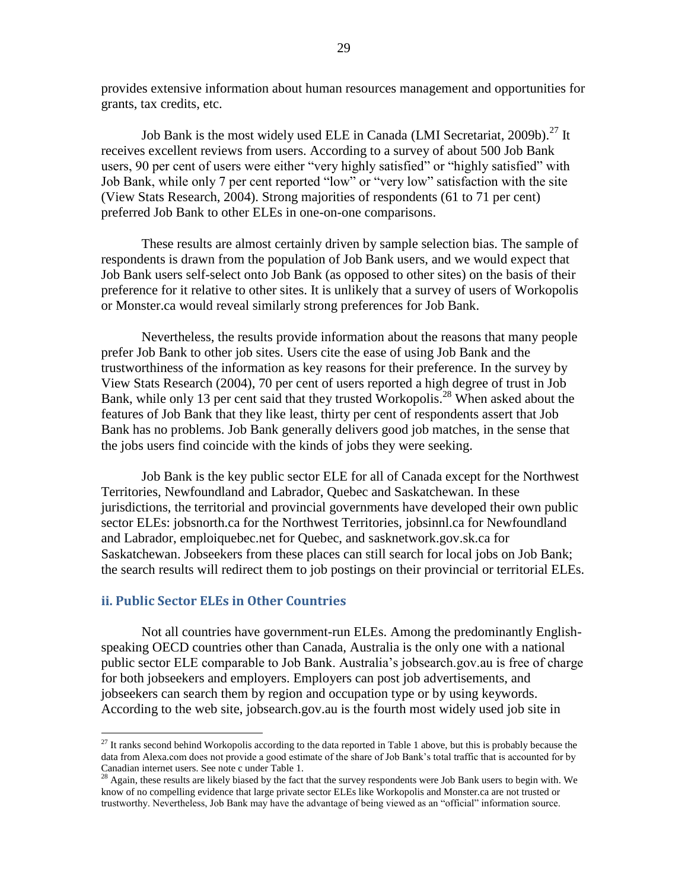provides extensive information about human resources management and opportunities for grants, tax credits, etc.

Job Bank is the most widely used ELE in Canada (LMI Secretariat, 2009b).[27] It receives excellent reviews from users. According to a survey of about 500 Job Bank users, 90 per cent of users were either "very highly satisfied" or "highly satisfied" with Job Bank, while only 7 per cent reported "low" or "very low" satisfaction with the site (View Stats Research, 2004). Strong majorities of respondents (61 to 71 per cent) preferred Job Bank to other ELEs in one-on-one comparisons.

These results are almost certainly driven by sample selection bias. The sample of respondents is drawn from the population of Job Bank users, and we would expect that Job Bank users self-select onto Job Bank (as opposed to other sites) on the basis of their preference for it relative to other sites. It is unlikely that a survey of users of Workopolis or Monster.ca would reveal similarly strong preferences for Job Bank.

Nevertheless, the results provide information about the reasons that many people prefer Job Bank to other job sites. Users cite the ease of using Job Bank and the trustworthiness of the information as key reasons for their preference. In the survey by View Stats Research (2004), 70 per cent of users reported a high degree of trust in Job Bank, while only 13 per cent said that they trusted Workopolis.[28] When asked about the features of Job Bank that they like least, thirty per cent of respondents assert that Job Bank has no problems. Job Bank generally delivers good job matches, in the sense that the jobs users find coincide with the kinds of jobs they were seeking.

Job Bank is the key public sector ELE for all of Canada except for the Northwest Territories, Newfoundland and Labrador, Quebec and Saskatchewan. In these jurisdictions, the territorial and provincial governments have developed their own public sector ELEs: jobsnorth.ca for the Northwest Territories, jobsinnl.ca for Newfoundland and Labrador, emploiquebec.net for Quebec, and sasknetwork.gov.sk.ca for Saskatchewan. Jobseekers from these places can still search for local jobs on Job Bank; the search results will redirect them to job postings on their provincial or territorial ELEs.

### ii. Public Sector ELEs in Other Countries

Not all countries have government-run ELEs. Among the predominantly English-speaking OECD countries other than Canada, Australia is the only one with a national public sector ELE comparable to Job Bank. Australia's jobsearch.gov.au is free of charge for both jobseekers and employers. Employers can post job advertisements, and jobseekers can search them by region and occupation type or by using keywords. According to the web site, jobsearch.gov.au is the fourth most widely used job site in

---

[27] It ranks second behind Workopolis according to the data reported in Table 1 above, but this is probably because the data from Alexa.com does not provide a good estimate of the share of Job Bank's total traffic that is accounted for by Canadian internet users. See note c under Table 1.

[28] Again, these results are likely biased by the fact that the survey respondents were Job Bank users to begin with. We know of no compelling evidence that large private sector ELEs like Workopolis and Monster.ca are not trusted or trustworthy. Nevertheless, Job Bank may have the advantage of being viewed as an "official" information source.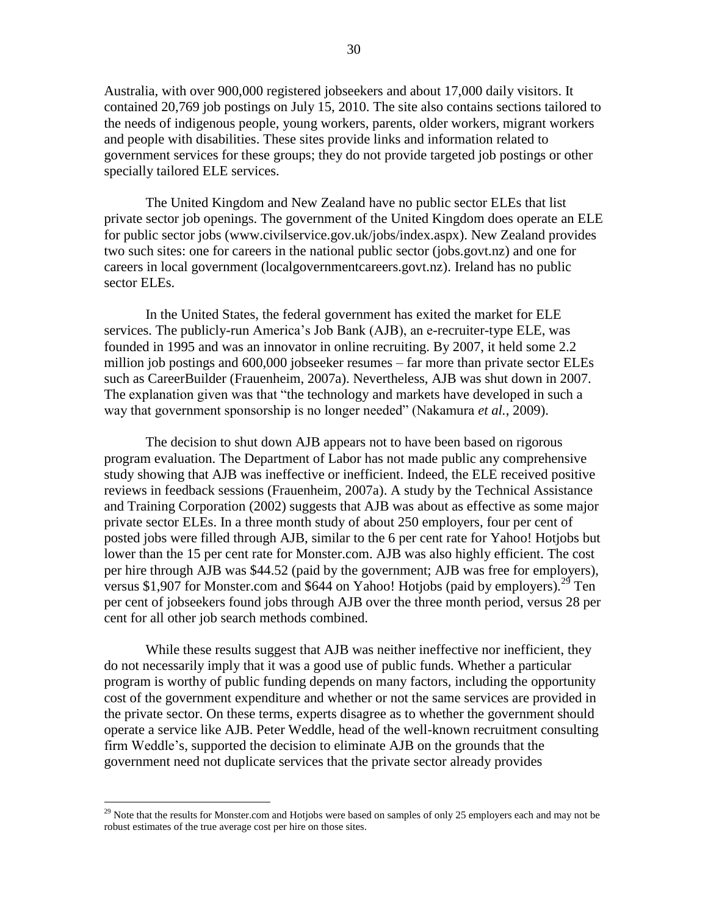Australia, with over 900,000 registered jobseekers and about 17,000 daily visitors. It contained 20,769 job postings on July 15, 2010. The site also contains sections tailored to the needs of indigenous people, young workers, parents, older workers, migrant workers and people with disabilities. These sites provide links and information related to government services for these groups; they do not provide targeted job postings or other specially tailored ELE services.

The United Kingdom and New Zealand have no public sector ELEs that list private sector job openings. The government of the United Kingdom does operate an ELE for public sector jobs (www.civilservice.gov.uk/jobs/index.aspx). New Zealand provides two such sites: one for careers in the national public sector (jobs.govt.nz) and one for careers in local government (localgovernmentcareers.govt.nz). Ireland has no public sector ELEs.

In the United States, the federal government has exited the market for ELE services. The publicly-run America's Job Bank (AJB), an e-recruiter-type ELE, was founded in 1995 and was an innovator in online recruiting. By 2007, it held some 2.2 million job postings and 600,000 jobseeker resumes – far more than private sector ELEs such as CareerBuilder (Frauenheim, 2007a). Nevertheless, AJB was shut down in 2007. The explanation given was that "the technology and markets have developed in such a way that government sponsorship is no longer needed" (Nakamura *et al.*, 2009).

The decision to shut down AJB appears not to have been based on rigorous program evaluation. The Department of Labor has not made public any comprehensive study showing that AJB was ineffective or inefficient. Indeed, the ELE received positive reviews in feedback sessions (Frauenheim, 2007a). A study by the Technical Assistance and Training Corporation (2002) suggests that AJB was about as effective as some major private sector ELEs. In a three month study of about 250 employers, four per cent of posted jobs were filled through AJB, similar to the 6 per cent rate for Yahoo! Hotjobs but lower than the 15 per cent rate for Monster.com. AJB was also highly efficient. The cost per hire through AJB was $44.52 (paid by the government; AJB was free for employers), versus $1,907 for Monster.com and $644 on Yahoo! Hotjobs (paid by employers).[29] Ten per cent of jobseekers found jobs through AJB over the three month period, versus 28 per cent for all other job search methods combined.

While these results suggest that AJB was neither ineffective nor inefficient, they do not necessarily imply that it was a good use of public funds. Whether a particular program is worthy of public funding depends on many factors, including the opportunity cost of the government expenditure and whether or not the same services are provided in the private sector. On these terms, experts disagree as to whether the government should operate a service like AJB. Peter Weddle, head of the well-known recruitment consulting firm Weddle's, supported the decision to eliminate AJB on the grounds that the government need not duplicate services that the private sector already provides

---

[29] Note that the results for Monster.com and Hotjobs were based on samples of only 25 employers each and may not be robust estimates of the true average cost per hire on those sites.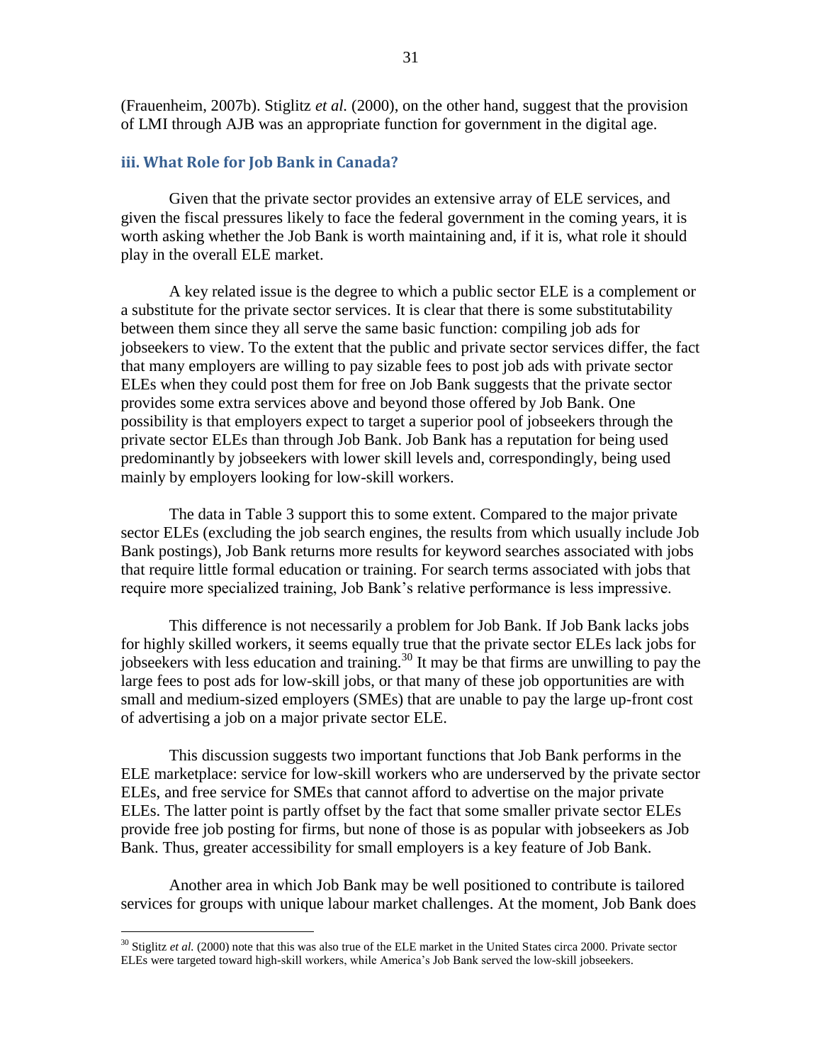(Frauenheim, 2007b). Stiglitz *et al.* (2000), on the other hand, suggest that the provision of LMI through AJB was an appropriate function for government in the digital age.

### iii. What Role for Job Bank in Canada?

Given that the private sector provides an extensive array of ELE services, and given the fiscal pressures likely to face the federal government in the coming years, it is worth asking whether the Job Bank is worth maintaining and, if it is, what role it should play in the overall ELE market.

A key related issue is the degree to which a public sector ELE is a complement or a substitute for the private sector services. It is clear that there is some substitutability between them since they all serve the same basic function: compiling job ads for jobseekers to view. To the extent that the public and private sector services differ, the fact that many employers are willing to pay sizable fees to post job ads with private sector ELEs when they could post them for free on Job Bank suggests that the private sector provides some extra services above and beyond those offered by Job Bank. One possibility is that employers expect to target a superior pool of jobseekers through the private sector ELEs than through Job Bank. Job Bank has a reputation for being used predominantly by jobseekers with lower skill levels and, correspondingly, being used mainly by employers looking for low-skill workers.

The data in Table 3 support this to some extent. Compared to the major private sector ELEs (excluding the job search engines, the results from which usually include Job Bank postings), Job Bank returns more results for keyword searches associated with jobs that require little formal education or training. For search terms associated with jobs that require more specialized training, Job Bank's relative performance is less impressive.

This difference is not necessarily a problem for Job Bank. If Job Bank lacks jobs for highly skilled workers, it seems equally true that the private sector ELEs lack jobs for jobseekers with less education and training.[30] It may be that firms are unwilling to pay the large fees to post ads for low-skill jobs, or that many of these job opportunities are with small and medium-sized employers (SMEs) that are unable to pay the large up-front cost of advertising a job on a major private sector ELE.

This discussion suggests two important functions that Job Bank performs in the ELE marketplace: service for low-skill workers who are underserved by the private sector ELEs, and free service for SMEs that cannot afford to advertise on the major private ELEs. The latter point is partly offset by the fact that some smaller private sector ELEs provide free job posting for firms, but none of those is as popular with jobseekers as Job Bank. Thus, greater accessibility for small employers is a key feature of Job Bank.

Another area in which Job Bank may be well positioned to contribute is tailored services for groups with unique labour market challenges. At the moment, Job Bank does

---

[30] Stiglitz *et al.* (2000) note that this was also true of the ELE market in the United States circa 2000. Private sector ELEs were targeted toward high-skill workers, while America's Job Bank served the low-skill jobseekers.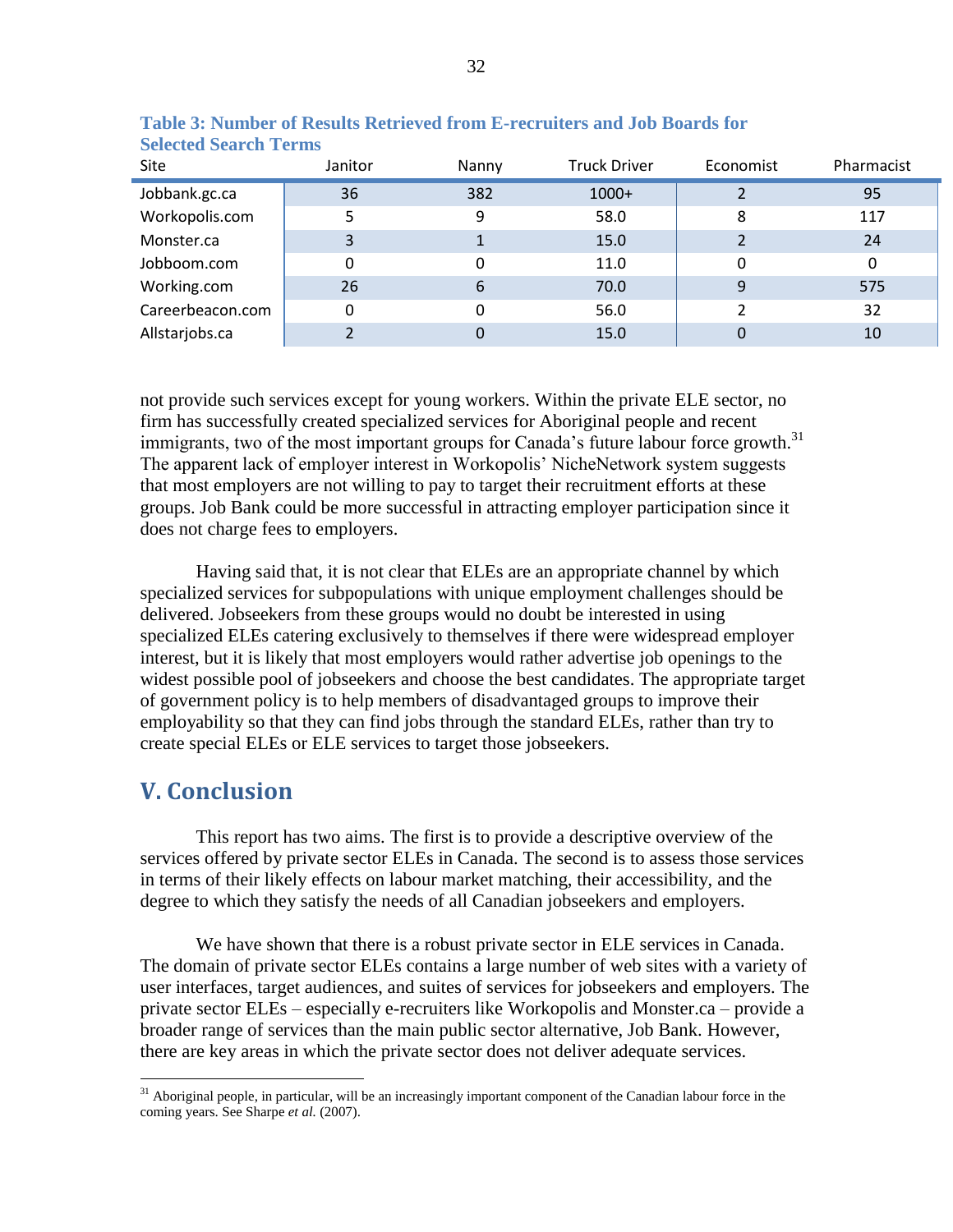**Table 3: Number of Results Retrieved from E-recruiters and Job Boards for Selected Search Terms**

| Site | Janitor | Nanny | Truck Driver | Economist | Pharmacist |
|---|---|---|---|---|---|
| Jobbank.gc.ca | 36 | 382 | 1000+ | 2 | 95 |
| Workopolis.com | 5 | 9 | 58.0 | 8 | 117 |
| Monster.ca | 3 | 1 | 15.0 | 2 | 24 |
| Jobboom.com | 0 | 0 | 11.0 | 0 | 0 |
| Working.com | 26 | 6 | 70.0 | 9 | 575 |
| Careerbeacon.com | 0 | 0 | 56.0 | 2 | 32 |
| Allstarjobs.ca | 2 | 0 | 15.0 | 0 | 10 |

not provide such services except for young workers. Within the private ELE sector, no firm has successfully created specialized services for Aboriginal people and recent immigrants, two of the most important groups for Canada's future labour force growth.[31] The apparent lack of employer interest in Workopolis' NicheNetwork system suggests that most employers are not willing to pay to target their recruitment efforts at these groups. Job Bank could be more successful in attracting employer participation since it does not charge fees to employers.

Having said that, it is not clear that ELEs are an appropriate channel by which specialized services for subpopulations with unique employment challenges should be delivered. Jobseekers from these groups would no doubt be interested in using specialized ELEs catering exclusively to themselves if there were widespread employer interest, but it is likely that most employers would rather advertise job openings to the widest possible pool of jobseekers and choose the best candidates. The appropriate target of government policy is to help members of disadvantaged groups to improve their employability so that they can find jobs through the standard ELEs, rather than try to create special ELEs or ELE services to target those jobseekers.

## V. Conclusion

This report has two aims. The first is to provide a descriptive overview of the services offered by private sector ELEs in Canada. The second is to assess those services in terms of their likely effects on labour market matching, their accessibility, and the degree to which they satisfy the needs of all Canadian jobseekers and employers.

We have shown that there is a robust private sector in ELE services in Canada. The domain of private sector ELEs contains a large number of web sites with a variety of user interfaces, target audiences, and suites of services for jobseekers and employers. The private sector ELEs – especially e-recruiters like Workopolis and Monster.ca – provide a broader range of services than the main public sector alternative, Job Bank. However, there are key areas in which the private sector does not deliver adequate services.

[31] Aboriginal people, in particular, will be an increasingly important component of the Canadian labour force in the coming years. See Sharpe *et al.* (2007).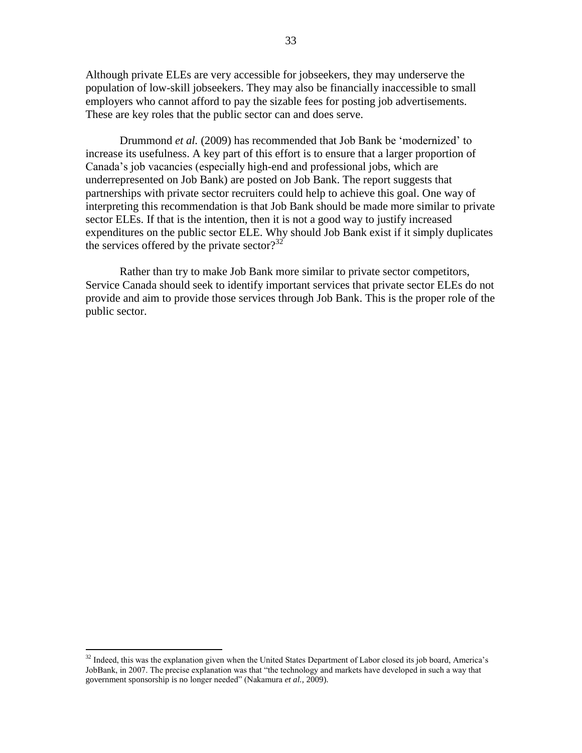Although private ELEs are very accessible for jobseekers, they may underserve the population of low-skill jobseekers. They may also be financially inaccessible to small employers who cannot afford to pay the sizable fees for posting job advertisements. These are key roles that the public sector can and does serve.

Drummond *et al.* (2009) has recommended that Job Bank be 'modernized' to increase its usefulness. A key part of this effort is to ensure that a larger proportion of Canada's job vacancies (especially high-end and professional jobs, which are underrepresented on Job Bank) are posted on Job Bank. The report suggests that partnerships with private sector recruiters could help to achieve this goal. One way of interpreting this recommendation is that Job Bank should be made more similar to private sector ELEs. If that is the intention, then it is not a good way to justify increased expenditures on the public sector ELE. Why should Job Bank exist if it simply duplicates the services offered by the private sector?[32]

Rather than try to make Job Bank more similar to private sector competitors, Service Canada should seek to identify important services that private sector ELEs do not provide and aim to provide those services through Job Bank. This is the proper role of the public sector.

---

[32] Indeed, this was the explanation given when the United States Department of Labor closed its job board, America's JobBank, in 2007. The precise explanation was that "the technology and markets have developed in such a way that government sponsorship is no longer needed" (Nakamura *et al.*, 2009).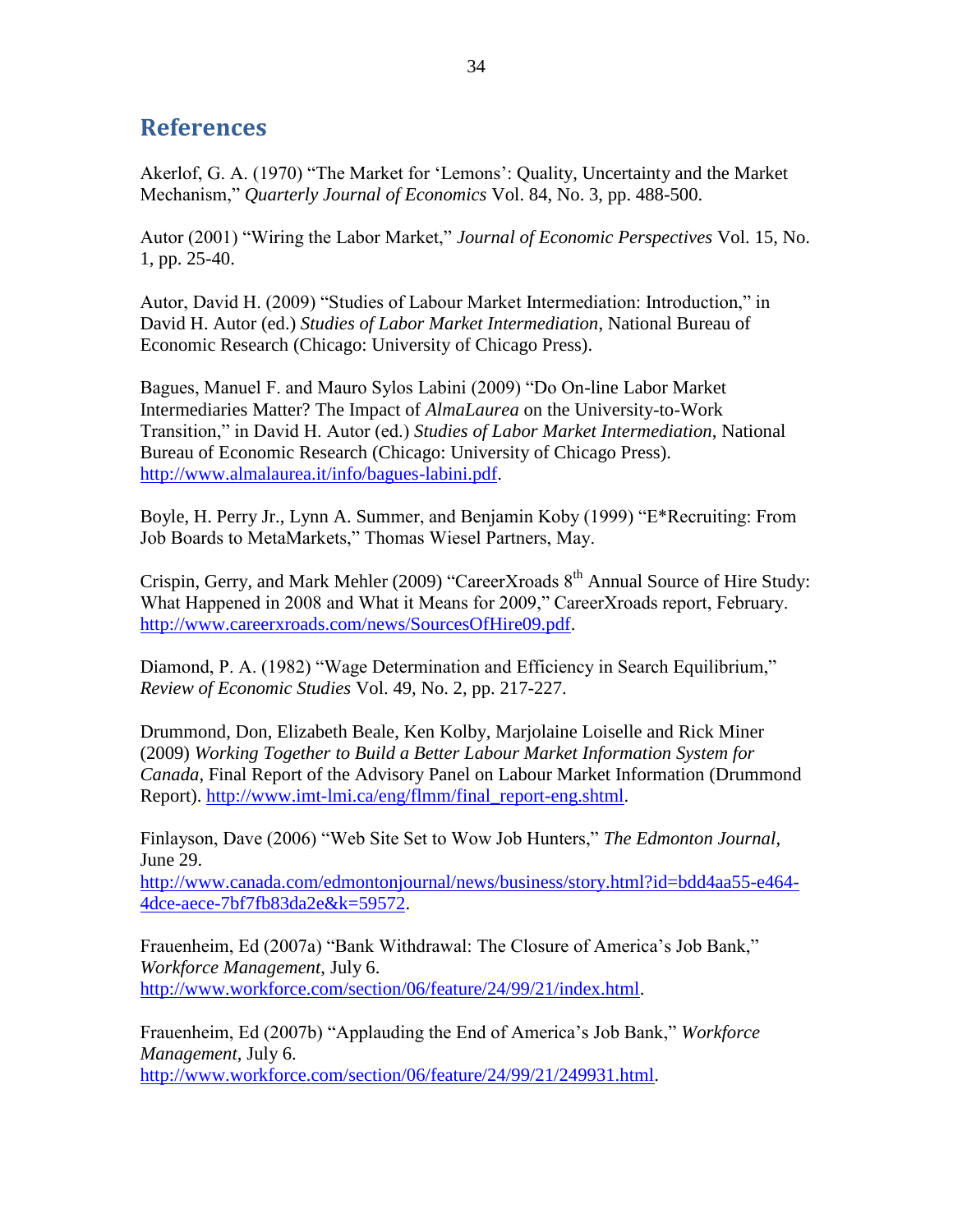## References

Akerlof, G. A. (1970) "The Market for 'Lemons': Quality, Uncertainty and the Market Mechanism," *Quarterly Journal of Economics* Vol. 84, No. 3, pp. 488-500.

Autor (2001) "Wiring the Labor Market," *Journal of Economic Perspectives* Vol. 15, No. 1, pp. 25-40.

Autor, David H. (2009) "Studies of Labour Market Intermediation: Introduction," in David H. Autor (ed.) *Studies of Labor Market Intermediation*, National Bureau of Economic Research (Chicago: University of Chicago Press).

Bagues, Manuel F. and Mauro Sylos Labini (2009) "Do On-line Labor Market Intermediaries Matter? The Impact of *AlmaLaurea* on the University-to-Work Transition," in David H. Autor (ed.) *Studies of Labor Market Intermediation*, National Bureau of Economic Research (Chicago: University of Chicago Press). http://www.almalaurea.it/info/bagues-labini.pdf.

Boyle, H. Perry Jr., Lynn A. Summer, and Benjamin Koby (1999) "E*Recruiting: From Job Boards to MetaMarkets," Thomas Wiesel Partners, May.

Crispin, Gerry, and Mark Mehler (2009) "CareerXroads 8th Annual Source of Hire Study: What Happened in 2008 and What it Means for 2009," CareerXroads report, February. http://www.careerxroads.com/news/SourcesOfHire09.pdf.

Diamond, P. A. (1982) "Wage Determination and Efficiency in Search Equilibrium," *Review of Economic Studies* Vol. 49, No. 2, pp. 217-227.

Drummond, Don, Elizabeth Beale, Ken Kolby, Marjolaine Loiselle and Rick Miner (2009) *Working Together to Build a Better Labour Market Information System for Canada*, Final Report of the Advisory Panel on Labour Market Information (Drummond Report). http://www.imt-lmi.ca/eng/flmm/final_report-eng.shtml.

Finlayson, Dave (2006) "Web Site Set to Wow Job Hunters," *The Edmonton Journal*, June 29. http://www.canada.com/edmontonjournal/news/business/story.html?id=bdd4aa55-e464-4dce-aece-7bf7fb83da2e&k=59572.

Frauenheim, Ed (2007a) "Bank Withdrawal: The Closure of America's Job Bank," *Workforce Management*, July 6. http://www.workforce.com/section/06/feature/24/99/21/index.html.

Frauenheim, Ed (2007b) "Applauding the End of America's Job Bank," *Workforce Management*, July 6. http://www.workforce.com/section/06/feature/24/99/21/249931.html.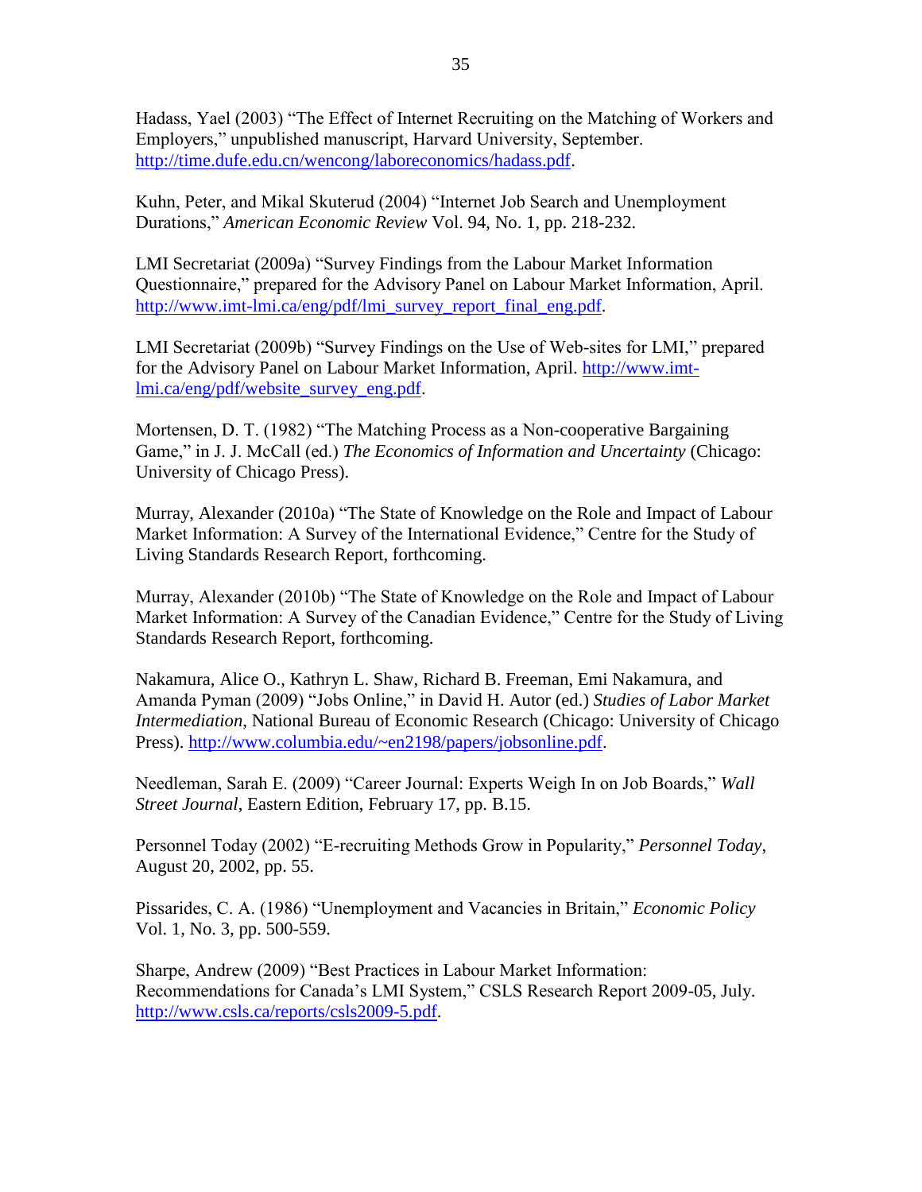Hadass, Yael (2003) "The Effect of Internet Recruiting on the Matching of Workers and Employers," unpublished manuscript, Harvard University, September. http://time.dufe.edu.cn/wencong/laboreconomics/hadass.pdf.

Kuhn, Peter, and Mikal Skuterud (2004) "Internet Job Search and Unemployment Durations," *American Economic Review* Vol. 94, No. 1, pp. 218-232.

LMI Secretariat (2009a) "Survey Findings from the Labour Market Information Questionnaire," prepared for the Advisory Panel on Labour Market Information, April. http://www.imt-lmi.ca/eng/pdf/lmi_survey_report_final_eng.pdf.

LMI Secretariat (2009b) "Survey Findings on the Use of Web-sites for LMI," prepared for the Advisory Panel on Labour Market Information, April. http://www.imt-lmi.ca/eng/pdf/website_survey_eng.pdf.

Mortensen, D. T. (1982) "The Matching Process as a Non-cooperative Bargaining Game," in J. J. McCall (ed.) *The Economics of Information and Uncertainty* (Chicago: University of Chicago Press).

Murray, Alexander (2010a) "The State of Knowledge on the Role and Impact of Labour Market Information: A Survey of the International Evidence," Centre for the Study of Living Standards Research Report, forthcoming.

Murray, Alexander (2010b) "The State of Knowledge on the Role and Impact of Labour Market Information: A Survey of the Canadian Evidence," Centre for the Study of Living Standards Research Report, forthcoming.

Nakamura, Alice O., Kathryn L. Shaw, Richard B. Freeman, Emi Nakamura, and Amanda Pyman (2009) "Jobs Online," in David H. Autor (ed.) *Studies of Labor Market Intermediation*, National Bureau of Economic Research (Chicago: University of Chicago Press). http://www.columbia.edu/~en2198/papers/jobsonline.pdf.

Needleman, Sarah E. (2009) "Career Journal: Experts Weigh In on Job Boards," *Wall Street Journal*, Eastern Edition, February 17, pp. B.15.

Personnel Today (2002) "E-recruiting Methods Grow in Popularity," *Personnel Today*, August 20, 2002, pp. 55.

Pissarides, C. A. (1986) "Unemployment and Vacancies in Britain," *Economic Policy* Vol. 1, No. 3, pp. 500-559.

Sharpe, Andrew (2009) "Best Practices in Labour Market Information: Recommendations for Canada's LMI System," CSLS Research Report 2009-05, July. http://www.csls.ca/reports/csls2009-5.pdf.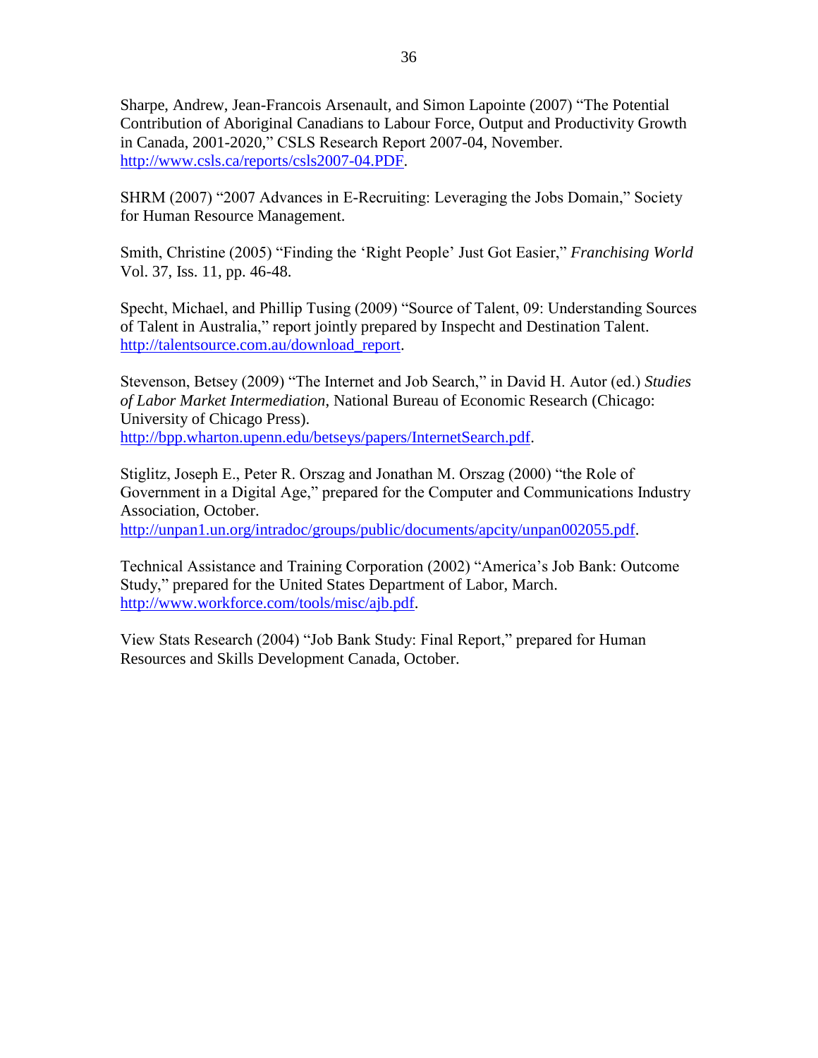Sharpe, Andrew, Jean-Francois Arsenault, and Simon Lapointe (2007) "The Potential Contribution of Aboriginal Canadians to Labour Force, Output and Productivity Growth in Canada, 2001-2020," CSLS Research Report 2007-04, November. http://www.csls.ca/reports/csls2007-04.PDF.

SHRM (2007) "2007 Advances in E-Recruiting: Leveraging the Jobs Domain," Society for Human Resource Management.

Smith, Christine (2005) "Finding the 'Right People' Just Got Easier," *Franchising World* Vol. 37, Iss. 11, pp. 46-48.

Specht, Michael, and Phillip Tusing (2009) "Source of Talent, 09: Understanding Sources of Talent in Australia," report jointly prepared by Inspecht and Destination Talent. http://talentsource.com.au/download_report.

Stevenson, Betsey (2009) "The Internet and Job Search," in David H. Autor (ed.) *Studies of Labor Market Intermediation*, National Bureau of Economic Research (Chicago: University of Chicago Press). http://bpp.wharton.upenn.edu/betseys/papers/InternetSearch.pdf.

Stiglitz, Joseph E., Peter R. Orszag and Jonathan M. Orszag (2000) "the Role of Government in a Digital Age," prepared for the Computer and Communications Industry Association, October. http://unpan1.un.org/intradoc/groups/public/documents/apcity/unpan002055.pdf.

Technical Assistance and Training Corporation (2002) "America's Job Bank: Outcome Study," prepared for the United States Department of Labor, March. http://www.workforce.com/tools/misc/ajb.pdf.

View Stats Research (2004) "Job Bank Study: Final Report," prepared for Human Resources and Skills Development Canada, October.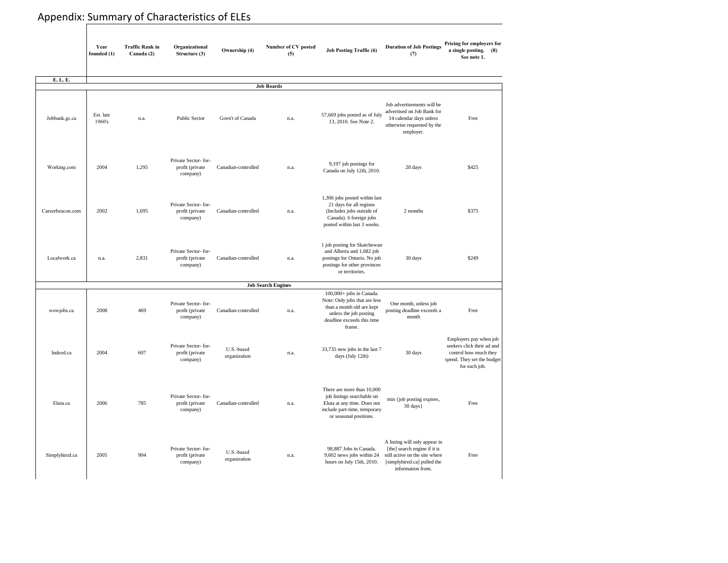# Appendix: Summary of Characteristics of ELEs

| E. L. E. | Year founded (1) | Traffic Rank in Canada (2) | Organizational Structure (3) | Ownership (4) | Number of CV posted (5) | Job Posting Traffic (6) | Duration of Job Postings (7) | Pricing for employers for a single posting. (8) See note 1. |
|---|---|---|---|---|---|---|---|---|
| **Job Boards** | | | | | | | | |
| Jobbank.gc.ca | Est. late 1960's | n.a. | Public Sector | Govn't of Canada | n.a. | 57,669 jobs posted as of July 13, 2010. See Note 2. | Job advertisements will be advertised on Job Bank for 14 calendar days unless otherwise requested by the employer. | Free |
| Working.com | 2004 | 1,295 | Private Sector- for-profit (private company) | Canadian-controlled | n.a. | 9,197 job postings for Canada on July 12th, 2010. | 28 days | $425 |
| Careerbeacon.com | 2002 | 1,695 | Private Sector- for-profit (private company) | Canadian-controlled | n.a. | 1,306 jobs posted within last 21 days for all regions (Includes jobs outside of Canada). 6 foreign jobs posted within last 3 weeks. | 2 months | $375 |
| Localwork.ca | n.a. | 2,831 | Private Sector- for-profit (private company) | Canadian-controlled | n.a. | 1 job posting for Skatchewan and Alberta and 1,682 job postings for Ontario. No job postings for other provinces or territories. | 30 days | $249 |
| **Job Search Engines** | | | | | | | | |
| wowjobs.ca | 2008 | 469 | Private Sector- for-profit (private company) | Canadian-controlled | n.a. | 100,000+ jobs in Canada. Note: Only jobs that are less than a month old are kept unless the job posting deadline exceeds this time frame. | One month, unless job posting deadline exceeds a month | Free |
| Indeed.ca | 2004 | 607 | Private Sector- for-profit (private company) | U.S.-based organization | n.a. | 33,735 new jobs in the last 7 days (July 12th) | 30 days | Employers pay when job seekers click their ad and control how much they spend. They set the budget for each job. |
| Eluta.ca | 2006 | 785 | Private Sector- for-profit (private company) | Canadian-controlled | n.a. | There are more than 10,000 job listings searchable on Eluta at any time. Does not include part-time, temporary or seasonal positions. | min {job posting expires, 30 days} | Free |
| Simplyhired.ca | 2005 | 904 | Private Sector- for-profit (private company) | U.S.-based organization | n.a. | 98,887 Jobs in Canada. 9,602 news jobs within 24 hours on July 15th, 2010. | A listing will only appear in [the] search engine if it is still active on the site where [simplyhired.ca] pulled the information from. | Free |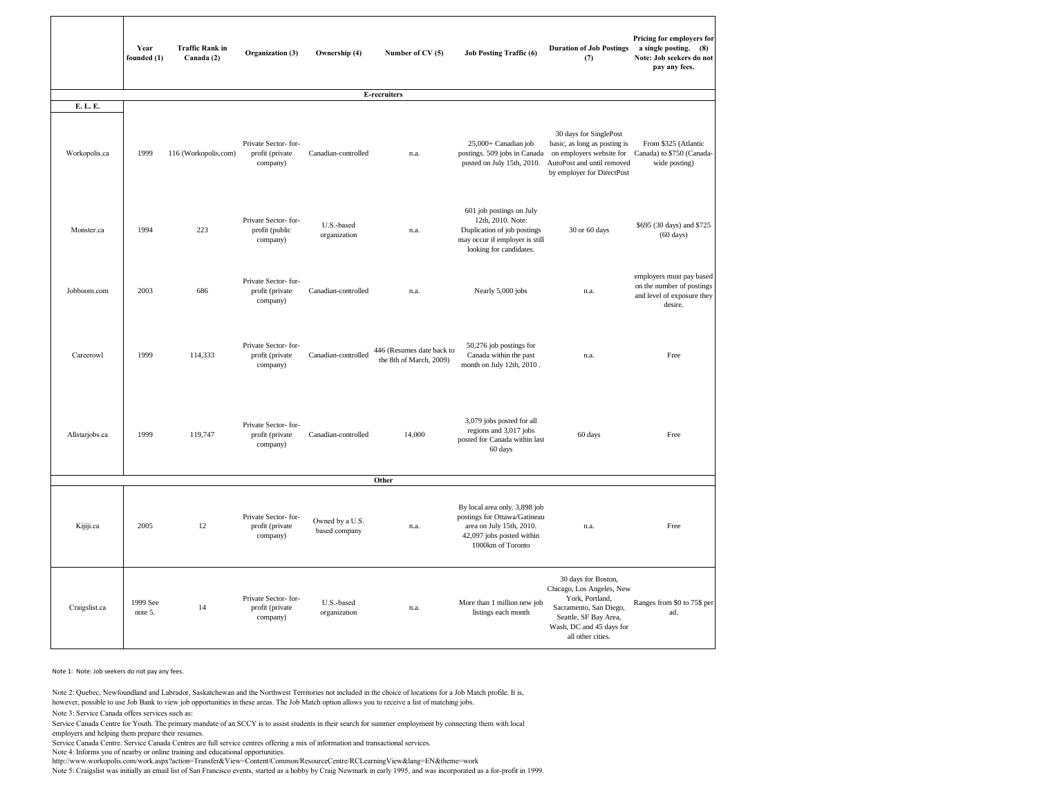| | Year founded (1) | Traffic Rank in Canada (2) | Organization (3) | Ownership (4) | Number of CV (5) | Job Posting Traffic (6) | Duration of Job Postings (7) | Pricing for employers for a single posting. (8) Note: Job seekers do not pay any fees. |
|---|---|---|---|---|---|---|---|---|
| | | | | | **E-recruiters** | | | |
| **E. L. E.** | | | | | | | | |
| Workopolis.ca | 1999 | 116 (Workopolis.com) | Private Sector- for-profit (private company) | Canadian-controlled | n.a. | 25,000+ Canadian job postings. 509 jobs in Canada posted on July 15th, 2010. | 30 days for SinglePost basic, as long as posting is on employers website for AutoPost and until removed by employer for DirectPost | From $325 (Atlantic Canada) to $750 (Canada-wide posting) |
| Monster.ca | 1994 | 223 | Private Sector- for-profit (public company) | U.S.-based organization | n.a. | 601 job postings on July 12th, 2010. Note: Duplication of job postings may occur if employer is still looking for candidates. | 30 or 60 days | $695 (30 days) and $725 (60 days) |
| Jobboom.com | 2003 | 686 | Private Sector- for-profit (private company) | Canadian-controlled | n.a. | Nearly 5,000 jobs | n.a. | employers must pay based on the number of postings and level of exposure they desire. |
| Careerowl | 1999 | 114,333 | Private Sector- for-profit (private company) | Canadian-controlled | 446 (Resumes date back to the 8th of March, 2009) | 50,276 job postings for Canada within the past month on July 12th, 2010 . | n.a. | Free |
| Allstarjobs.ca | 1999 | 119,747 | Private Sector- for-profit (private company) | Canadian-controlled | 14,000 | 3,079 jobs posted for all regions and 3,017 jobs posted for Canada within last 60 days | 60 days | Free |
| | | | | | **Other** | | | |
| Kijiji.ca | 2005 | 12 | Private Sector- for-profit (private company) | Owned by a U.S. based company | n.a. | By local area only. 3,898 job postings for Ottawa/Gatineau area on July 15th, 2010. 42,097 jobs posted within 1000km of Toronto | n.a. | Free |
| Craigslist.ca | 1999 See note 5. | 14 | Private Sector- for-profit (private company) | U.S.-based organization | n.a. | More than 1 million new job listings each month | 30 days for Boston, Chicago, Los Angeles, New York, Portland, Sacramento, San Diego, Seattle, SF Bay Area, Wash, DC and 45 days for all other cities. | Ranges from $0 to 75$ per ad. |

Note 1: Note: Job seekers do not pay any fees.

Note 2: Quebec, Newfoundland and Labrador, Saskatchewan and the Northwest Territories not included in the choice of locations for a Job Match profile. It is, however, possible to use Job Bank to view job opportunities in these areas. The Job Match option allows you to receive a list of matching jobs.

Note 3: Service Canada offers services such as:

Service Canada Centre for Youth. The primary mandate of an SCCY is to assist students in their search for summer employment by connecting them with local employers and helping them prepare their resumes.

Service Canada Centre. Service Canada Centres are full service centres offering a mix of information and transactional services.

Note 4: Informs you of nearby or online training and educational opportunities.

http://www.workopolis.com/work.aspx?action=Transfer&View=Content/Common/ResourceCentre/RCLearningView&lang=EN&theme=work

Note 5: Craigslist was initially an email list of San Francisco events, started as a hobby by Craig Newmark in early 1995, and was incorporated as a for-profit in 1999.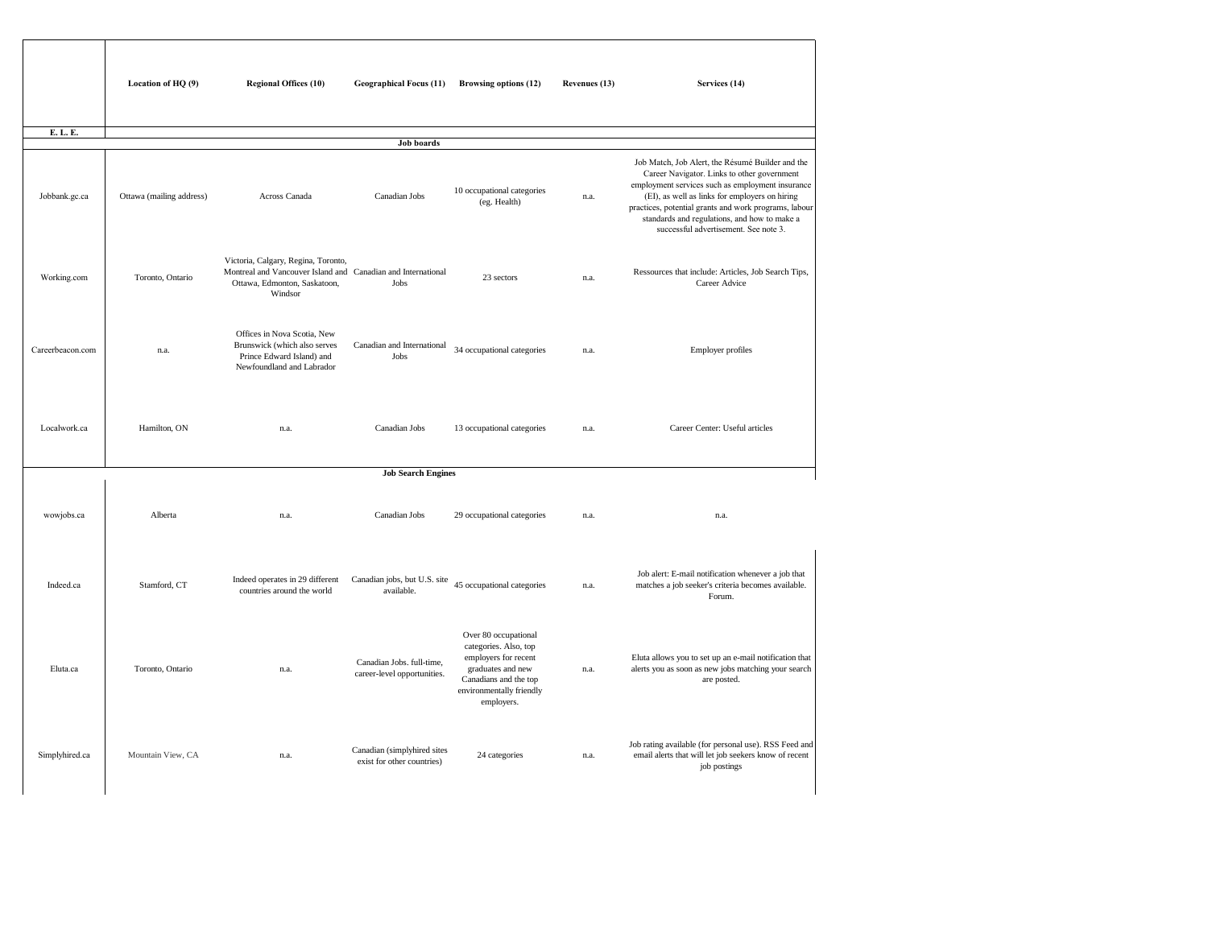| | Location of HQ (9) | Regional Offices (10) | Geographical Focus (11) | Browsing options (12) | Revenues (13) | Services (14) |
|---|---|---|---|---|---|---|
| E. L. E. | | | | | | |
| | | | Job boards | | | |
| Jobbank.gc.ca | Ottawa (mailing address) | Across Canada | Canadian Jobs | 10 occupational categories (eg. Health) | n.a. | Job Match, Job Alert, the Résumé Builder and the Career Navigator. Links to other government employment services such as employment insurance (EI), as well as links for employers on hiring practices, potential grants and work programs, labour standards and regulations, and how to make a successful advertisement. See note 3. |
| Working.com | Toronto, Ontario | Victoria, Calgary, Regina, Toronto, Montreal and Vancouver Island and Ottawa, Edmonton, Saskatoon, Windsor | Canadian and International Jobs | 23 sectors | n.a. | Ressources that include: Articles, Job Search Tips, Career Advice |
| Careerbeacon.com | n.a. | Offices in Nova Scotia, New Brunswick (which also serves Prince Edward Island) and Newfoundland and Labrador | Canadian and International Jobs | 34 occupational categories | n.a. | Employer profiles |
| Localwork.ca | Hamilton, ON | n.a. | Canadian Jobs | 13 occupational categories | n.a. | Career Center: Useful articles |
| | | | Job Search Engines | | | |
| wowjobs.ca | Alberta | n.a. | Canadian Jobs | 29 occupational categories | n.a. | n.a. |
| Indeed.ca | Stamford, CT | Indeed operates in 29 different countries around the world | Canadian jobs, but U.S. site available. | 45 occupational categories | n.a. | Job alert: E-mail notification whenever a job that matches a job seeker's criteria becomes available. Forum. |
| Eluta.ca | Toronto, Ontario | n.a. | Canadian Jobs. full-time, career-level opportunities. | Over 80 occupational categories. Also, top employers for recent graduates and new Canadians and the top environmentally friendly employers. | n.a. | Eluta allows you to set up an e-mail notification that alerts you as soon as new jobs matching your search are posted. |
| Simplyhired.ca | Mountain View, CA | n.a. | Canadian (simplyhired sites exist for other countries) | 24 categories | n.a. | Job rating available (for personal use). RSS Feed and email alerts that will let job seekers know of recent job postings |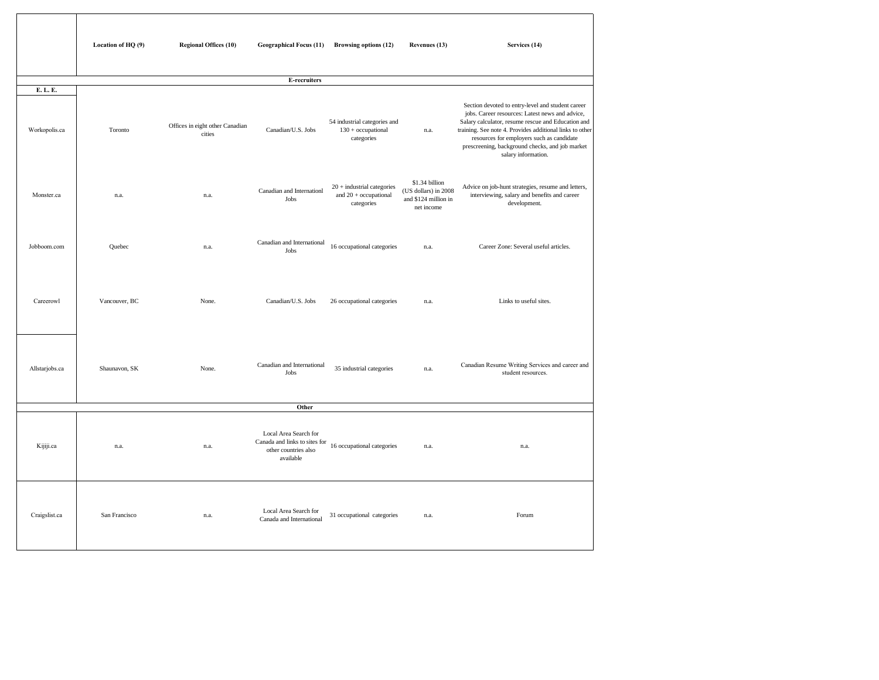| | Location of HQ (9) | Regional Offices (10) | Geographical Focus (11) | Browsing options (12) | Revenues (13) | Services (14) |
|---|---|---|---|---|---|---|
| **E-recruiters** | | | | | | |
| **E. L. E.** | | | | | | |
| Workopolis.ca | Toronto | Offices in eight other Canadian cities | Canadian/U.S. Jobs | 54 industrial categories and 130 + occupational categories | n.a. | Section devoted to entry-level and student career jobs. Career resources: Latest news and advice, Salary calculator, resume rescue and Education and training. See note 4. Provides additional links to other resources for employers such as candidate prescreening, background checks, and job market salary information. |
| Monster.ca | n.a. | n.a. | Canadian and Internationl Jobs | 20 + industrial categories and 20 + occupational categories | $1.34 billion (US dollars) in 2008 and $124 million in net income | Advice on job-hunt strategies, resume and letters, interviewing, salary and benefits and career development. |
| Jobboom.com | Quebec | n.a. | Canadian and International Jobs | 16 occupational categories | n.a. | Career Zone: Several useful articles. |
| Careerowl | Vancouver, BC | None. | Canadian/U.S. Jobs | 26 occupational categories | n.a. | Links to useful sites. |
| Allstarjobs.ca | Shaunavon, SK | None. | Canadian and International Jobs | 35 industrial categories | n.a. | Canadian Resume Writing Services and career and student resources. |
| **Other** | | | | | | |
| Kijiji.ca | n.a. | n.a. | Local Area Search for Canada and links to sites for other countries also available | 16 occupational categories | n.a. | n.a. |
| Craigslist.ca | San Francisco | n.a. | Local Area Search for Canada and International | 31 occupational categories | n.a. | Forum |